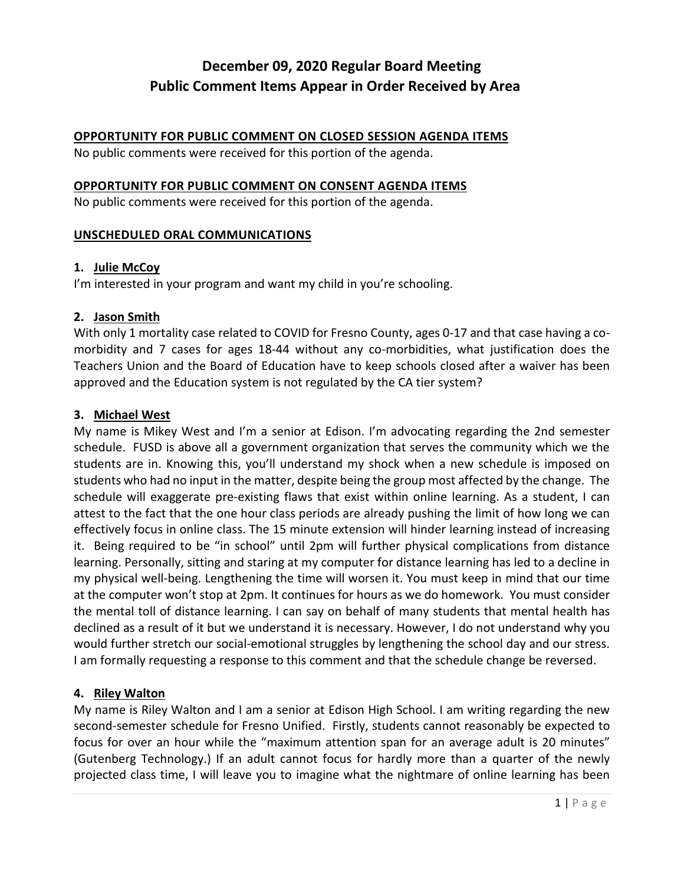# December 09, 2020 Regular Board Meeting
# Public Comment Items Appear in Order Received by Area

## OPPORTUNITY FOR PUBLIC COMMENT ON CLOSED SESSION AGENDA ITEMS

No public comments were received for this portion of the agenda.

## OPPORTUNITY FOR PUBLIC COMMENT ON CONSENT AGENDA ITEMS

No public comments were received for this portion of the agenda.

## UNSCHEDULED ORAL COMMUNICATIONS

### 1. Julie McCoy

I'm interested in your program and want my child in you're schooling.

### 2. Jason Smith

With only 1 mortality case related to COVID for Fresno County, ages 0-17 and that case having a co-morbidity and 7 cases for ages 18-44 without any co-morbidities, what justification does the Teachers Union and the Board of Education have to keep schools closed after a waiver has been approved and the Education system is not regulated by the CA tier system?

### 3. Michael West

My name is Mikey West and I'm a senior at Edison. I'm advocating regarding the 2nd semester schedule. FUSD is above all a government organization that serves the community which we the students are in. Knowing this, you'll understand my shock when a new schedule is imposed on students who had no input in the matter, despite being the group most affected by the change. The schedule will exaggerate pre-existing flaws that exist within online learning. As a student, I can attest to the fact that the one hour class periods are already pushing the limit of how long we can effectively focus in online class. The 15 minute extension will hinder learning instead of increasing it. Being required to be "in school" until 2pm will further physical complications from distance learning. Personally, sitting and staring at my computer for distance learning has led to a decline in my physical well-being. Lengthening the time will worsen it. You must keep in mind that our time at the computer won't stop at 2pm. It continues for hours as we do homework. You must consider the mental toll of distance learning. I can say on behalf of many students that mental health has declined as a result of it but we understand it is necessary. However, I do not understand why you would further stretch our social-emotional struggles by lengthening the school day and our stress. I am formally requesting a response to this comment and that the schedule change be reversed.

### 4. Riley Walton

My name is Riley Walton and I am a senior at Edison High School. I am writing regarding the new second-semester schedule for Fresno Unified. Firstly, students cannot reasonably be expected to focus for over an hour while the "maximum attention span for an average adult is 20 minutes" (Gutenberg Technology.) If an adult cannot focus for hardly more than a quarter of the newly projected class time, I will leave you to imagine what the nightmare of online learning has been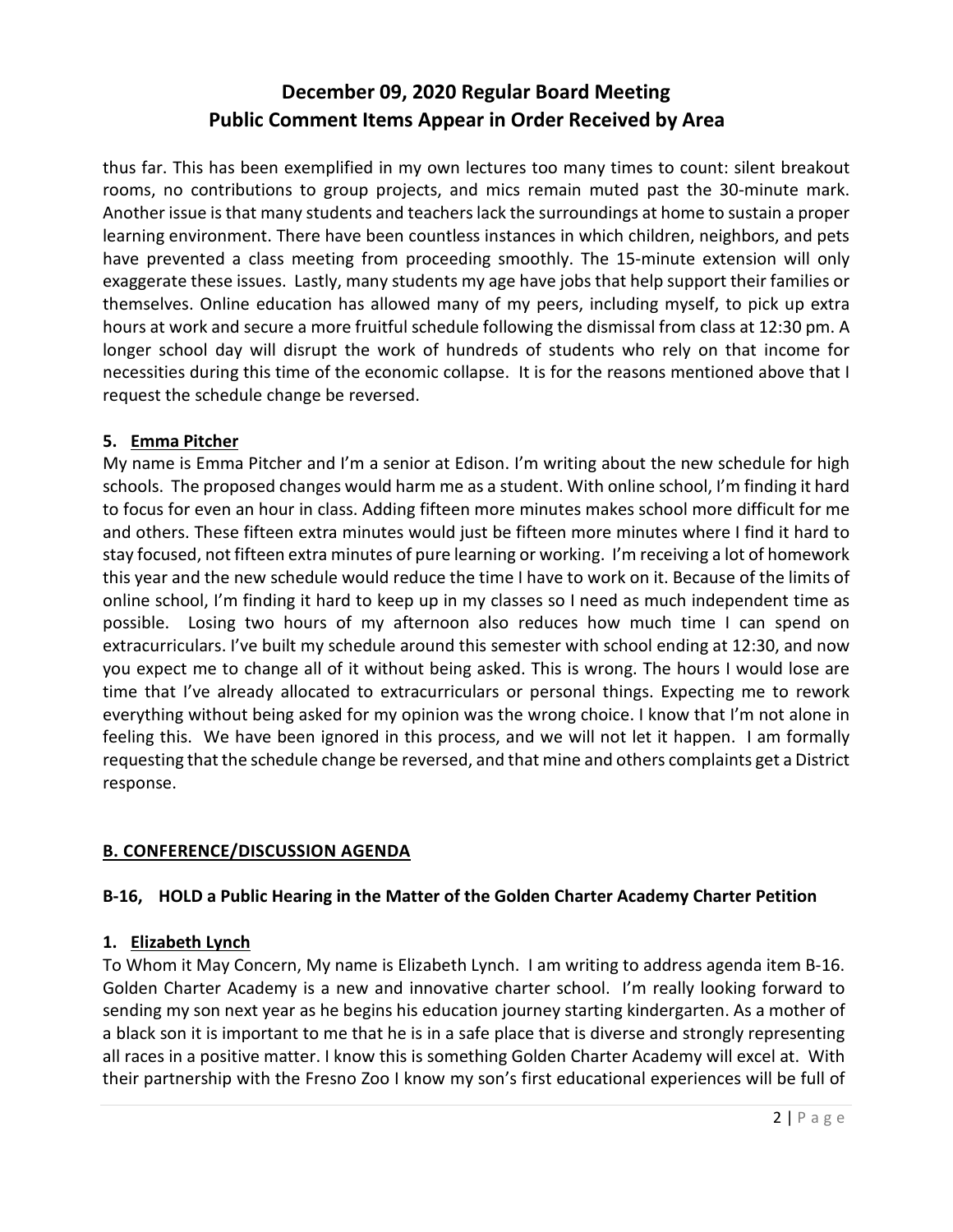thus far. This has been exemplified in my own lectures too many times to count: silent breakout rooms, no contributions to group projects, and mics remain muted past the 30-minute mark. Another issue is that many students and teachers lack the surroundings at home to sustain a proper learning environment. There have been countless instances in which children, neighbors, and pets have prevented a class meeting from proceeding smoothly. The 15-minute extension will only exaggerate these issues. Lastly, many students my age have jobs that help support their families or themselves. Online education has allowed many of my peers, including myself, to pick up extra hours at work and secure a more fruitful schedule following the dismissal from class at 12:30 pm. A longer school day will disrupt the work of hundreds of students who rely on that income for necessities during this time of the economic collapse. It is for the reasons mentioned above that I request the schedule change be reversed.

**5. <u>Emma Pitcher</u>**

My name is Emma Pitcher and I'm a senior at Edison. I'm writing about the new schedule for high schools. The proposed changes would harm me as a student. With online school, I'm finding it hard to focus for even an hour in class. Adding fifteen more minutes makes school more difficult for me and others. These fifteen extra minutes would just be fifteen more minutes where I find it hard to stay focused, not fifteen extra minutes of pure learning or working. I'm receiving a lot of homework this year and the new schedule would reduce the time I have to work on it. Because of the limits of online school, I'm finding it hard to keep up in my classes so I need as much independent time as possible. Losing two hours of my afternoon also reduces how much time I can spend on extracurriculars. I've built my schedule around this semester with school ending at 12:30, and now you expect me to change all of it without being asked. This is wrong. The hours I would lose are time that I've already allocated to extracurriculars or personal things. Expecting me to rework everything without being asked for my opinion was the wrong choice. I know that I'm not alone in feeling this. We have been ignored in this process, and we will not let it happen. I am formally requesting that the schedule change be reversed, and that mine and others complaints get a District response.

## <u>B. CONFERENCE/DISCUSSION AGENDA</u>

### B-16, HOLD a Public Hearing in the Matter of the Golden Charter Academy Charter Petition

**1. <u>Elizabeth Lynch</u>**

To Whom it May Concern, My name is Elizabeth Lynch. I am writing to address agenda item B-16. Golden Charter Academy is a new and innovative charter school. I'm really looking forward to sending my son next year as he begins his education journey starting kindergarten. As a mother of a black son it is important to me that he is in a safe place that is diverse and strongly representing all races in a positive matter. I know this is something Golden Charter Academy will excel at. With their partnership with the Fresno Zoo I know my son's first educational experiences will be full of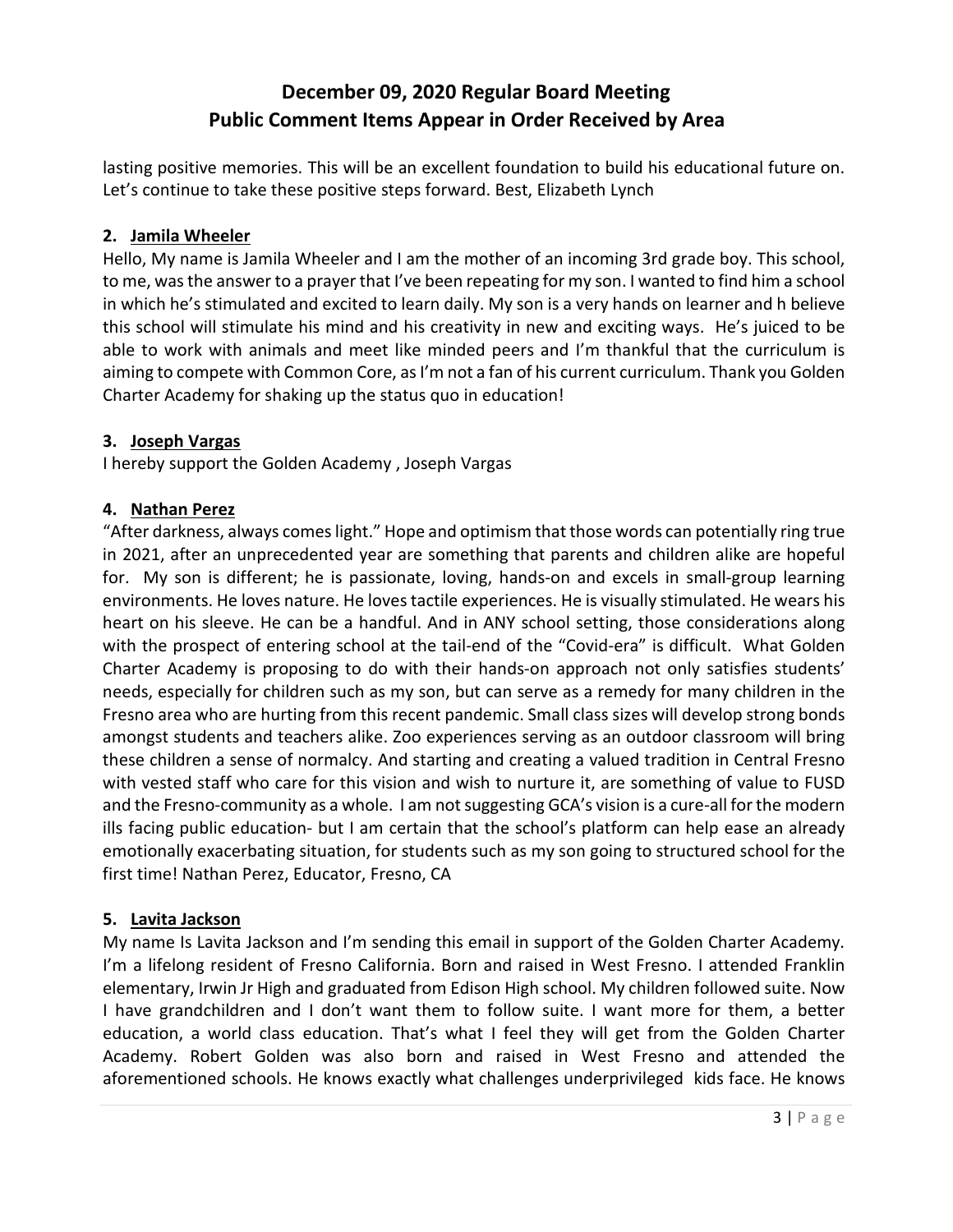lasting positive memories. This will be an excellent foundation to build his educational future on. Let's continue to take these positive steps forward. Best, Elizabeth Lynch

**2. Jamila Wheeler**

Hello, My name is Jamila Wheeler and I am the mother of an incoming 3rd grade boy. This school, to me, was the answer to a prayer that I've been repeating for my son. I wanted to find him a school in which he's stimulated and excited to learn daily. My son is a very hands on learner and h believe this school will stimulate his mind and his creativity in new and exciting ways. He's juiced to be able to work with animals and meet like minded peers and I'm thankful that the curriculum is aiming to compete with Common Core, as I'm not a fan of his current curriculum. Thank you Golden Charter Academy for shaking up the status quo in education!

**3. Joseph Vargas**

I hereby support the Golden Academy , Joseph Vargas

**4. Nathan Perez**

"After darkness, always comes light." Hope and optimism that those words can potentially ring true in 2021, after an unprecedented year are something that parents and children alike are hopeful for. My son is different; he is passionate, loving, hands-on and excels in small-group learning environments. He loves nature. He loves tactile experiences. He is visually stimulated. He wears his heart on his sleeve. He can be a handful. And in ANY school setting, those considerations along with the prospect of entering school at the tail-end of the "Covid-era" is difficult. What Golden Charter Academy is proposing to do with their hands-on approach not only satisfies students' needs, especially for children such as my son, but can serve as a remedy for many children in the Fresno area who are hurting from this recent pandemic. Small class sizes will develop strong bonds amongst students and teachers alike. Zoo experiences serving as an outdoor classroom will bring these children a sense of normalcy. And starting and creating a valued tradition in Central Fresno with vested staff who care for this vision and wish to nurture it, are something of value to FUSD and the Fresno-community as a whole. I am not suggesting GCA's vision is a cure-all for the modern ills facing public education- but I am certain that the school's platform can help ease an already emotionally exacerbating situation, for students such as my son going to structured school for the first time! Nathan Perez, Educator, Fresno, CA

**5. Lavita Jackson**

My name Is Lavita Jackson and I'm sending this email in support of the Golden Charter Academy. I'm a lifelong resident of Fresno California. Born and raised in West Fresno. I attended Franklin elementary, Irwin Jr High and graduated from Edison High school. My children followed suite. Now I have grandchildren and I don't want them to follow suite. I want more for them, a better education, a world class education. That's what I feel they will get from the Golden Charter Academy. Robert Golden was also born and raised in West Fresno and attended the aforementioned schools. He knows exactly what challenges underprivileged kids face. He knows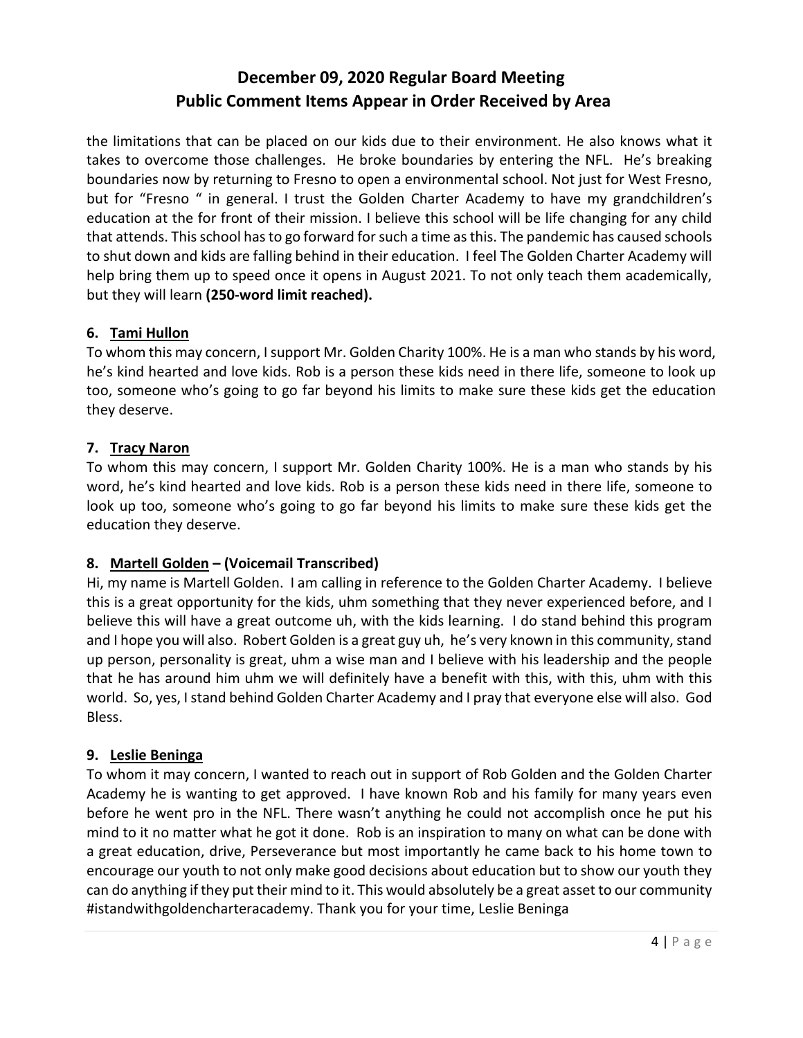the limitations that can be placed on our kids due to their environment. He also knows what it takes to overcome those challenges. He broke boundaries by entering the NFL. He's breaking boundaries now by returning to Fresno to open a environmental school. Not just for West Fresno, but for "Fresno " in general. I trust the Golden Charter Academy to have my grandchildren's education at the for front of their mission. I believe this school will be life changing for any child that attends. This school has to go forward for such a time as this. The pandemic has caused schools to shut down and kids are falling behind in their education. I feel The Golden Charter Academy will help bring them up to speed once it opens in August 2021. To not only teach them academically, but they will learn **(250-word limit reached).**

**6. Tami Hullon**

To whom this may concern, I support Mr. Golden Charity 100%. He is a man who stands by his word, he's kind hearted and love kids. Rob is a person these kids need in there life, someone to look up too, someone who's going to go far beyond his limits to make sure these kids get the education they deserve.

**7. Tracy Naron**

To whom this may concern, I support Mr. Golden Charity 100%. He is a man who stands by his word, he's kind hearted and love kids. Rob is a person these kids need in there life, someone to look up too, someone who's going to go far beyond his limits to make sure these kids get the education they deserve.

**8. Martell Golden – (Voicemail Transcribed)**

Hi, my name is Martell Golden. I am calling in reference to the Golden Charter Academy. I believe this is a great opportunity for the kids, uhm something that they never experienced before, and I believe this will have a great outcome uh, with the kids learning. I do stand behind this program and I hope you will also. Robert Golden is a great guy uh, he's very known in this community, stand up person, personality is great, uhm a wise man and I believe with his leadership and the people that he has around him uhm we will definitely have a benefit with this, with this, uhm with this world. So, yes, I stand behind Golden Charter Academy and I pray that everyone else will also. God Bless.

**9. Leslie Beninga**

To whom it may concern, I wanted to reach out in support of Rob Golden and the Golden Charter Academy he is wanting to get approved. I have known Rob and his family for many years even before he went pro in the NFL. There wasn't anything he could not accomplish once he put his mind to it no matter what he got it done. Rob is an inspiration to many on what can be done with a great education, drive, Perseverance but most importantly he came back to his home town to encourage our youth to not only make good decisions about education but to show our youth they can do anything if they put their mind to it. This would absolutely be a great asset to our community #istandwithgoldencharteracademy. Thank you for your time, Leslie Beninga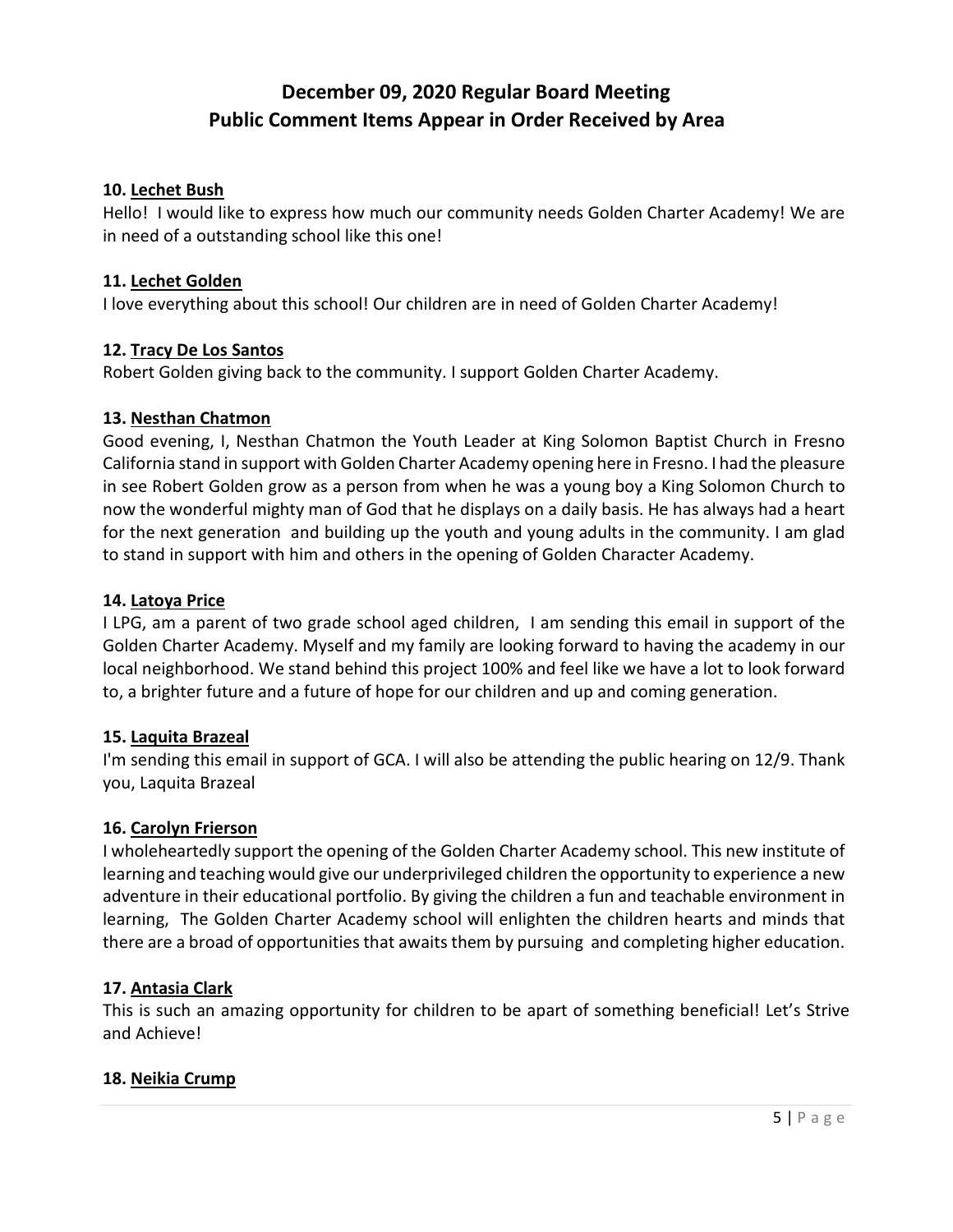# December 09, 2020 Regular Board Meeting
# Public Comment Items Appear in Order Received by Area

**10. Lechet Bush**
Hello! I would like to express how much our community needs Golden Charter Academy! We are in need of a outstanding school like this one!

**11. Lechet Golden**
I love everything about this school! Our children are in need of Golden Charter Academy!

**12. Tracy De Los Santos**
Robert Golden giving back to the community. I support Golden Charter Academy.

**13. Nesthan Chatmon**
Good evening, I, Nesthan Chatmon the Youth Leader at King Solomon Baptist Church in Fresno California stand in support with Golden Charter Academy opening here in Fresno. I had the pleasure in see Robert Golden grow as a person from when he was a young boy a King Solomon Church to now the wonderful mighty man of God that he displays on a daily basis. He has always had a heart for the next generation and building up the youth and young adults in the community. I am glad to stand in support with him and others in the opening of Golden Character Academy.

**14. Latoya Price**
I LPG, am a parent of two grade school aged children, I am sending this email in support of the Golden Charter Academy. Myself and my family are looking forward to having the academy in our local neighborhood. We stand behind this project 100% and feel like we have a lot to look forward to, a brighter future and a future of hope for our children and up and coming generation.

**15. Laquita Brazeal**
I'm sending this email in support of GCA. I will also be attending the public hearing on 12/9. Thank you, Laquita Brazeal

**16. Carolyn Frierson**
I wholeheartedly support the opening of the Golden Charter Academy school. This new institute of learning and teaching would give our underprivileged children the opportunity to experience a new adventure in their educational portfolio. By giving the children a fun and teachable environment in learning, The Golden Charter Academy school will enlighten the children hearts and minds that there are a broad of opportunities that awaits them by pursuing and completing higher education.

**17. Antasia Clark**
This is such an amazing opportunity for children to be apart of something beneficial! Let's Strive and Achieve!

**18. Neikia Crump**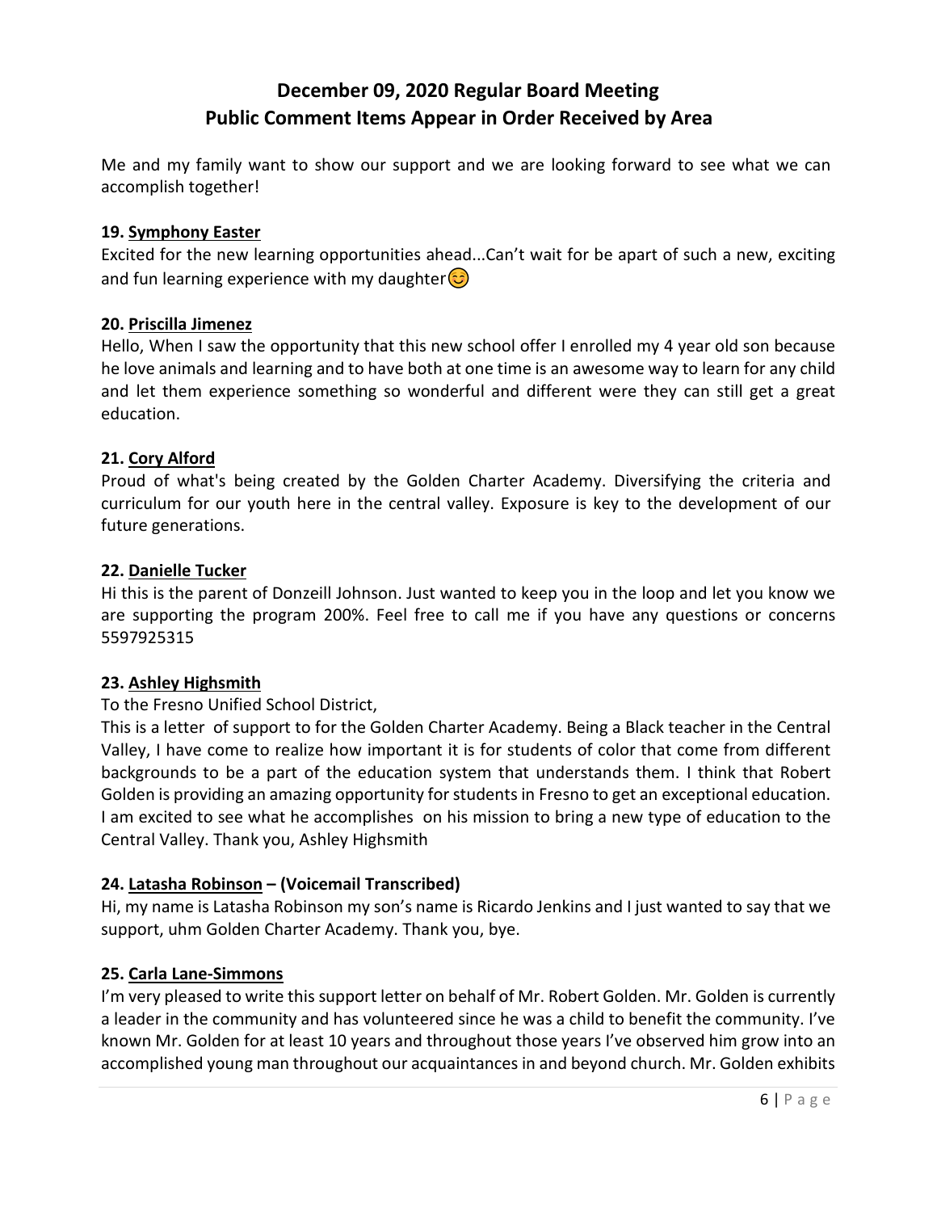# December 09, 2020 Regular Board Meeting
# Public Comment Items Appear in Order Received by Area

Me and my family want to show our support and we are looking forward to see what we can accomplish together!

**19. Symphony Easter**

Excited for the new learning opportunities ahead...Can't wait for be apart of such a new, exciting and fun learning experience with my daughter😊

**20. Priscilla Jimenez**

Hello, When I saw the opportunity that this new school offer I enrolled my 4 year old son because he love animals and learning and to have both at one time is an awesome way to learn for any child and let them experience something so wonderful and different were they can still get a great education.

**21. Cory Alford**

Proud of what's being created by the Golden Charter Academy. Diversifying the criteria and curriculum for our youth here in the central valley. Exposure is key to the development of our future generations.

**22. Danielle Tucker**

Hi this is the parent of Donzeill Johnson. Just wanted to keep you in the loop and let you know we are supporting the program 200%. Feel free to call me if you have any questions or concerns 5597925315

**23. Ashley Highsmith**

To the Fresno Unified School District,

This is a letter of support to for the Golden Charter Academy. Being a Black teacher in the Central Valley, I have come to realize how important it is for students of color that come from different backgrounds to be a part of the education system that understands them. I think that Robert Golden is providing an amazing opportunity for students in Fresno to get an exceptional education. I am excited to see what he accomplishes on his mission to bring a new type of education to the Central Valley. Thank you, Ashley Highsmith

**24. Latasha Robinson – (Voicemail Transcribed)**

Hi, my name is Latasha Robinson my son's name is Ricardo Jenkins and I just wanted to say that we support, uhm Golden Charter Academy. Thank you, bye.

**25. Carla Lane-Simmons**

I'm very pleased to write this support letter on behalf of Mr. Robert Golden. Mr. Golden is currently a leader in the community and has volunteered since he was a child to benefit the community. I've known Mr. Golden for at least 10 years and throughout those years I've observed him grow into an accomplished young man throughout our acquaintances in and beyond church. Mr. Golden exhibits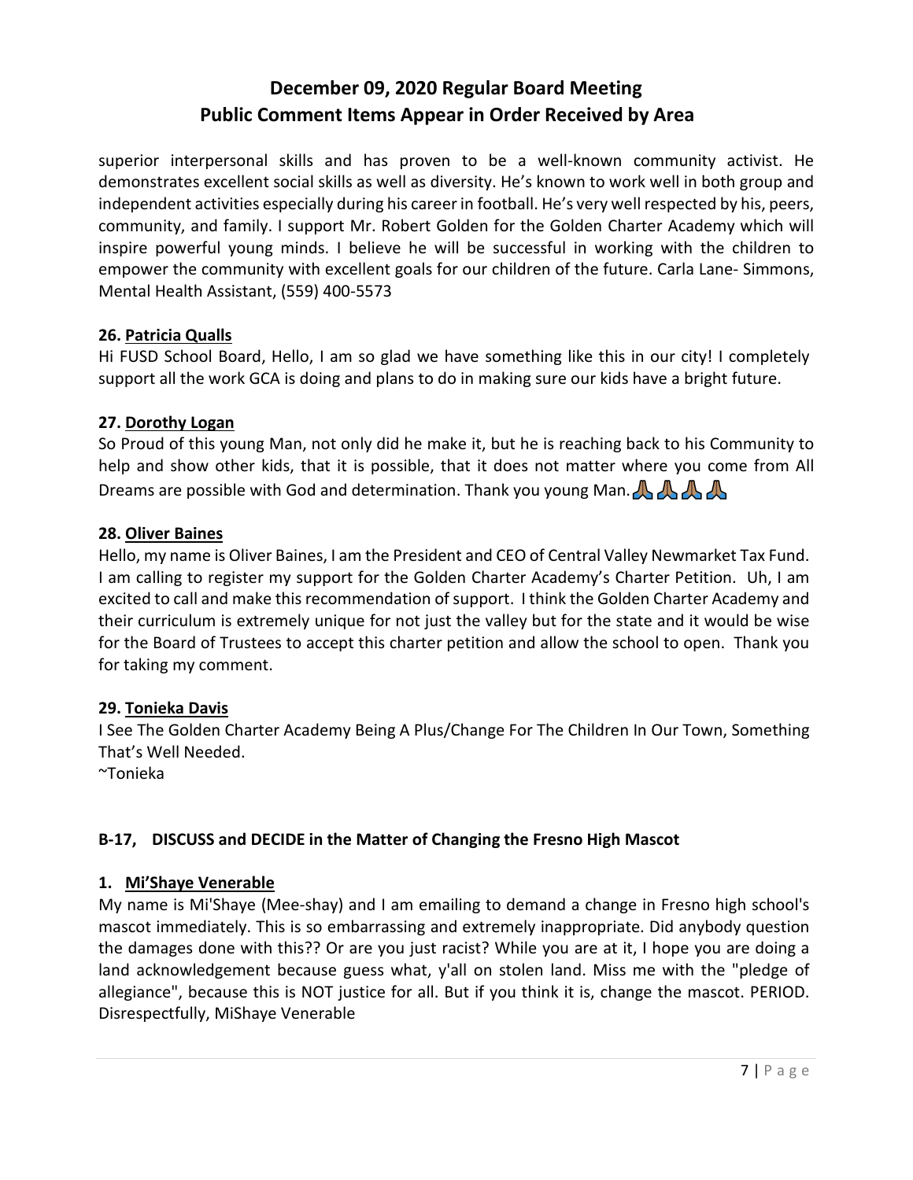superior interpersonal skills and has proven to be a well-known community activist. He demonstrates excellent social skills as well as diversity. He's known to work well in both group and independent activities especially during his career in football. He's very well respected by his, peers, community, and family. I support Mr. Robert Golden for the Golden Charter Academy which will inspire powerful young minds. I believe he will be successful in working with the children to empower the community with excellent goals for our children of the future. Carla Lane- Simmons, Mental Health Assistant, (559) 400-5573

**26. Patricia Qualls**

Hi FUSD School Board, Hello, I am so glad we have something like this in our city! I completely support all the work GCA is doing and plans to do in making sure our kids have a bright future.

**27. Dorothy Logan**

So Proud of this young Man, not only did he make it, but he is reaching back to his Community to help and show other kids, that it is possible, that it does not matter where you come from All Dreams are possible with God and determination. Thank you young Man.🙏🏽🙏🏽🙏🏽🙏🏽

**28. Oliver Baines**

Hello, my name is Oliver Baines, I am the President and CEO of Central Valley Newmarket Tax Fund. I am calling to register my support for the Golden Charter Academy's Charter Petition. Uh, I am excited to call and make this recommendation of support. I think the Golden Charter Academy and their curriculum is extremely unique for not just the valley but for the state and it would be wise for the Board of Trustees to accept this charter petition and allow the school to open. Thank you for taking my comment.

**29. Tonieka Davis**

I See The Golden Charter Academy Being A Plus/Change For The Children In Our Town, Something That's Well Needed.
~Tonieka

## B-17, DISCUSS and DECIDE in the Matter of Changing the Fresno High Mascot

**1. Mi'Shaye Venerable**

My name is Mi'Shaye (Mee-shay) and I am emailing to demand a change in Fresno high school's mascot immediately. This is so embarrassing and extremely inappropriate. Did anybody question the damages done with this?? Or are you just racist? While you are at it, I hope you are doing a land acknowledgement because guess what, y'all on stolen land. Miss me with the "pledge of allegiance", because this is NOT justice for all. But if you think it is, change the mascot. PERIOD. Disrespectfully, MiShaye Venerable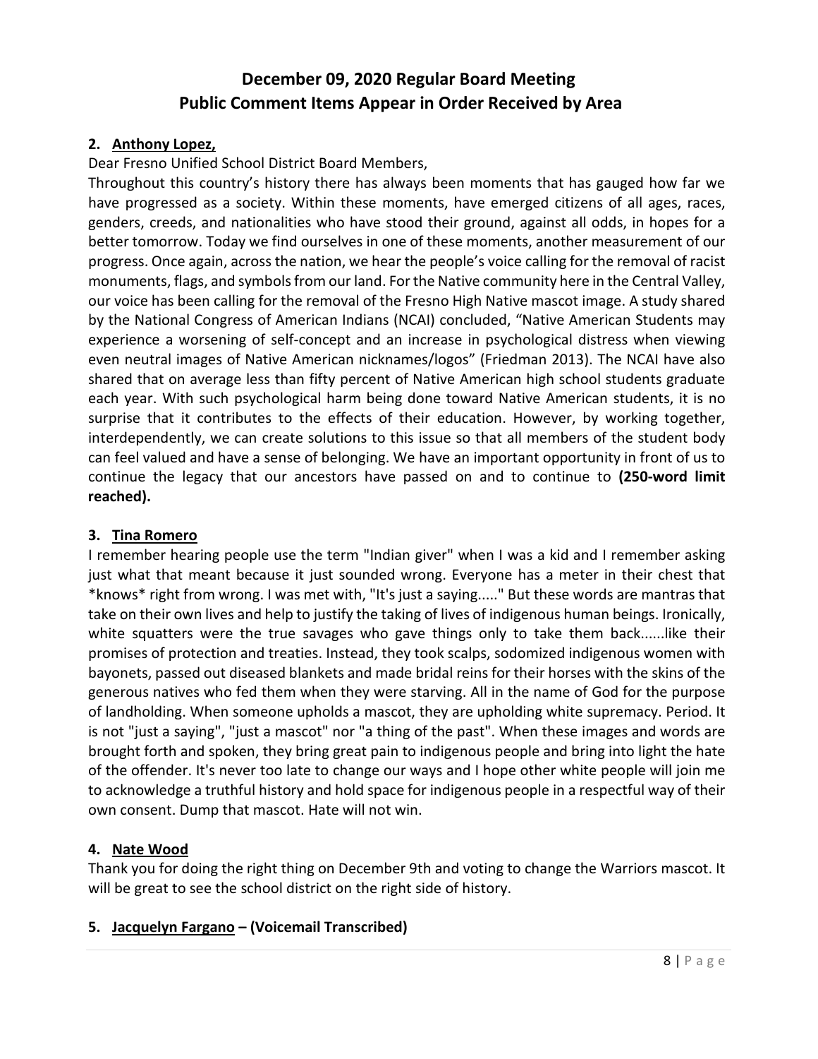# December 09, 2020 Regular Board Meeting
# Public Comment Items Appear in Order Received by Area

**2. Anthony Lopez,**

Dear Fresno Unified School District Board Members,

Throughout this country's history there has always been moments that has gauged how far we have progressed as a society. Within these moments, have emerged citizens of all ages, races, genders, creeds, and nationalities who have stood their ground, against all odds, in hopes for a better tomorrow. Today we find ourselves in one of these moments, another measurement of our progress. Once again, across the nation, we hear the people's voice calling for the removal of racist monuments, flags, and symbols from our land. For the Native community here in the Central Valley, our voice has been calling for the removal of the Fresno High Native mascot image. A study shared by the National Congress of American Indians (NCAI) concluded, "Native American Students may experience a worsening of self-concept and an increase in psychological distress when viewing even neutral images of Native American nicknames/logos" (Friedman 2013). The NCAI have also shared that on average less than fifty percent of Native American high school students graduate each year. With such psychological harm being done toward Native American students, it is no surprise that it contributes to the effects of their education. However, by working together, interdependently, we can create solutions to this issue so that all members of the student body can feel valued and have a sense of belonging. We have an important opportunity in front of us to continue the legacy that our ancestors have passed on and to continue to **(250-word limit reached).**

**3. Tina Romero**

I remember hearing people use the term "Indian giver" when I was a kid and I remember asking just what that meant because it just sounded wrong. Everyone has a meter in their chest that *knows* right from wrong. I was met with, "It's just a saying....." But these words are mantras that take on their own lives and help to justify the taking of lives of indigenous human beings. Ironically, white squatters were the true savages who gave things only to take them back......like their promises of protection and treaties. Instead, they took scalps, sodomized indigenous women with bayonets, passed out diseased blankets and made bridal reins for their horses with the skins of the generous natives who fed them when they were starving. All in the name of God for the purpose of landholding. When someone upholds a mascot, they are upholding white supremacy. Period. It is not "just a saying", "just a mascot" nor "a thing of the past". When these images and words are brought forth and spoken, they bring great pain to indigenous people and bring into light the hate of the offender. It's never too late to change our ways and I hope other white people will join me to acknowledge a truthful history and hold space for indigenous people in a respectful way of their own consent. Dump that mascot. Hate will not win.

**4. Nate Wood**

Thank you for doing the right thing on December 9th and voting to change the Warriors mascot. It will be great to see the school district on the right side of history.

**5. Jacquelyn Fargano – (Voicemail Transcribed)**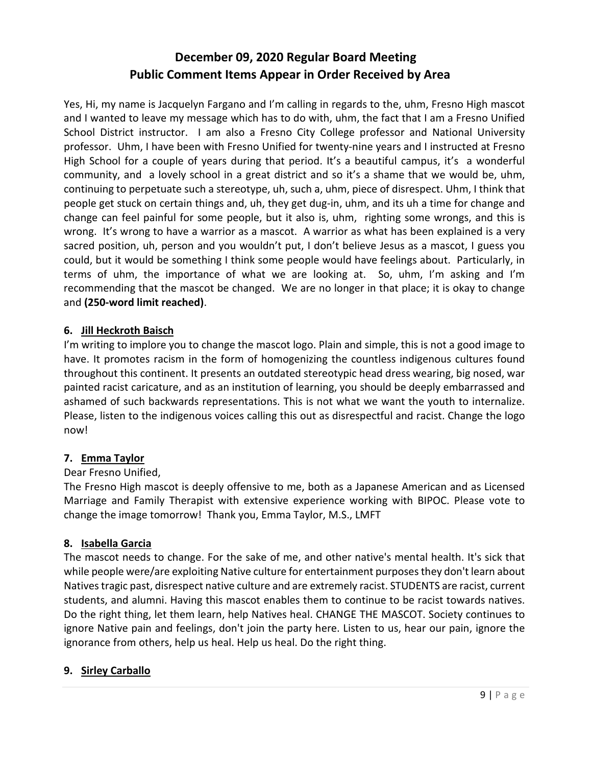# December 09, 2020 Regular Board Meeting
## Public Comment Items Appear in Order Received by Area

Yes, Hi, my name is Jacquelyn Fargano and I'm calling in regards to the, uhm, Fresno High mascot and I wanted to leave my message which has to do with, uhm, the fact that I am a Fresno Unified School District instructor. I am also a Fresno City College professor and National University professor. Uhm, I have been with Fresno Unified for twenty-nine years and I instructed at Fresno High School for a couple of years during that period. It's a beautiful campus, it's a wonderful community, and a lovely school in a great district and so it's a shame that we would be, uhm, continuing to perpetuate such a stereotype, uh, such a, uhm, piece of disrespect. Uhm, I think that people get stuck on certain things and, uh, they get dug-in, uhm, and its uh a time for change and change can feel painful for some people, but it also is, uhm, righting some wrongs, and this is wrong. It's wrong to have a warrior as a mascot. A warrior as what has been explained is a very sacred position, uh, person and you wouldn't put, I don't believe Jesus as a mascot, I guess you could, but it would be something I think some people would have feelings about. Particularly, in terms of uhm, the importance of what we are looking at. So, uhm, I'm asking and I'm recommending that the mascot be changed. We are no longer in that place; it is okay to change and **(250-word limit reached)**.

6. **Jill Heckroth Baisch**

I'm writing to implore you to change the mascot logo. Plain and simple, this is not a good image to have. It promotes racism in the form of homogenizing the countless indigenous cultures found throughout this continent. It presents an outdated stereotypic head dress wearing, big nosed, war painted racist caricature, and as an institution of learning, you should be deeply embarrassed and ashamed of such backwards representations. This is not what we want the youth to internalize. Please, listen to the indigenous voices calling this out as disrespectful and racist. Change the logo now!

7. **Emma Taylor**

Dear Fresno Unified,
The Fresno High mascot is deeply offensive to me, both as a Japanese American and as Licensed Marriage and Family Therapist with extensive experience working with BIPOC. Please vote to change the image tomorrow! Thank you, Emma Taylor, M.S., LMFT

8. **Isabella Garcia**

The mascot needs to change. For the sake of me, and other native's mental health. It's sick that while people were/are exploiting Native culture for entertainment purposes they don't learn about Natives tragic past, disrespect native culture and are extremely racist. STUDENTS are racist, current students, and alumni. Having this mascot enables them to continue to be racist towards natives. Do the right thing, let them learn, help Natives heal. CHANGE THE MASCOT. Society continues to ignore Native pain and feelings, don't join the party here. Listen to us, hear our pain, ignore the ignorance from others, help us heal. Help us heal. Do the right thing.

9. **Sirley Carballo**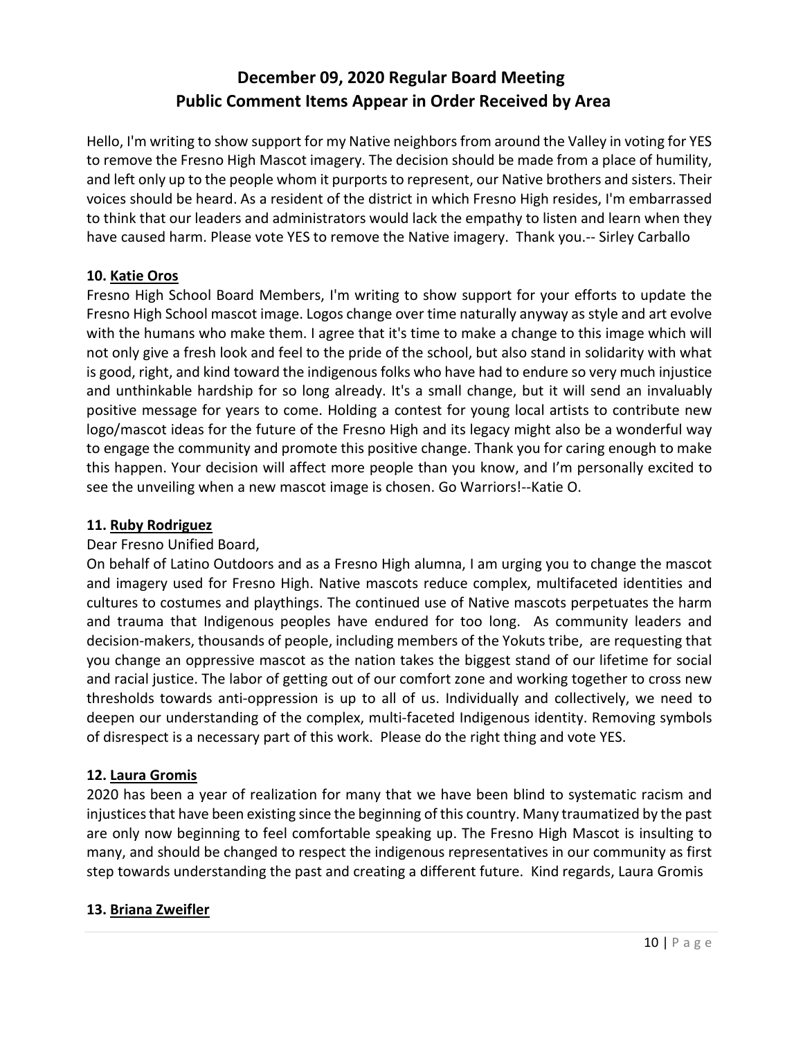# December 09, 2020 Regular Board Meeting
# Public Comment Items Appear in Order Received by Area

Hello, I'm writing to show support for my Native neighbors from around the Valley in voting for YES to remove the Fresno High Mascot imagery. The decision should be made from a place of humility, and left only up to the people whom it purports to represent, our Native brothers and sisters. Their voices should be heard. As a resident of the district in which Fresno High resides, I'm embarrassed to think that our leaders and administrators would lack the empathy to listen and learn when they have caused harm. Please vote YES to remove the Native imagery. Thank you.-- Sirley Carballo

### 10. Katie Oros

Fresno High School Board Members, I'm writing to show support for your efforts to update the Fresno High School mascot image. Logos change over time naturally anyway as style and art evolve with the humans who make them. I agree that it's time to make a change to this image which will not only give a fresh look and feel to the pride of the school, but also stand in solidarity with what is good, right, and kind toward the indigenous folks who have had to endure so very much injustice and unthinkable hardship for so long already. It's a small change, but it will send an invaluably positive message for years to come. Holding a contest for young local artists to contribute new logo/mascot ideas for the future of the Fresno High and its legacy might also be a wonderful way to engage the community and promote this positive change. Thank you for caring enough to make this happen. Your decision will affect more people than you know, and I'm personally excited to see the unveiling when a new mascot image is chosen. Go Warriors!--Katie O.

### 11. Ruby Rodriguez

Dear Fresno Unified Board,

On behalf of Latino Outdoors and as a Fresno High alumna, I am urging you to change the mascot and imagery used for Fresno High. Native mascots reduce complex, multifaceted identities and cultures to costumes and playthings. The continued use of Native mascots perpetuates the harm and trauma that Indigenous peoples have endured for too long. As community leaders and decision-makers, thousands of people, including members of the Yokuts tribe, are requesting that you change an oppressive mascot as the nation takes the biggest stand of our lifetime for social and racial justice. The labor of getting out of our comfort zone and working together to cross new thresholds towards anti-oppression is up to all of us. Individually and collectively, we need to deepen our understanding of the complex, multi-faceted Indigenous identity. Removing symbols of disrespect is a necessary part of this work. Please do the right thing and vote YES.

### 12. Laura Gromis

2020 has been a year of realization for many that we have been blind to systematic racism and injustices that have been existing since the beginning of this country. Many traumatized by the past are only now beginning to feel comfortable speaking up. The Fresno High Mascot is insulting to many, and should be changed to respect the indigenous representatives in our community as first step towards understanding the past and creating a different future. Kind regards, Laura Gromis

### 13. Briana Zweifler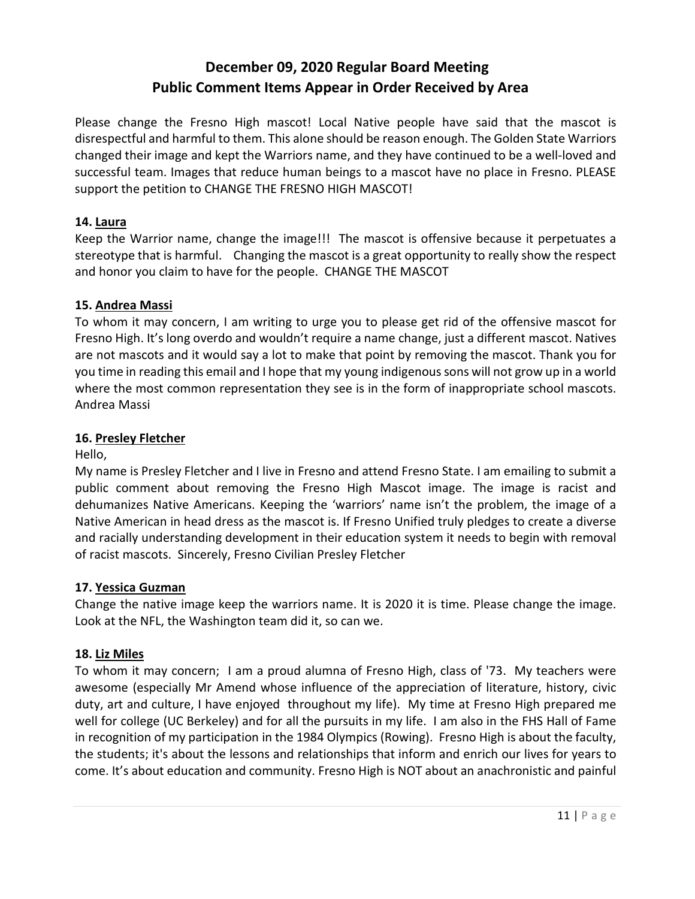# December 09, 2020 Regular Board Meeting
## Public Comment Items Appear in Order Received by Area

Please change the Fresno High mascot! Local Native people have said that the mascot is disrespectful and harmful to them. This alone should be reason enough. The Golden State Warriors changed their image and kept the Warriors name, and they have continued to be a well-loved and successful team. Images that reduce human beings to a mascot have no place in Fresno. PLEASE support the petition to CHANGE THE FRESNO HIGH MASCOT!

**14. Laura**

Keep the Warrior name, change the image!!! The mascot is offensive because it perpetuates a stereotype that is harmful. Changing the mascot is a great opportunity to really show the respect and honor you claim to have for the people. CHANGE THE MASCOT

**15. Andrea Massi**

To whom it may concern, I am writing to urge you to please get rid of the offensive mascot for Fresno High. It's long overdo and wouldn't require a name change, just a different mascot. Natives are not mascots and it would say a lot to make that point by removing the mascot. Thank you for you time in reading this email and I hope that my young indigenous sons will not grow up in a world where the most common representation they see is in the form of inappropriate school mascots. Andrea Massi

**16. Presley Fletcher**

Hello,

My name is Presley Fletcher and I live in Fresno and attend Fresno State. I am emailing to submit a public comment about removing the Fresno High Mascot image. The image is racist and dehumanizes Native Americans. Keeping the 'warriors' name isn't the problem, the image of a Native American in head dress as the mascot is. If Fresno Unified truly pledges to create a diverse and racially understanding development in their education system it needs to begin with removal of racist mascots. Sincerely, Fresno Civilian Presley Fletcher

**17. Yessica Guzman**

Change the native image keep the warriors name. It is 2020 it is time. Please change the image. Look at the NFL, the Washington team did it, so can we.

**18. Liz Miles**

To whom it may concern; I am a proud alumna of Fresno High, class of '73. My teachers were awesome (especially Mr Amend whose influence of the appreciation of literature, history, civic duty, art and culture, I have enjoyed throughout my life). My time at Fresno High prepared me well for college (UC Berkeley) and for all the pursuits in my life. I am also in the FHS Hall of Fame in recognition of my participation in the 1984 Olympics (Rowing). Fresno High is about the faculty, the students; it's about the lessons and relationships that inform and enrich our lives for years to come. It's about education and community. Fresno High is NOT about an anachronistic and painful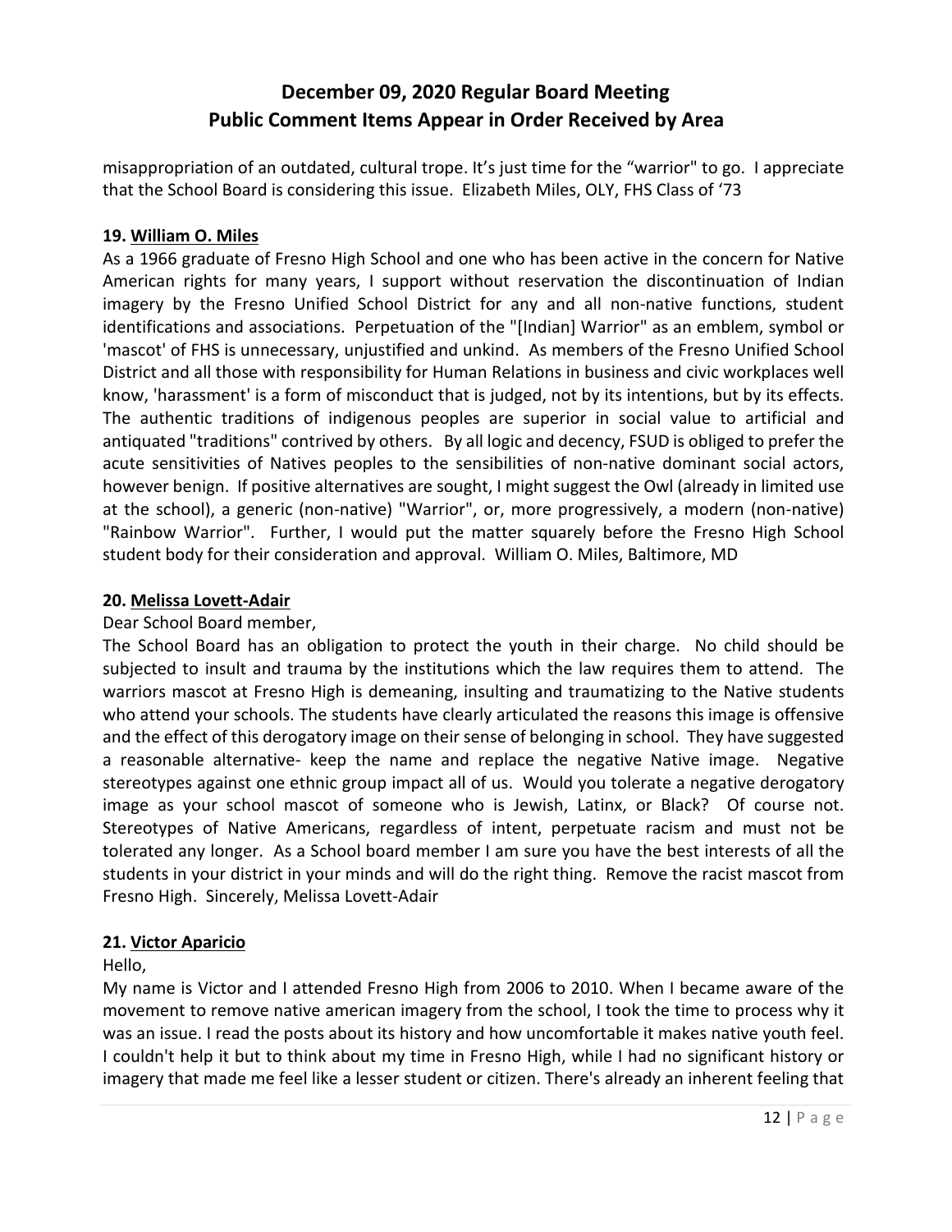misappropriation of an outdated, cultural trope. It's just time for the "warrior" to go. I appreciate that the School Board is considering this issue. Elizabeth Miles, OLY, FHS Class of '73

**19. William O. Miles**

As a 1966 graduate of Fresno High School and one who has been active in the concern for Native American rights for many years, I support without reservation the discontinuation of Indian imagery by the Fresno Unified School District for any and all non-native functions, student identifications and associations. Perpetuation of the "[Indian] Warrior" as an emblem, symbol or 'mascot' of FHS is unnecessary, unjustified and unkind. As members of the Fresno Unified School District and all those with responsibility for Human Relations in business and civic workplaces well know, 'harassment' is a form of misconduct that is judged, not by its intentions, but by its effects. The authentic traditions of indigenous peoples are superior in social value to artificial and antiquated "traditions" contrived by others. By all logic and decency, FSUD is obliged to prefer the acute sensitivities of Natives peoples to the sensibilities of non-native dominant social actors, however benign. If positive alternatives are sought, I might suggest the Owl (already in limited use at the school), a generic (non-native) "Warrior", or, more progressively, a modern (non-native) "Rainbow Warrior". Further, I would put the matter squarely before the Fresno High School student body for their consideration and approval. William O. Miles, Baltimore, MD

**20. Melissa Lovett-Adair**

Dear School Board member,

The School Board has an obligation to protect the youth in their charge. No child should be subjected to insult and trauma by the institutions which the law requires them to attend. The warriors mascot at Fresno High is demeaning, insulting and traumatizing to the Native students who attend your schools. The students have clearly articulated the reasons this image is offensive and the effect of this derogatory image on their sense of belonging in school. They have suggested a reasonable alternative- keep the name and replace the negative Native image. Negative stereotypes against one ethnic group impact all of us. Would you tolerate a negative derogatory image as your school mascot of someone who is Jewish, Latinx, or Black? Of course not. Stereotypes of Native Americans, regardless of intent, perpetuate racism and must not be tolerated any longer. As a School board member I am sure you have the best interests of all the students in your district in your minds and will do the right thing. Remove the racist mascot from Fresno High. Sincerely, Melissa Lovett-Adair

**21. Victor Aparicio**

Hello,

My name is Victor and I attended Fresno High from 2006 to 2010. When I became aware of the movement to remove native american imagery from the school, I took the time to process why it was an issue. I read the posts about its history and how uncomfortable it makes native youth feel. I couldn't help it but to think about my time in Fresno High, while I had no significant history or imagery that made me feel like a lesser student or citizen. There's already an inherent feeling that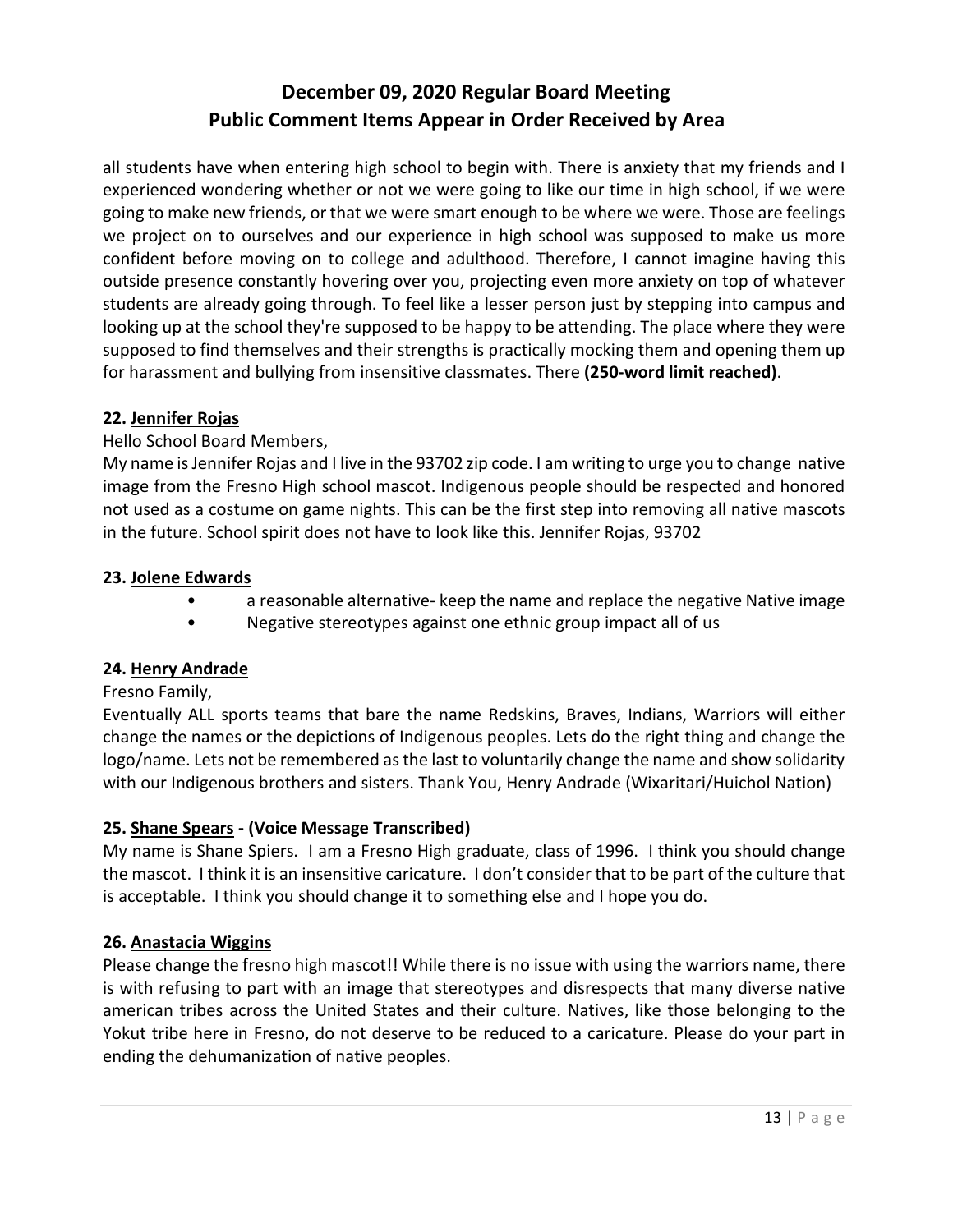all students have when entering high school to begin with. There is anxiety that my friends and I experienced wondering whether or not we were going to like our time in high school, if we were going to make new friends, or that we were smart enough to be where we were. Those are feelings we project on to ourselves and our experience in high school was supposed to make us more confident before moving on to college and adulthood. Therefore, I cannot imagine having this outside presence constantly hovering over you, projecting even more anxiety on top of whatever students are already going through. To feel like a lesser person just by stepping into campus and looking up at the school they're supposed to be happy to be attending. The place where they were supposed to find themselves and their strengths is practically mocking them and opening them up for harassment and bullying from insensitive classmates. There **(250-word limit reached)**.

**22. Jennifer Rojas**

Hello School Board Members,

My name is Jennifer Rojas and I live in the 93702 zip code. I am writing to urge you to change native image from the Fresno High school mascot. Indigenous people should be respected and honored not used as a costume on game nights. This can be the first step into removing all native mascots in the future. School spirit does not have to look like this. Jennifer Rojas, 93702

**23. Jolene Edwards**

- a reasonable alternative- keep the name and replace the negative Native image
- Negative stereotypes against one ethnic group impact all of us

**24. Henry Andrade**

Fresno Family,

Eventually ALL sports teams that bare the name Redskins, Braves, Indians, Warriors will either change the names or the depictions of Indigenous peoples. Lets do the right thing and change the logo/name. Lets not be remembered as the last to voluntarily change the name and show solidarity with our Indigenous brothers and sisters. Thank You, Henry Andrade (Wixaritari/Huichol Nation)

**25. Shane Spears - (Voice Message Transcribed)**

My name is Shane Spiers. I am a Fresno High graduate, class of 1996. I think you should change the mascot. I think it is an insensitive caricature. I don't consider that to be part of the culture that is acceptable. I think you should change it to something else and I hope you do.

**26. Anastacia Wiggins**

Please change the fresno high mascot!! While there is no issue with using the warriors name, there is with refusing to part with an image that stereotypes and disrespects that many diverse native american tribes across the United States and their culture. Natives, like those belonging to the Yokut tribe here in Fresno, do not deserve to be reduced to a caricature. Please do your part in ending the dehumanization of native peoples.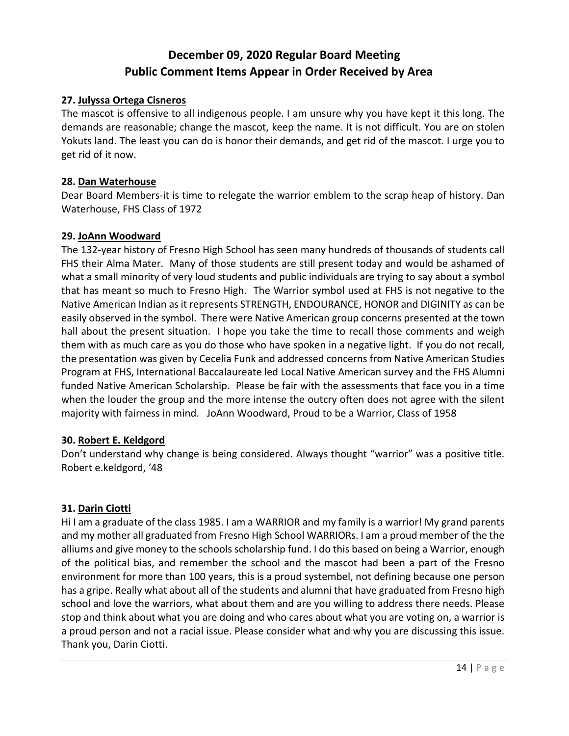# December 09, 2020 Regular Board Meeting
# Public Comment Items Appear in Order Received by Area

**27. Julyssa Ortega Cisneros**

The mascot is offensive to all indigenous people. I am unsure why you have kept it this long. The demands are reasonable; change the mascot, keep the name. It is not difficult. You are on stolen Yokuts land. The least you can do is honor their demands, and get rid of the mascot. I urge you to get rid of it now.

**28. Dan Waterhouse**

Dear Board Members-it is time to relegate the warrior emblem to the scrap heap of history. Dan Waterhouse, FHS Class of 1972

**29. JoAnn Woodward**

The 132-year history of Fresno High School has seen many hundreds of thousands of students call FHS their Alma Mater. Many of those students are still present today and would be ashamed of what a small minority of very loud students and public individuals are trying to say about a symbol that has meant so much to Fresno High. The Warrior symbol used at FHS is not negative to the Native American Indian as it represents STRENGTH, ENDOURANCE, HONOR and DIGINITY as can be easily observed in the symbol. There were Native American group concerns presented at the town hall about the present situation. I hope you take the time to recall those comments and weigh them with as much care as you do those who have spoken in a negative light. If you do not recall, the presentation was given by Cecelia Funk and addressed concerns from Native American Studies Program at FHS, International Baccalaureate led Local Native American survey and the FHS Alumni funded Native American Scholarship. Please be fair with the assessments that face you in a time when the louder the group and the more intense the outcry often does not agree with the silent majority with fairness in mind. JoAnn Woodward, Proud to be a Warrior, Class of 1958

**30. Robert E. Keldgord**

Don't understand why change is being considered. Always thought "warrior" was a positive title. Robert e.keldgord, '48

**31. Darin Ciotti**

Hi I am a graduate of the class 1985. I am a WARRIOR and my family is a warrior! My grand parents and my mother all graduated from Fresno High School WARRIORs. I am a proud member of the the alliums and give money to the schools scholarship fund. I do this based on being a Warrior, enough of the political bias, and remember the school and the mascot had been a part of the Fresno environment for more than 100 years, this is a proud systembel, not defining because one person has a gripe. Really what about all of the students and alumni that have graduated from Fresno high school and love the warriors, what about them and are you willing to address there needs. Please stop and think about what you are doing and who cares about what you are voting on, a warrior is a proud person and not a racial issue. Please consider what and why you are discussing this issue. Thank you, Darin Ciotti.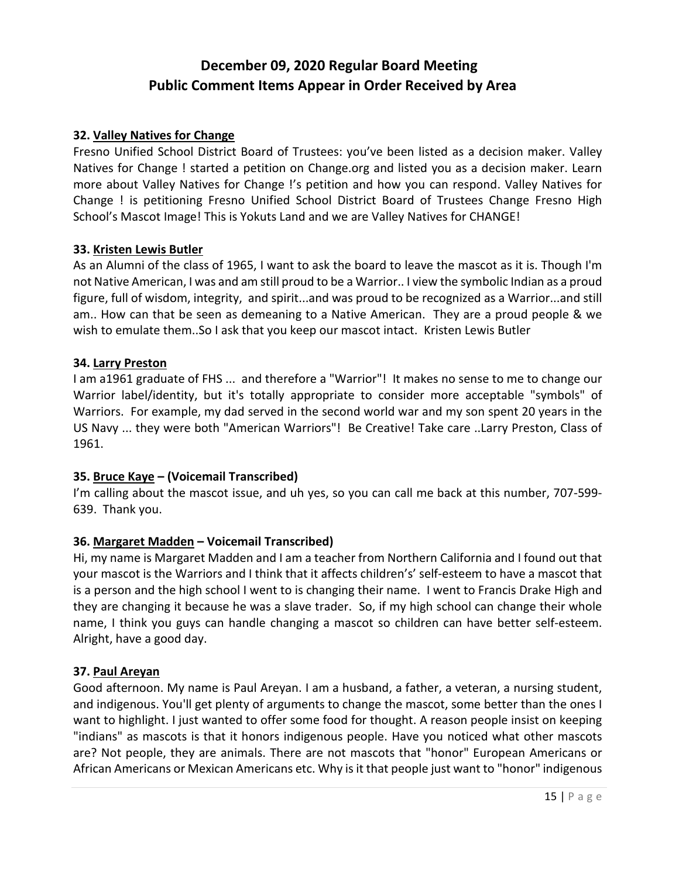# December 09, 2020 Regular Board Meeting
## Public Comment Items Appear in Order Received by Area

**32. Valley Natives for Change**

Fresno Unified School District Board of Trustees: you've been listed as a decision maker. Valley Natives for Change ! started a petition on Change.org and listed you as a decision maker. Learn more about Valley Natives for Change !'s petition and how you can respond. Valley Natives for Change ! is petitioning Fresno Unified School District Board of Trustees Change Fresno High School's Mascot Image! This is Yokuts Land and we are Valley Natives for CHANGE!

**33. Kristen Lewis Butler**

As an Alumni of the class of 1965, I want to ask the board to leave the mascot as it is. Though I'm not Native American, I was and am still proud to be a Warrior.. I view the symbolic Indian as a proud figure, full of wisdom, integrity, and spirit...and was proud to be recognized as a Warrior...and still am.. How can that be seen as demeaning to a Native American. They are a proud people & we wish to emulate them..So I ask that you keep our mascot intact. Kristen Lewis Butler

**34. Larry Preston**

I am a1961 graduate of FHS ... and therefore a "Warrior"! It makes no sense to me to change our Warrior label/identity, but it's totally appropriate to consider more acceptable "symbols" of Warriors. For example, my dad served in the second world war and my son spent 20 years in the US Navy ... they were both "American Warriors"! Be Creative! Take care ..Larry Preston, Class of 1961.

**35. Bruce Kaye – (Voicemail Transcribed)**

I'm calling about the mascot issue, and uh yes, so you can call me back at this number, 707-599-639. Thank you.

**36. Margaret Madden – Voicemail Transcribed)**

Hi, my name is Margaret Madden and I am a teacher from Northern California and I found out that your mascot is the Warriors and I think that it affects children's' self-esteem to have a mascot that is a person and the high school I went to is changing their name. I went to Francis Drake High and they are changing it because he was a slave trader. So, if my high school can change their whole name, I think you guys can handle changing a mascot so children can have better self-esteem. Alright, have a good day.

**37. Paul Areyan**

Good afternoon. My name is Paul Areyan. I am a husband, a father, a veteran, a nursing student, and indigenous. You'll get plenty of arguments to change the mascot, some better than the ones I want to highlight. I just wanted to offer some food for thought. A reason people insist on keeping "indians" as mascots is that it honors indigenous people. Have you noticed what other mascots are? Not people, they are animals. There are not mascots that "honor" European Americans or African Americans or Mexican Americans etc. Why is it that people just want to "honor" indigenous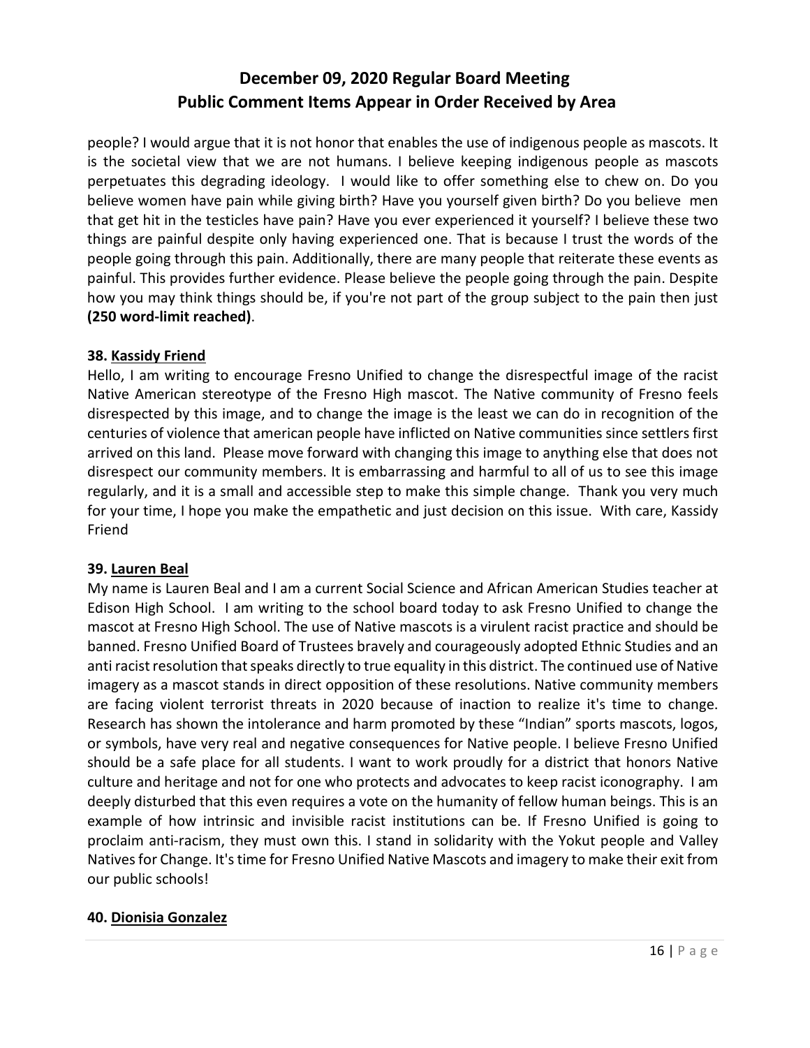people? I would argue that it is not honor that enables the use of indigenous people as mascots. It is the societal view that we are not humans. I believe keeping indigenous people as mascots perpetuates this degrading ideology. I would like to offer something else to chew on. Do you believe women have pain while giving birth? Have you yourself given birth? Do you believe men that get hit in the testicles have pain? Have you ever experienced it yourself? I believe these two things are painful despite only having experienced one. That is because I trust the words of the people going through this pain. Additionally, there are many people that reiterate these events as painful. This provides further evidence. Please believe the people going through the pain. Despite how you may think things should be, if you're not part of the group subject to the pain then just **(250 word-limit reached)**.

**38. Kassidy Friend**

Hello, I am writing to encourage Fresno Unified to change the disrespectful image of the racist Native American stereotype of the Fresno High mascot. The Native community of Fresno feels disrespected by this image, and to change the image is the least we can do in recognition of the centuries of violence that american people have inflicted on Native communities since settlers first arrived on this land. Please move forward with changing this image to anything else that does not disrespect our community members. It is embarrassing and harmful to all of us to see this image regularly, and it is a small and accessible step to make this simple change. Thank you very much for your time, I hope you make the empathetic and just decision on this issue. With care, Kassidy Friend

**39. Lauren Beal**

My name is Lauren Beal and I am a current Social Science and African American Studies teacher at Edison High School. I am writing to the school board today to ask Fresno Unified to change the mascot at Fresno High School. The use of Native mascots is a virulent racist practice and should be banned. Fresno Unified Board of Trustees bravely and courageously adopted Ethnic Studies and an anti racist resolution that speaks directly to true equality in this district. The continued use of Native imagery as a mascot stands in direct opposition of these resolutions. Native community members are facing violent terrorist threats in 2020 because of inaction to realize it's time to change. Research has shown the intolerance and harm promoted by these "Indian" sports mascots, logos, or symbols, have very real and negative consequences for Native people. I believe Fresno Unified should be a safe place for all students. I want to work proudly for a district that honors Native culture and heritage and not for one who protects and advocates to keep racist iconography. I am deeply disturbed that this even requires a vote on the humanity of fellow human beings. This is an example of how intrinsic and invisible racist institutions can be. If Fresno Unified is going to proclaim anti-racism, they must own this. I stand in solidarity with the Yokut people and Valley Natives for Change. It's time for Fresno Unified Native Mascots and imagery to make their exit from our public schools!

**40. Dionisia Gonzalez**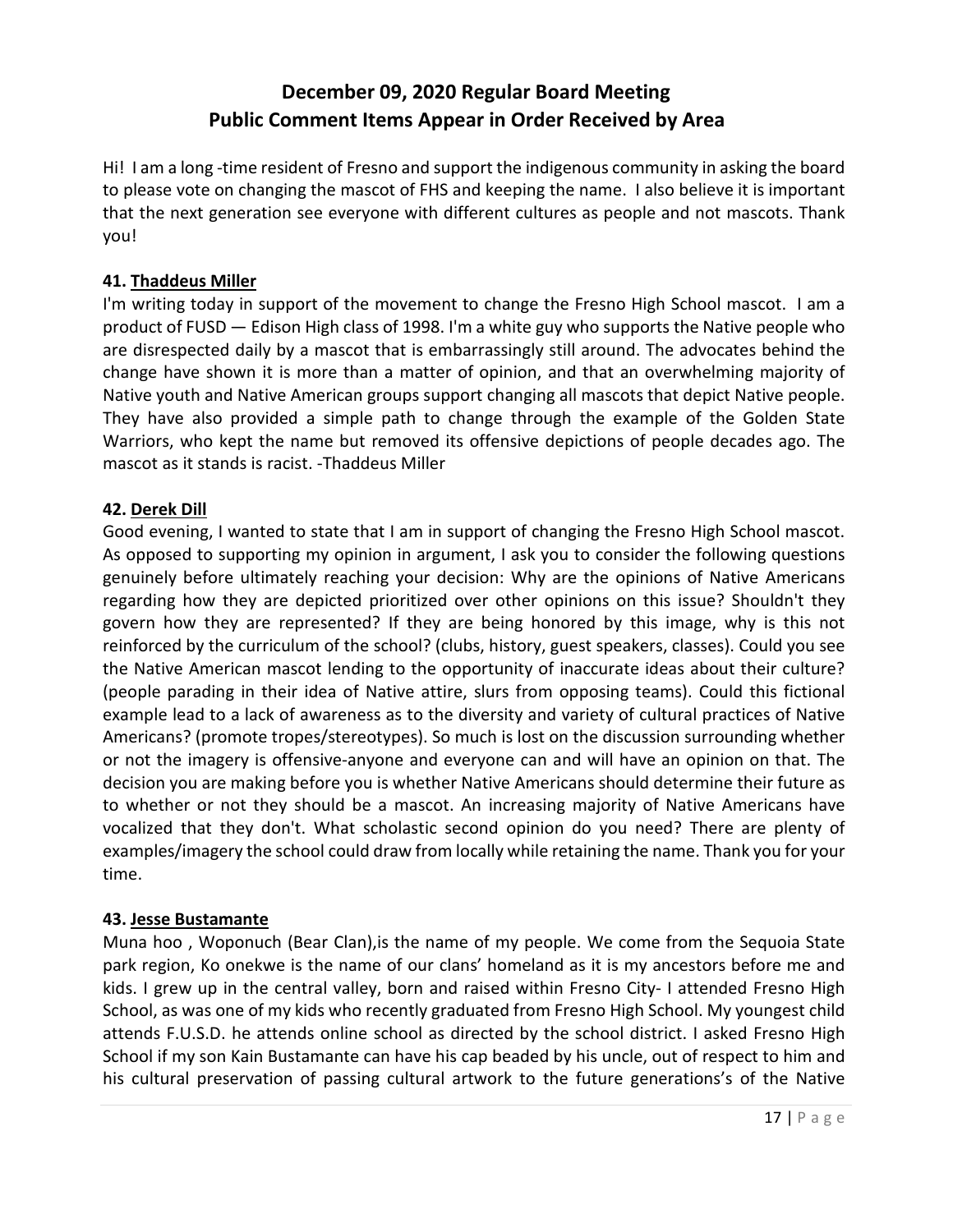# December 09, 2020 Regular Board Meeting
# Public Comment Items Appear in Order Received by Area

Hi! I am a long -time resident of Fresno and support the indigenous community in asking the board to please vote on changing the mascot of FHS and keeping the name. I also believe it is important that the next generation see everyone with different cultures as people and not mascots. Thank you!

### 41. Thaddeus Miller

I'm writing today in support of the movement to change the Fresno High School mascot. I am a product of FUSD — Edison High class of 1998. I'm a white guy who supports the Native people who are disrespected daily by a mascot that is embarrassingly still around. The advocates behind the change have shown it is more than a matter of opinion, and that an overwhelming majority of Native youth and Native American groups support changing all mascots that depict Native people. They have also provided a simple path to change through the example of the Golden State Warriors, who kept the name but removed its offensive depictions of people decades ago. The mascot as it stands is racist. -Thaddeus Miller

### 42. Derek Dill

Good evening, I wanted to state that I am in support of changing the Fresno High School mascot. As opposed to supporting my opinion in argument, I ask you to consider the following questions genuinely before ultimately reaching your decision: Why are the opinions of Native Americans regarding how they are depicted prioritized over other opinions on this issue? Shouldn't they govern how they are represented? If they are being honored by this image, why is this not reinforced by the curriculum of the school? (clubs, history, guest speakers, classes). Could you see the Native American mascot lending to the opportunity of inaccurate ideas about their culture? (people parading in their idea of Native attire, slurs from opposing teams). Could this fictional example lead to a lack of awareness as to the diversity and variety of cultural practices of Native Americans? (promote tropes/stereotypes). So much is lost on the discussion surrounding whether or not the imagery is offensive-anyone and everyone can and will have an opinion on that. The decision you are making before you is whether Native Americans should determine their future as to whether or not they should be a mascot. An increasing majority of Native Americans have vocalized that they don't. What scholastic second opinion do you need? There are plenty of examples/imagery the school could draw from locally while retaining the name. Thank you for your time.

### 43. Jesse Bustamante

Muna hoo , Woponuch (Bear Clan),is the name of my people. We come from the Sequoia State park region, Ko onekwe is the name of our clans' homeland as it is my ancestors before me and kids. I grew up in the central valley, born and raised within Fresno City- I attended Fresno High School, as was one of my kids who recently graduated from Fresno High School. My youngest child attends F.U.S.D. he attends online school as directed by the school district. I asked Fresno High School if my son Kain Bustamante can have his cap beaded by his uncle, out of respect to him and his cultural preservation of passing cultural artwork to the future generations's of the Native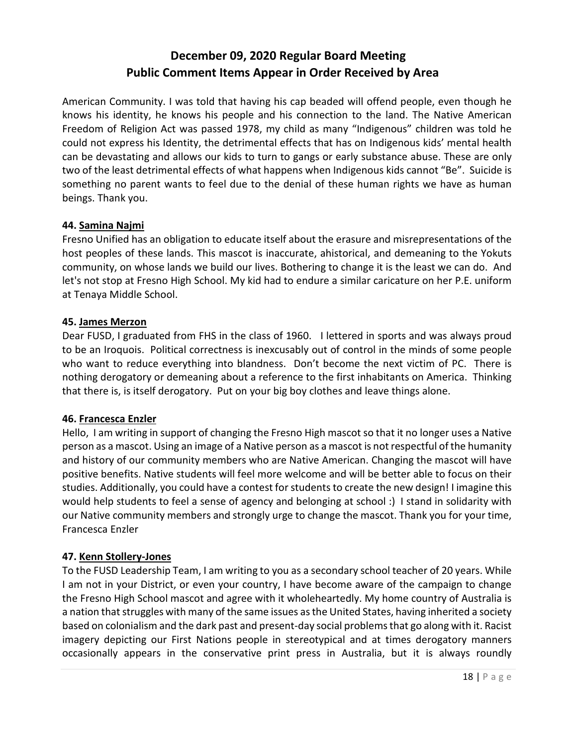American Community. I was told that having his cap beaded will offend people, even though he knows his identity, he knows his people and his connection to the land. The Native American Freedom of Religion Act was passed 1978, my child as many "Indigenous" children was told he could not express his Identity, the detrimental effects that has on Indigenous kids' mental health can be devastating and allows our kids to turn to gangs or early substance abuse. These are only two of the least detrimental effects of what happens when Indigenous kids cannot "Be". Suicide is something no parent wants to feel due to the denial of these human rights we have as human beings. Thank you.

**44. Samina Najmi**

Fresno Unified has an obligation to educate itself about the erasure and misrepresentations of the host peoples of these lands. This mascot is inaccurate, ahistorical, and demeaning to the Yokuts community, on whose lands we build our lives. Bothering to change it is the least we can do. And let's not stop at Fresno High School. My kid had to endure a similar caricature on her P.E. uniform at Tenaya Middle School.

**45. James Merzon**

Dear FUSD, I graduated from FHS in the class of 1960. I lettered in sports and was always proud to be an Iroquois. Political correctness is inexcusably out of control in the minds of some people who want to reduce everything into blandness. Don't become the next victim of PC. There is nothing derogatory or demeaning about a reference to the first inhabitants on America. Thinking that there is, is itself derogatory. Put on your big boy clothes and leave things alone.

**46. Francesca Enzler**

Hello, I am writing in support of changing the Fresno High mascot so that it no longer uses a Native person as a mascot. Using an image of a Native person as a mascot is not respectful of the humanity and history of our community members who are Native American. Changing the mascot will have positive benefits. Native students will feel more welcome and will be better able to focus on their studies. Additionally, you could have a contest for students to create the new design! I imagine this would help students to feel a sense of agency and belonging at school :) I stand in solidarity with our Native community members and strongly urge to change the mascot. Thank you for your time, Francesca Enzler

**47. Kenn Stollery-Jones**

To the FUSD Leadership Team, I am writing to you as a secondary school teacher of 20 years. While I am not in your District, or even your country, I have become aware of the campaign to change the Fresno High School mascot and agree with it wholeheartedly. My home country of Australia is a nation that struggles with many of the same issues as the United States, having inherited a society based on colonialism and the dark past and present-day social problems that go along with it. Racist imagery depicting our First Nations people in stereotypical and at times derogatory manners occasionally appears in the conservative print press in Australia, but it is always roundly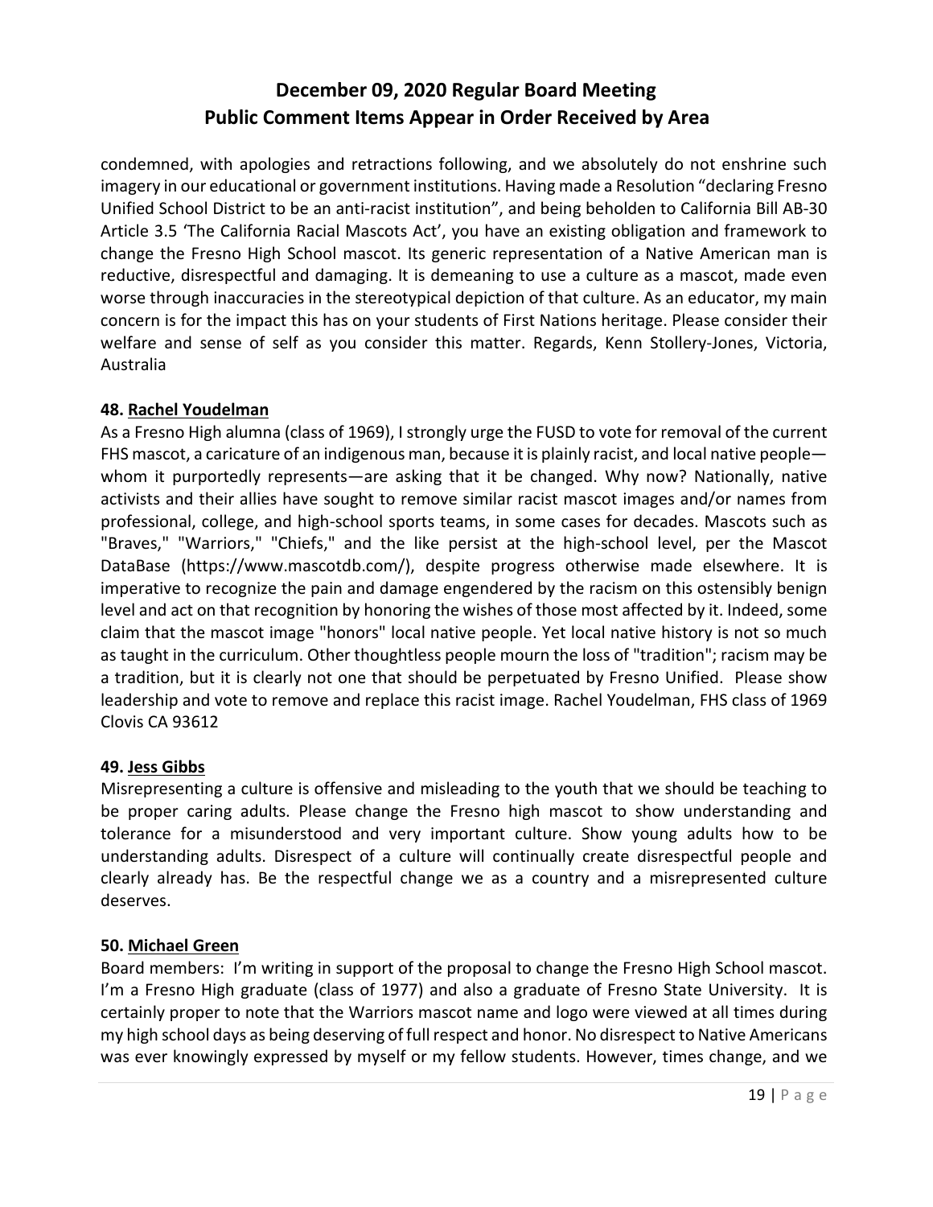condemned, with apologies and retractions following, and we absolutely do not enshrine such imagery in our educational or government institutions. Having made a Resolution "declaring Fresno Unified School District to be an anti-racist institution", and being beholden to California Bill AB-30 Article 3.5 'The California Racial Mascots Act', you have an existing obligation and framework to change the Fresno High School mascot. Its generic representation of a Native American man is reductive, disrespectful and damaging. It is demeaning to use a culture as a mascot, made even worse through inaccuracies in the stereotypical depiction of that culture. As an educator, my main concern is for the impact this has on your students of First Nations heritage. Please consider their welfare and sense of self as you consider this matter. Regards, Kenn Stollery-Jones, Victoria, Australia

**48. Rachel Youdelman**

As a Fresno High alumna (class of 1969), I strongly urge the FUSD to vote for removal of the current FHS mascot, a caricature of an indigenous man, because it is plainly racist, and local native people—whom it purportedly represents—are asking that it be changed. Why now? Nationally, native activists and their allies have sought to remove similar racist mascot images and/or names from professional, college, and high-school sports teams, in some cases for decades. Mascots such as "Braves," "Warriors," "Chiefs," and the like persist at the high-school level, per the Mascot DataBase (https://www.mascotdb.com/), despite progress otherwise made elsewhere. It is imperative to recognize the pain and damage engendered by the racism on this ostensibly benign level and act on that recognition by honoring the wishes of those most affected by it. Indeed, some claim that the mascot image "honors" local native people. Yet local native history is not so much as taught in the curriculum. Other thoughtless people mourn the loss of "tradition"; racism may be a tradition, but it is clearly not one that should be perpetuated by Fresno Unified. Please show leadership and vote to remove and replace this racist image. Rachel Youdelman, FHS class of 1969 Clovis CA 93612

**49. Jess Gibbs**

Misrepresenting a culture is offensive and misleading to the youth that we should be teaching to be proper caring adults. Please change the Fresno high mascot to show understanding and tolerance for a misunderstood and very important culture. Show young adults how to be understanding adults. Disrespect of a culture will continually create disrespectful people and clearly already has. Be the respectful change we as a country and a misrepresented culture deserves.

**50. Michael Green**

Board members: I'm writing in support of the proposal to change the Fresno High School mascot. I'm a Fresno High graduate (class of 1977) and also a graduate of Fresno State University. It is certainly proper to note that the Warriors mascot name and logo were viewed at all times during my high school days as being deserving of full respect and honor. No disrespect to Native Americans was ever knowingly expressed by myself or my fellow students. However, times change, and we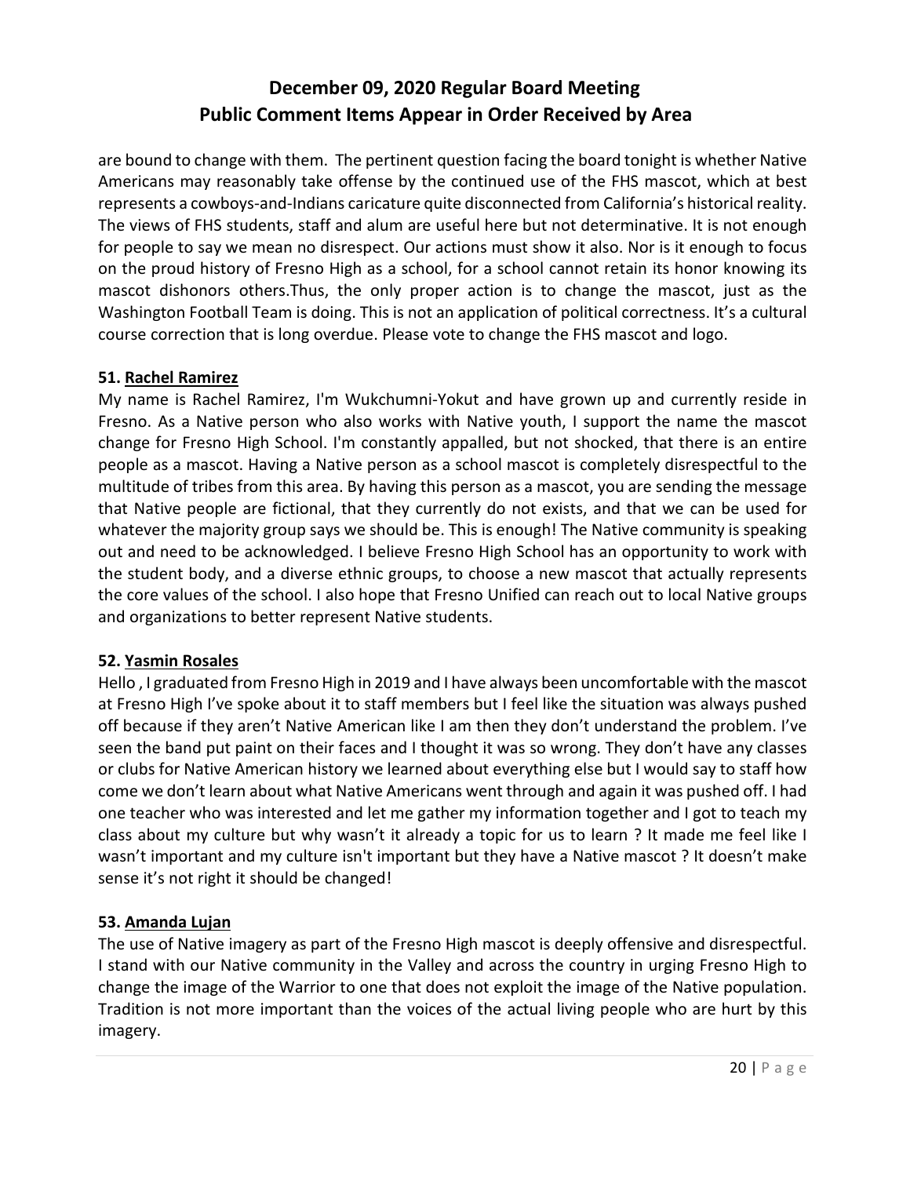are bound to change with them. The pertinent question facing the board tonight is whether Native Americans may reasonably take offense by the continued use of the FHS mascot, which at best represents a cowboys-and-Indians caricature quite disconnected from California's historical reality. The views of FHS students, staff and alum are useful here but not determinative. It is not enough for people to say we mean no disrespect. Our actions must show it also. Nor is it enough to focus on the proud history of Fresno High as a school, for a school cannot retain its honor knowing its mascot dishonors others.Thus, the only proper action is to change the mascot, just as the Washington Football Team is doing. This is not an application of political correctness. It's a cultural course correction that is long overdue. Please vote to change the FHS mascot and logo.

**51. Rachel Ramirez**

My name is Rachel Ramirez, I'm Wukchumni-Yokut and have grown up and currently reside in Fresno. As a Native person who also works with Native youth, I support the name the mascot change for Fresno High School. I'm constantly appalled, but not shocked, that there is an entire people as a mascot. Having a Native person as a school mascot is completely disrespectful to the multitude of tribes from this area. By having this person as a mascot, you are sending the message that Native people are fictional, that they currently do not exists, and that we can be used for whatever the majority group says we should be. This is enough! The Native community is speaking out and need to be acknowledged. I believe Fresno High School has an opportunity to work with the student body, and a diverse ethnic groups, to choose a new mascot that actually represents the core values of the school. I also hope that Fresno Unified can reach out to local Native groups and organizations to better represent Native students.

**52. Yasmin Rosales**

Hello , I graduated from Fresno High in 2019 and I have always been uncomfortable with the mascot at Fresno High I've spoke about it to staff members but I feel like the situation was always pushed off because if they aren't Native American like I am then they don't understand the problem. I've seen the band put paint on their faces and I thought it was so wrong. They don't have any classes or clubs for Native American history we learned about everything else but I would say to staff how come we don't learn about what Native Americans went through and again it was pushed off. I had one teacher who was interested and let me gather my information together and I got to teach my class about my culture but why wasn't it already a topic for us to learn ? It made me feel like I wasn't important and my culture isn't important but they have a Native mascot ? It doesn't make sense it's not right it should be changed!

**53. Amanda Lujan**

The use of Native imagery as part of the Fresno High mascot is deeply offensive and disrespectful. I stand with our Native community in the Valley and across the country in urging Fresno High to change the image of the Warrior to one that does not exploit the image of the Native population. Tradition is not more important than the voices of the actual living people who are hurt by this imagery.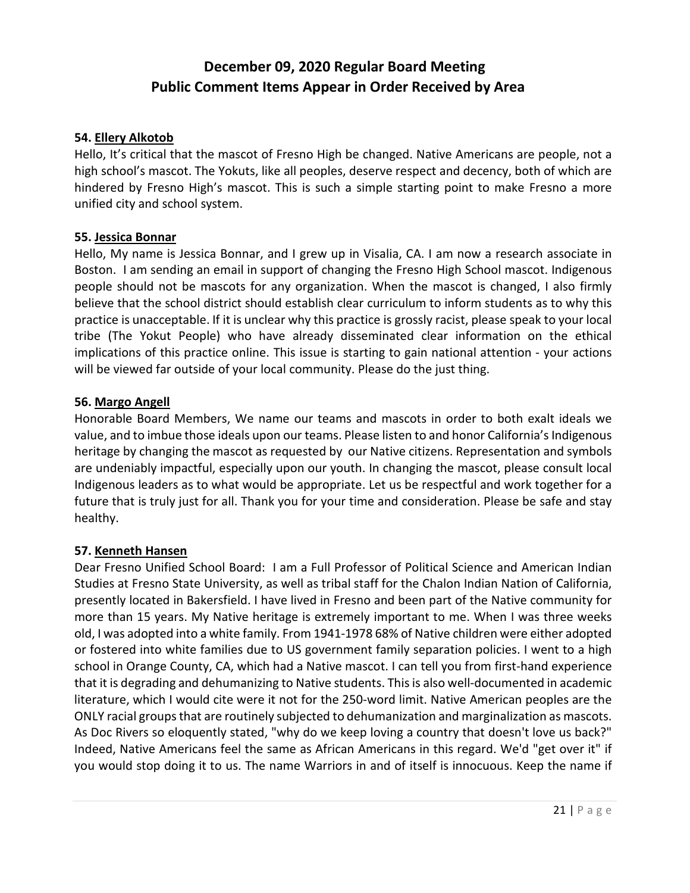# December 09, 2020 Regular Board Meeting
# Public Comment Items Appear in Order Received by Area

**54. Ellery Alkotob**

Hello, It's critical that the mascot of Fresno High be changed. Native Americans are people, not a high school's mascot. The Yokuts, like all peoples, deserve respect and decency, both of which are hindered by Fresno High's mascot. This is such a simple starting point to make Fresno a more unified city and school system.

**55. Jessica Bonnar**

Hello, My name is Jessica Bonnar, and I grew up in Visalia, CA. I am now a research associate in Boston. I am sending an email in support of changing the Fresno High School mascot. Indigenous people should not be mascots for any organization. When the mascot is changed, I also firmly believe that the school district should establish clear curriculum to inform students as to why this practice is unacceptable. If it is unclear why this practice is grossly racist, please speak to your local tribe (The Yokut People) who have already disseminated clear information on the ethical implications of this practice online. This issue is starting to gain national attention - your actions will be viewed far outside of your local community. Please do the just thing.

**56. Margo Angell**

Honorable Board Members, We name our teams and mascots in order to both exalt ideals we value, and to imbue those ideals upon our teams. Please listen to and honor California's Indigenous heritage by changing the mascot as requested by our Native citizens. Representation and symbols are undeniably impactful, especially upon our youth. In changing the mascot, please consult local Indigenous leaders as to what would be appropriate. Let us be respectful and work together for a future that is truly just for all. Thank you for your time and consideration. Please be safe and stay healthy.

**57. Kenneth Hansen**

Dear Fresno Unified School Board: I am a Full Professor of Political Science and American Indian Studies at Fresno State University, as well as tribal staff for the Chalon Indian Nation of California, presently located in Bakersfield. I have lived in Fresno and been part of the Native community for more than 15 years. My Native heritage is extremely important to me. When I was three weeks old, I was adopted into a white family. From 1941-1978 68% of Native children were either adopted or fostered into white families due to US government family separation policies. I went to a high school in Orange County, CA, which had a Native mascot. I can tell you from first-hand experience that it is degrading and dehumanizing to Native students. This is also well-documented in academic literature, which I would cite were it not for the 250-word limit. Native American peoples are the ONLY racial groups that are routinely subjected to dehumanization and marginalization as mascots. As Doc Rivers so eloquently stated, "why do we keep loving a country that doesn't love us back?" Indeed, Native Americans feel the same as African Americans in this regard. We'd "get over it" if you would stop doing it to us. The name Warriors in and of itself is innocuous. Keep the name if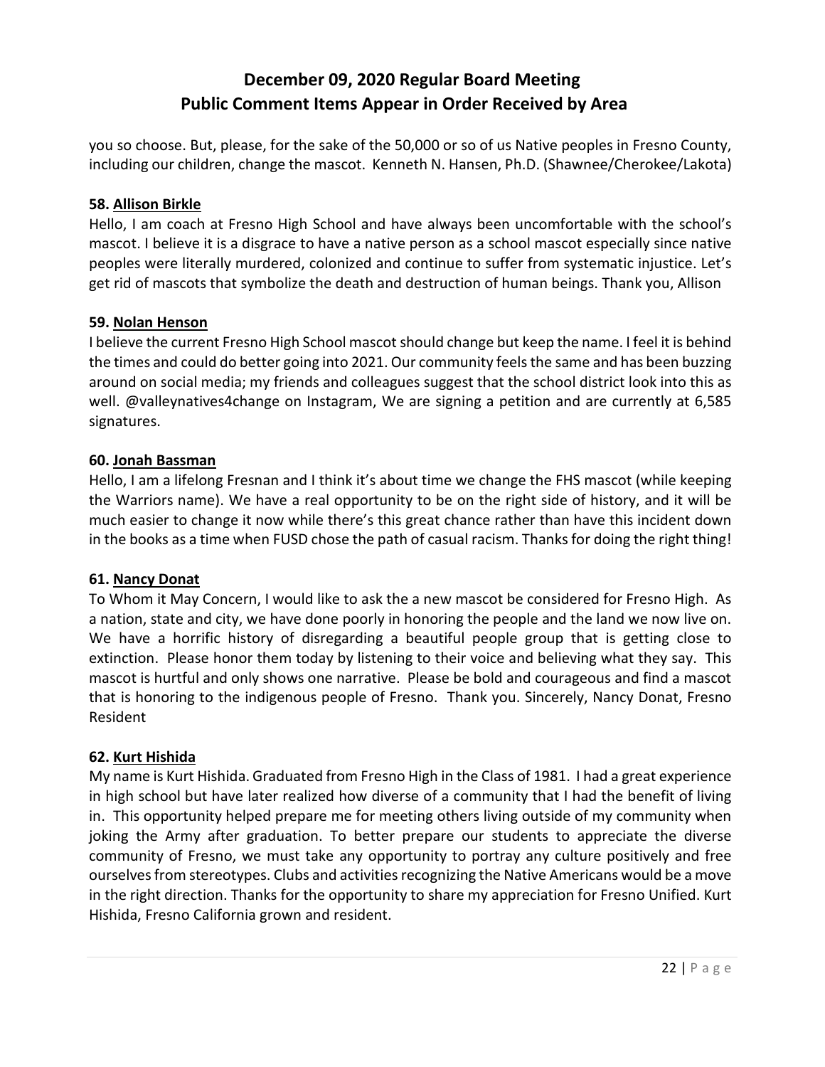you so choose. But, please, for the sake of the 50,000 or so of us Native peoples in Fresno County, including our children, change the mascot. Kenneth N. Hansen, Ph.D. (Shawnee/Cherokee/Lakota)

**58. Allison Birkle**

Hello, I am coach at Fresno High School and have always been uncomfortable with the school's mascot. I believe it is a disgrace to have a native person as a school mascot especially since native peoples were literally murdered, colonized and continue to suffer from systematic injustice. Let's get rid of mascots that symbolize the death and destruction of human beings. Thank you, Allison

**59. Nolan Henson**

I believe the current Fresno High School mascot should change but keep the name. I feel it is behind the times and could do better going into 2021. Our community feels the same and has been buzzing around on social media; my friends and colleagues suggest that the school district look into this as well. @valleynatives4change on Instagram, We are signing a petition and are currently at 6,585 signatures.

**60. Jonah Bassman**

Hello, I am a lifelong Fresnan and I think it's about time we change the FHS mascot (while keeping the Warriors name). We have a real opportunity to be on the right side of history, and it will be much easier to change it now while there's this great chance rather than have this incident down in the books as a time when FUSD chose the path of casual racism. Thanks for doing the right thing!

**61. Nancy Donat**

To Whom it May Concern, I would like to ask the a new mascot be considered for Fresno High. As a nation, state and city, we have done poorly in honoring the people and the land we now live on. We have a horrific history of disregarding a beautiful people group that is getting close to extinction. Please honor them today by listening to their voice and believing what they say. This mascot is hurtful and only shows one narrative. Please be bold and courageous and find a mascot that is honoring to the indigenous people of Fresno. Thank you. Sincerely, Nancy Donat, Fresno Resident

**62. Kurt Hishida**

My name is Kurt Hishida. Graduated from Fresno High in the Class of 1981. I had a great experience in high school but have later realized how diverse of a community that I had the benefit of living in. This opportunity helped prepare me for meeting others living outside of my community when joking the Army after graduation. To better prepare our students to appreciate the diverse community of Fresno, we must take any opportunity to portray any culture positively and free ourselves from stereotypes. Clubs and activities recognizing the Native Americans would be a move in the right direction. Thanks for the opportunity to share my appreciation for Fresno Unified. Kurt Hishida, Fresno California grown and resident.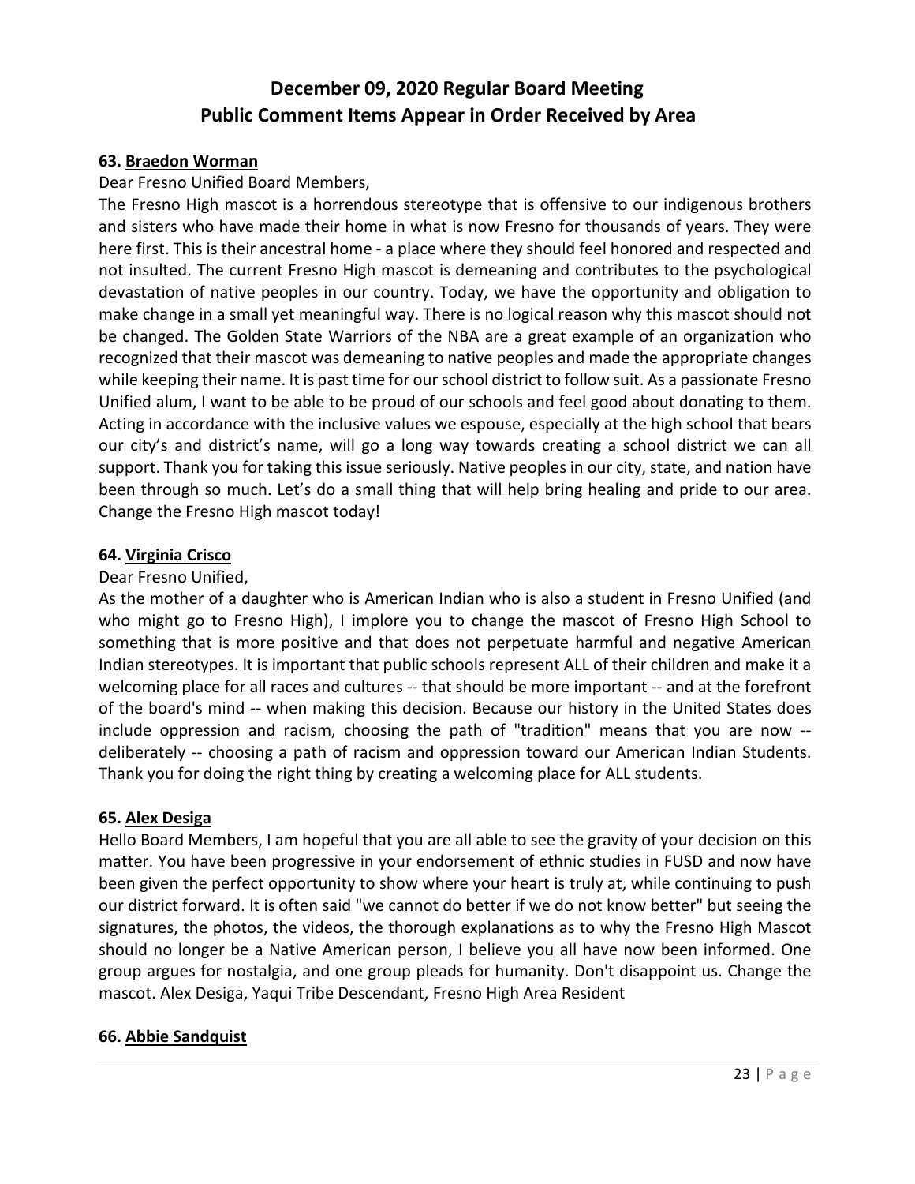# December 09, 2020 Regular Board Meeting
# Public Comment Items Appear in Order Received by Area

**63. Braedon Worman**

Dear Fresno Unified Board Members,

The Fresno High mascot is a horrendous stereotype that is offensive to our indigenous brothers and sisters who have made their home in what is now Fresno for thousands of years. They were here first. This is their ancestral home - a place where they should feel honored and respected and not insulted. The current Fresno High mascot is demeaning and contributes to the psychological devastation of native peoples in our country. Today, we have the opportunity and obligation to make change in a small yet meaningful way. There is no logical reason why this mascot should not be changed. The Golden State Warriors of the NBA are a great example of an organization who recognized that their mascot was demeaning to native peoples and made the appropriate changes while keeping their name. It is past time for our school district to follow suit. As a passionate Fresno Unified alum, I want to be able to be proud of our schools and feel good about donating to them. Acting in accordance with the inclusive values we espouse, especially at the high school that bears our city's and district's name, will go a long way towards creating a school district we can all support. Thank you for taking this issue seriously. Native peoples in our city, state, and nation have been through so much. Let's do a small thing that will help bring healing and pride to our area. Change the Fresno High mascot today!

**64. Virginia Crisco**

Dear Fresno Unified,

As the mother of a daughter who is American Indian who is also a student in Fresno Unified (and who might go to Fresno High), I implore you to change the mascot of Fresno High School to something that is more positive and that does not perpetuate harmful and negative American Indian stereotypes. It is important that public schools represent ALL of their children and make it a welcoming place for all races and cultures -- that should be more important -- and at the forefront of the board's mind -- when making this decision. Because our history in the United States does include oppression and racism, choosing the path of "tradition" means that you are now -- deliberately -- choosing a path of racism and oppression toward our American Indian Students. Thank you for doing the right thing by creating a welcoming place for ALL students.

**65. Alex Desiga**

Hello Board Members, I am hopeful that you are all able to see the gravity of your decision on this matter. You have been progressive in your endorsement of ethnic studies in FUSD and now have been given the perfect opportunity to show where your heart is truly at, while continuing to push our district forward. It is often said "we cannot do better if we do not know better" but seeing the signatures, the photos, the videos, the thorough explanations as to why the Fresno High Mascot should no longer be a Native American person, I believe you all have now been informed. One group argues for nostalgia, and one group pleads for humanity. Don't disappoint us. Change the mascot. Alex Desiga, Yaqui Tribe Descendant, Fresno High Area Resident

**66. Abbie Sandquist**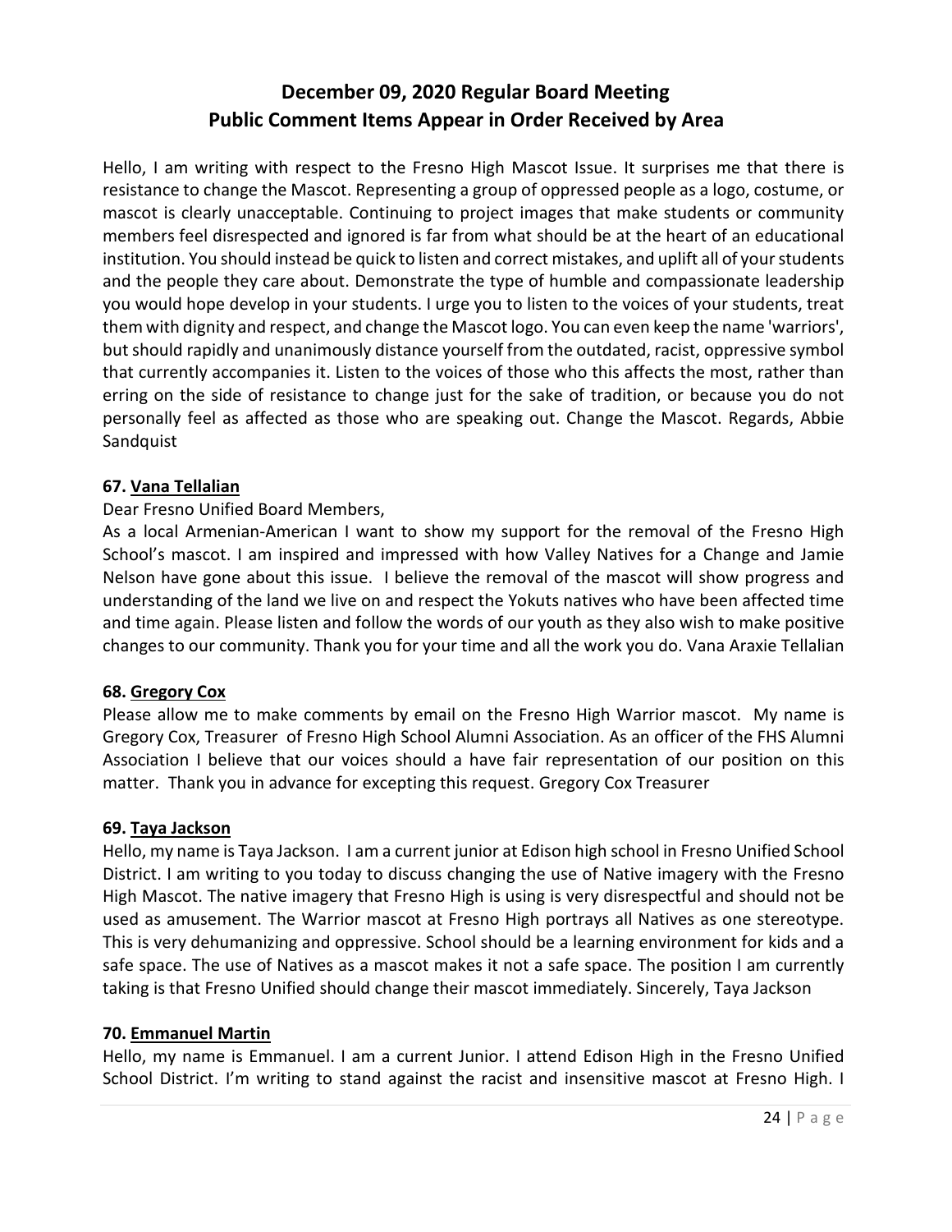# December 09, 2020 Regular Board Meeting
# Public Comment Items Appear in Order Received by Area

Hello, I am writing with respect to the Fresno High Mascot Issue. It surprises me that there is resistance to change the Mascot. Representing a group of oppressed people as a logo, costume, or mascot is clearly unacceptable. Continuing to project images that make students or community members feel disrespected and ignored is far from what should be at the heart of an educational institution. You should instead be quick to listen and correct mistakes, and uplift all of your students and the people they care about. Demonstrate the type of humble and compassionate leadership you would hope develop in your students. I urge you to listen to the voices of your students, treat them with dignity and respect, and change the Mascot logo. You can even keep the name 'warriors', but should rapidly and unanimously distance yourself from the outdated, racist, oppressive symbol that currently accompanies it. Listen to the voices of those who this affects the most, rather than erring on the side of resistance to change just for the sake of tradition, or because you do not personally feel as affected as those who are speaking out. Change the Mascot. Regards, Abbie Sandquist

### 67. Vana Tellalian

Dear Fresno Unified Board Members,
As a local Armenian-American I want to show my support for the removal of the Fresno High School's mascot. I am inspired and impressed with how Valley Natives for a Change and Jamie Nelson have gone about this issue. I believe the removal of the mascot will show progress and understanding of the land we live on and respect the Yokuts natives who have been affected time and time again. Please listen and follow the words of our youth as they also wish to make positive changes to our community. Thank you for your time and all the work you do. Vana Araxie Tellalian

### 68. Gregory Cox

Please allow me to make comments by email on the Fresno High Warrior mascot. My name is Gregory Cox, Treasurer of Fresno High School Alumni Association. As an officer of the FHS Alumni Association I believe that our voices should a have fair representation of our position on this matter. Thank you in advance for excepting this request. Gregory Cox Treasurer

### 69. Taya Jackson

Hello, my name is Taya Jackson. I am a current junior at Edison high school in Fresno Unified School District. I am writing to you today to discuss changing the use of Native imagery with the Fresno High Mascot. The native imagery that Fresno High is using is very disrespectful and should not be used as amusement. The Warrior mascot at Fresno High portrays all Natives as one stereotype. This is very dehumanizing and oppressive. School should be a learning environment for kids and a safe space. The use of Natives as a mascot makes it not a safe space. The position I am currently taking is that Fresno Unified should change their mascot immediately. Sincerely, Taya Jackson

### 70. Emmanuel Martin

Hello, my name is Emmanuel. I am a current Junior. I attend Edison High in the Fresno Unified School District. I'm writing to stand against the racist and insensitive mascot at Fresno High. I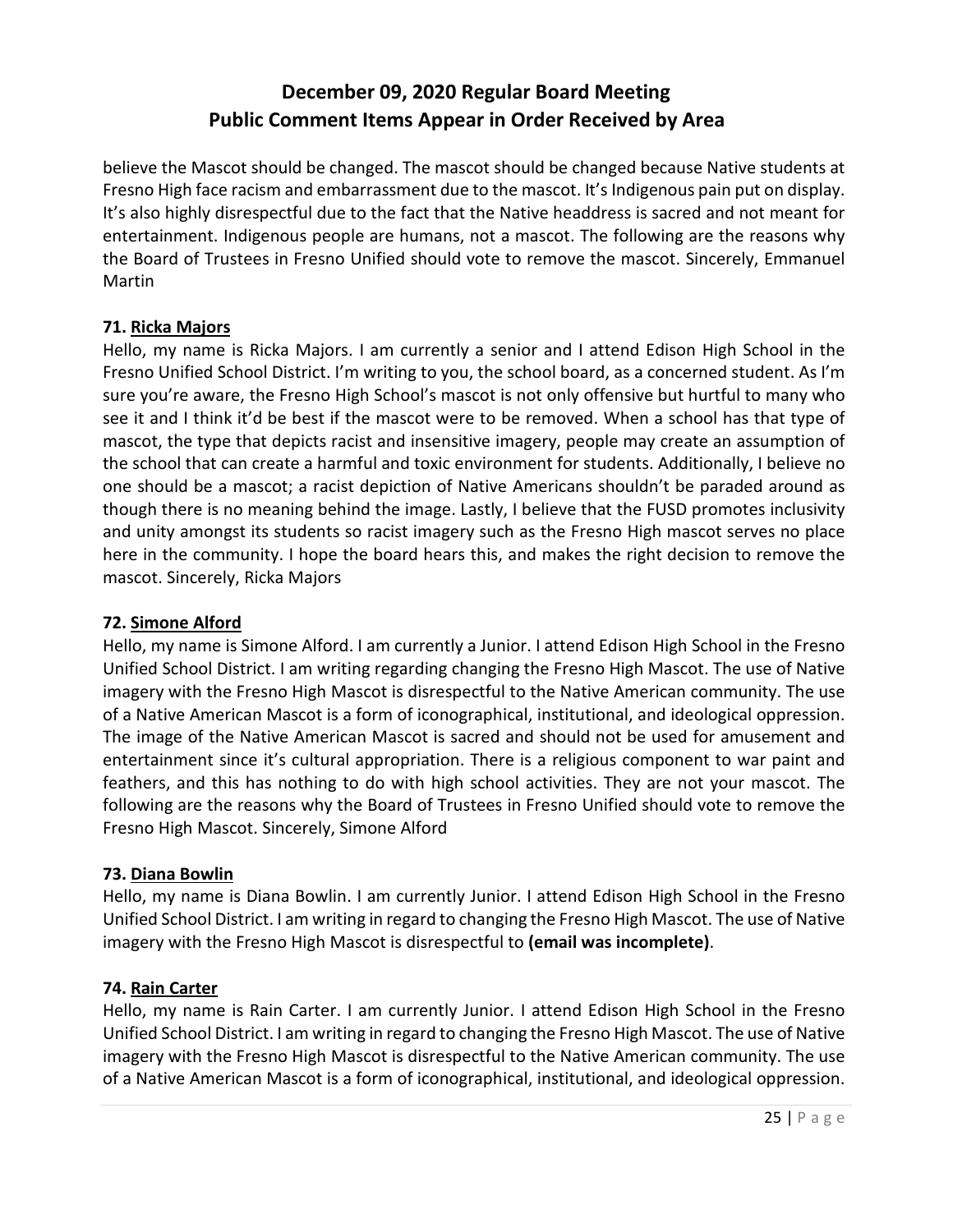believe the Mascot should be changed. The mascot should be changed because Native students at Fresno High face racism and embarrassment due to the mascot. It's Indigenous pain put on display. It's also highly disrespectful due to the fact that the Native headdress is sacred and not meant for entertainment. Indigenous people are humans, not a mascot. The following are the reasons why the Board of Trustees in Fresno Unified should vote to remove the mascot. Sincerely, Emmanuel Martin

### 71. Ricka Majors

Hello, my name is Ricka Majors. I am currently a senior and I attend Edison High School in the Fresno Unified School District. I'm writing to you, the school board, as a concerned student. As I'm sure you're aware, the Fresno High School's mascot is not only offensive but hurtful to many who see it and I think it'd be best if the mascot were to be removed. When a school has that type of mascot, the type that depicts racist and insensitive imagery, people may create an assumption of the school that can create a harmful and toxic environment for students. Additionally, I believe no one should be a mascot; a racist depiction of Native Americans shouldn't be paraded around as though there is no meaning behind the image. Lastly, I believe that the FUSD promotes inclusivity and unity amongst its students so racist imagery such as the Fresno High mascot serves no place here in the community. I hope the board hears this, and makes the right decision to remove the mascot. Sincerely, Ricka Majors

### 72. Simone Alford

Hello, my name is Simone Alford. I am currently a Junior. I attend Edison High School in the Fresno Unified School District. I am writing regarding changing the Fresno High Mascot. The use of Native imagery with the Fresno High Mascot is disrespectful to the Native American community. The use of a Native American Mascot is a form of iconographical, institutional, and ideological oppression. The image of the Native American Mascot is sacred and should not be used for amusement and entertainment since it's cultural appropriation. There is a religious component to war paint and feathers, and this has nothing to do with high school activities. They are not your mascot. The following are the reasons why the Board of Trustees in Fresno Unified should vote to remove the Fresno High Mascot. Sincerely, Simone Alford

### 73. Diana Bowlin

Hello, my name is Diana Bowlin. I am currently Junior. I attend Edison High School in the Fresno Unified School District. I am writing in regard to changing the Fresno High Mascot. The use of Native imagery with the Fresno High Mascot is disrespectful to **(email was incomplete)**.

### 74. Rain Carter

Hello, my name is Rain Carter. I am currently Junior. I attend Edison High School in the Fresno Unified School District. I am writing in regard to changing the Fresno High Mascot. The use of Native imagery with the Fresno High Mascot is disrespectful to the Native American community. The use of a Native American Mascot is a form of iconographical, institutional, and ideological oppression.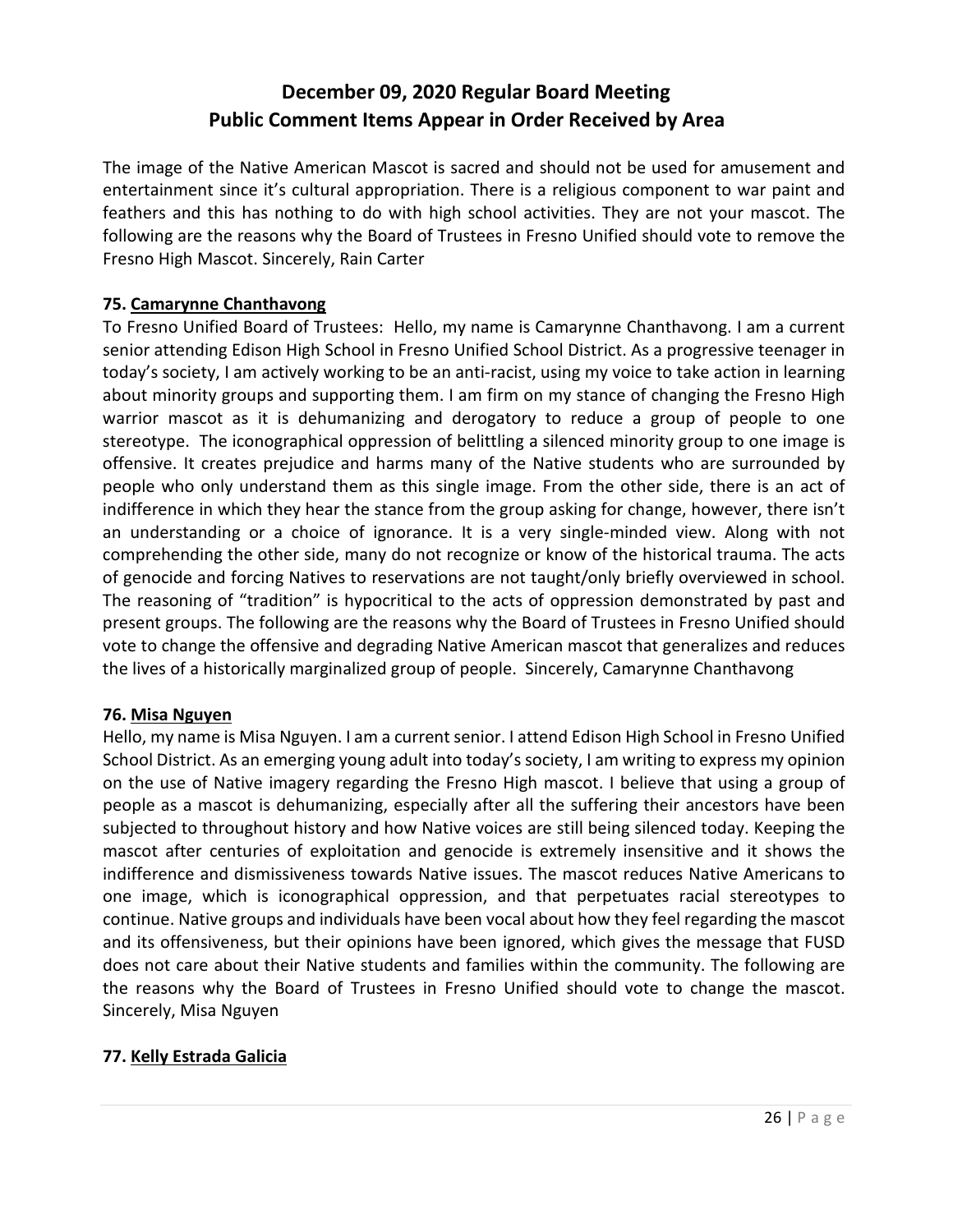# December 09, 2020 Regular Board Meeting
# Public Comment Items Appear in Order Received by Area

The image of the Native American Mascot is sacred and should not be used for amusement and entertainment since it's cultural appropriation. There is a religious component to war paint and feathers and this has nothing to do with high school activities. They are not your mascot. The following are the reasons why the Board of Trustees in Fresno Unified should vote to remove the Fresno High Mascot. Sincerely, Rain Carter

**75. <u>Camarynne Chanthavong</u>**

To Fresno Unified Board of Trustees: Hello, my name is Camarynne Chanthavong. I am a current senior attending Edison High School in Fresno Unified School District. As a progressive teenager in today's society, I am actively working to be an anti-racist, using my voice to take action in learning about minority groups and supporting them. I am firm on my stance of changing the Fresno High warrior mascot as it is dehumanizing and derogatory to reduce a group of people to one stereotype. The iconographical oppression of belittling a silenced minority group to one image is offensive. It creates prejudice and harms many of the Native students who are surrounded by people who only understand them as this single image. From the other side, there is an act of indifference in which they hear the stance from the group asking for change, however, there isn't an understanding or a choice of ignorance. It is a very single-minded view. Along with not comprehending the other side, many do not recognize or know of the historical trauma. The acts of genocide and forcing Natives to reservations are not taught/only briefly overviewed in school. The reasoning of "tradition" is hypocritical to the acts of oppression demonstrated by past and present groups. The following are the reasons why the Board of Trustees in Fresno Unified should vote to change the offensive and degrading Native American mascot that generalizes and reduces the lives of a historically marginalized group of people. Sincerely, Camarynne Chanthavong

**76. <u>Misa Nguyen</u>**

Hello, my name is Misa Nguyen. I am a current senior. I attend Edison High School in Fresno Unified School District. As an emerging young adult into today's society, I am writing to express my opinion on the use of Native imagery regarding the Fresno High mascot. I believe that using a group of people as a mascot is dehumanizing, especially after all the suffering their ancestors have been subjected to throughout history and how Native voices are still being silenced today. Keeping the mascot after centuries of exploitation and genocide is extremely insensitive and it shows the indifference and dismissiveness towards Native issues. The mascot reduces Native Americans to one image, which is iconographical oppression, and that perpetuates racial stereotypes to continue. Native groups and individuals have been vocal about how they feel regarding the mascot and its offensiveness, but their opinions have been ignored, which gives the message that FUSD does not care about their Native students and families within the community. The following are the reasons why the Board of Trustees in Fresno Unified should vote to change the mascot. Sincerely, Misa Nguyen

**77. <u>Kelly Estrada Galicia</u>**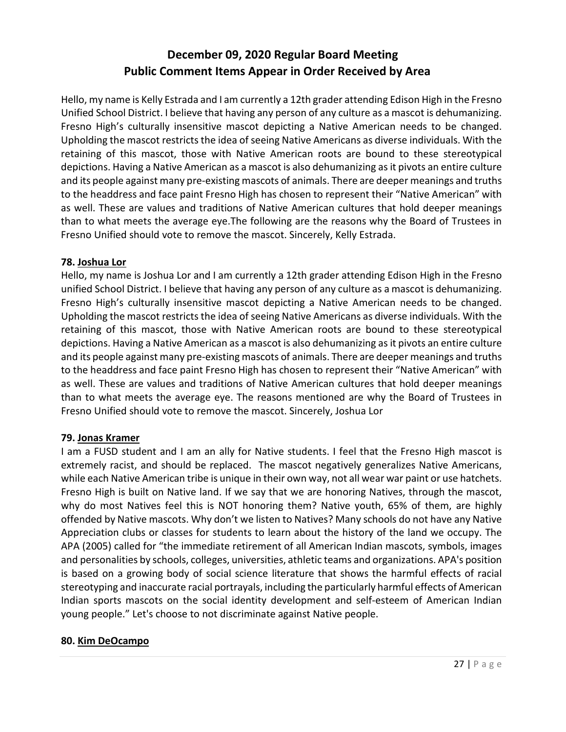# December 09, 2020 Regular Board Meeting
# Public Comment Items Appear in Order Received by Area

Hello, my name is Kelly Estrada and I am currently a 12th grader attending Edison High in the Fresno Unified School District. I believe that having any person of any culture as a mascot is dehumanizing. Fresno High's culturally insensitive mascot depicting a Native American needs to be changed. Upholding the mascot restricts the idea of seeing Native Americans as diverse individuals. With the retaining of this mascot, those with Native American roots are bound to these stereotypical depictions. Having a Native American as a mascot is also dehumanizing as it pivots an entire culture and its people against many pre-existing mascots of animals. There are deeper meanings and truths to the headdress and face paint Fresno High has chosen to represent their "Native American" with as well. These are values and traditions of Native American cultures that hold deeper meanings than to what meets the average eye.The following are the reasons why the Board of Trustees in Fresno Unified should vote to remove the mascot. Sincerely, Kelly Estrada.

### 78. Joshua Lor

Hello, my name is Joshua Lor and I am currently a 12th grader attending Edison High in the Fresno unified School District. I believe that having any person of any culture as a mascot is dehumanizing. Fresno High's culturally insensitive mascot depicting a Native American needs to be changed. Upholding the mascot restricts the idea of seeing Native Americans as diverse individuals. With the retaining of this mascot, those with Native American roots are bound to these stereotypical depictions. Having a Native American as a mascot is also dehumanizing as it pivots an entire culture and its people against many pre-existing mascots of animals. There are deeper meanings and truths to the headdress and face paint Fresno High has chosen to represent their "Native American" with as well. These are values and traditions of Native American cultures that hold deeper meanings than to what meets the average eye. The reasons mentioned are why the Board of Trustees in Fresno Unified should vote to remove the mascot. Sincerely, Joshua Lor

### 79. Jonas Kramer

I am a FUSD student and I am an ally for Native students. I feel that the Fresno High mascot is extremely racist, and should be replaced. The mascot negatively generalizes Native Americans, while each Native American tribe is unique in their own way, not all wear war paint or use hatchets. Fresno High is built on Native land. If we say that we are honoring Natives, through the mascot, why do most Natives feel this is NOT honoring them? Native youth, 65% of them, are highly offended by Native mascots. Why don't we listen to Natives? Many schools do not have any Native Appreciation clubs or classes for students to learn about the history of the land we occupy. The APA (2005) called for "the immediate retirement of all American Indian mascots, symbols, images and personalities by schools, colleges, universities, athletic teams and organizations. APA's position is based on a growing body of social science literature that shows the harmful effects of racial stereotyping and inaccurate racial portrayals, including the particularly harmful effects of American Indian sports mascots on the social identity development and self-esteem of American Indian young people." Let's choose to not discriminate against Native people.

### 80. Kim DeOcampo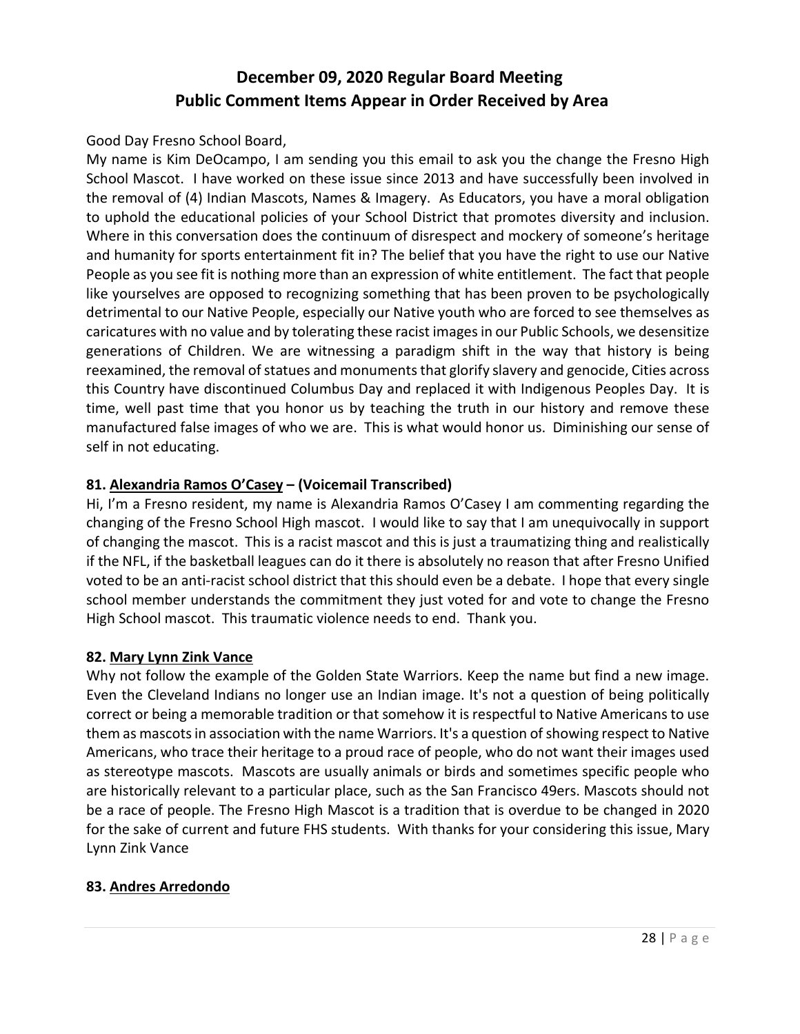# December 09, 2020 Regular Board Meeting
# Public Comment Items Appear in Order Received by Area

Good Day Fresno School Board,

My name is Kim DeOcampo, I am sending you this email to ask you the change the Fresno High School Mascot. I have worked on these issue since 2013 and have successfully been involved in the removal of (4) Indian Mascots, Names & Imagery. As Educators, you have a moral obligation to uphold the educational policies of your School District that promotes diversity and inclusion. Where in this conversation does the continuum of disrespect and mockery of someone's heritage and humanity for sports entertainment fit in? The belief that you have the right to use our Native People as you see fit is nothing more than an expression of white entitlement. The fact that people like yourselves are opposed to recognizing something that has been proven to be psychologically detrimental to our Native People, especially our Native youth who are forced to see themselves as caricatures with no value and by tolerating these racist images in our Public Schools, we desensitize generations of Children. We are witnessing a paradigm shift in the way that history is being reexamined, the removal of statues and monuments that glorify slavery and genocide, Cities across this Country have discontinued Columbus Day and replaced it with Indigenous Peoples Day. It is time, well past time that you honor us by teaching the truth in our history and remove these manufactured false images of who we are. This is what would honor us. Diminishing our sense of self in not educating.

### 81. Alexandria Ramos O'Casey – (Voicemail Transcribed)

Hi, I'm a Fresno resident, my name is Alexandria Ramos O'Casey I am commenting regarding the changing of the Fresno School High mascot. I would like to say that I am unequivocally in support of changing the mascot. This is a racist mascot and this is just a traumatizing thing and realistically if the NFL, if the basketball leagues can do it there is absolutely no reason that after Fresno Unified voted to be an anti-racist school district that this should even be a debate. I hope that every single school member understands the commitment they just voted for and vote to change the Fresno High School mascot. This traumatic violence needs to end. Thank you.

### 82. Mary Lynn Zink Vance

Why not follow the example of the Golden State Warriors. Keep the name but find a new image. Even the Cleveland Indians no longer use an Indian image. It's not a question of being politically correct or being a memorable tradition or that somehow it is respectful to Native Americans to use them as mascots in association with the name Warriors. It's a question of showing respect to Native Americans, who trace their heritage to a proud race of people, who do not want their images used as stereotype mascots. Mascots are usually animals or birds and sometimes specific people who are historically relevant to a particular place, such as the San Francisco 49ers. Mascots should not be a race of people. The Fresno High Mascot is a tradition that is overdue to be changed in 2020 for the sake of current and future FHS students. With thanks for your considering this issue, Mary Lynn Zink Vance

### 83. Andres Arredondo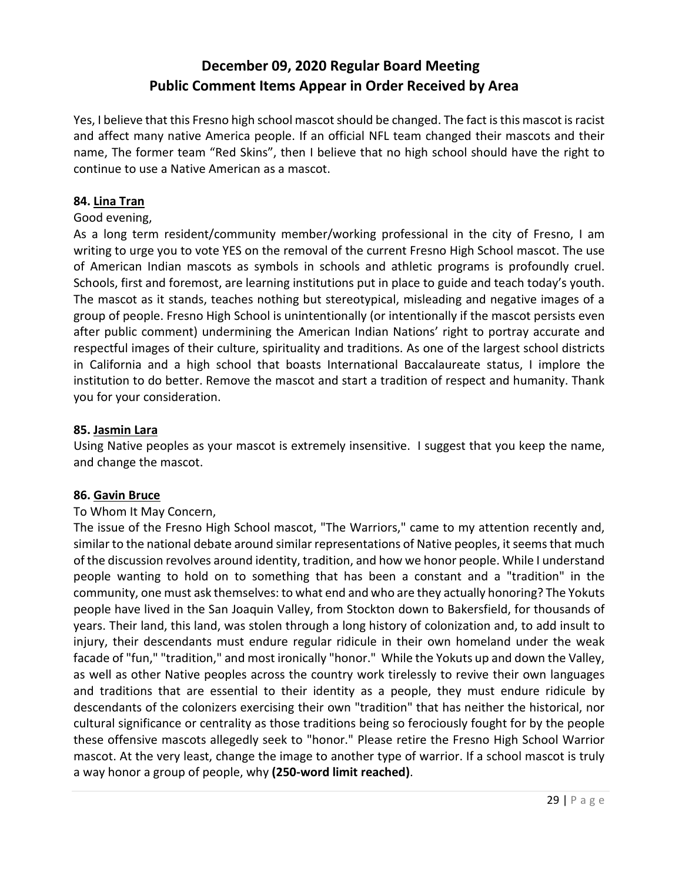Yes, I believe that this Fresno high school mascot should be changed. The fact is this mascot is racist and affect many native America people. If an official NFL team changed their mascots and their name, The former team "Red Skins", then I believe that no high school should have the right to continue to use a Native American as a mascot.

**84. Lina Tran**

Good evening,

As a long term resident/community member/working professional in the city of Fresno, I am writing to urge you to vote YES on the removal of the current Fresno High School mascot. The use of American Indian mascots as symbols in schools and athletic programs is profoundly cruel. Schools, first and foremost, are learning institutions put in place to guide and teach today's youth. The mascot as it stands, teaches nothing but stereotypical, misleading and negative images of a group of people. Fresno High School is unintentionally (or intentionally if the mascot persists even after public comment) undermining the American Indian Nations' right to portray accurate and respectful images of their culture, spirituality and traditions. As one of the largest school districts in California and a high school that boasts International Baccalaureate status, I implore the institution to do better. Remove the mascot and start a tradition of respect and humanity. Thank you for your consideration.

**85. Jasmin Lara**

Using Native peoples as your mascot is extremely insensitive. I suggest that you keep the name, and change the mascot.

**86. Gavin Bruce**

To Whom It May Concern,

The issue of the Fresno High School mascot, "The Warriors," came to my attention recently and, similar to the national debate around similar representations of Native peoples, it seems that much of the discussion revolves around identity, tradition, and how we honor people. While I understand people wanting to hold on to something that has been a constant and a "tradition" in the community, one must ask themselves: to what end and who are they actually honoring? The Yokuts people have lived in the San Joaquin Valley, from Stockton down to Bakersfield, for thousands of years. Their land, this land, was stolen through a long history of colonization and, to add insult to injury, their descendants must endure regular ridicule in their own homeland under the weak facade of "fun," "tradition," and most ironically "honor." While the Yokuts up and down the Valley, as well as other Native peoples across the country work tirelessly to revive their own languages and traditions that are essential to their identity as a people, they must endure ridicule by descendants of the colonizers exercising their own "tradition" that has neither the historical, nor cultural significance or centrality as those traditions being so ferociously fought for by the people these offensive mascots allegedly seek to "honor." Please retire the Fresno High School Warrior mascot. At the very least, change the image to another type of warrior. If a school mascot is truly a way honor a group of people, why **(250-word limit reached)**.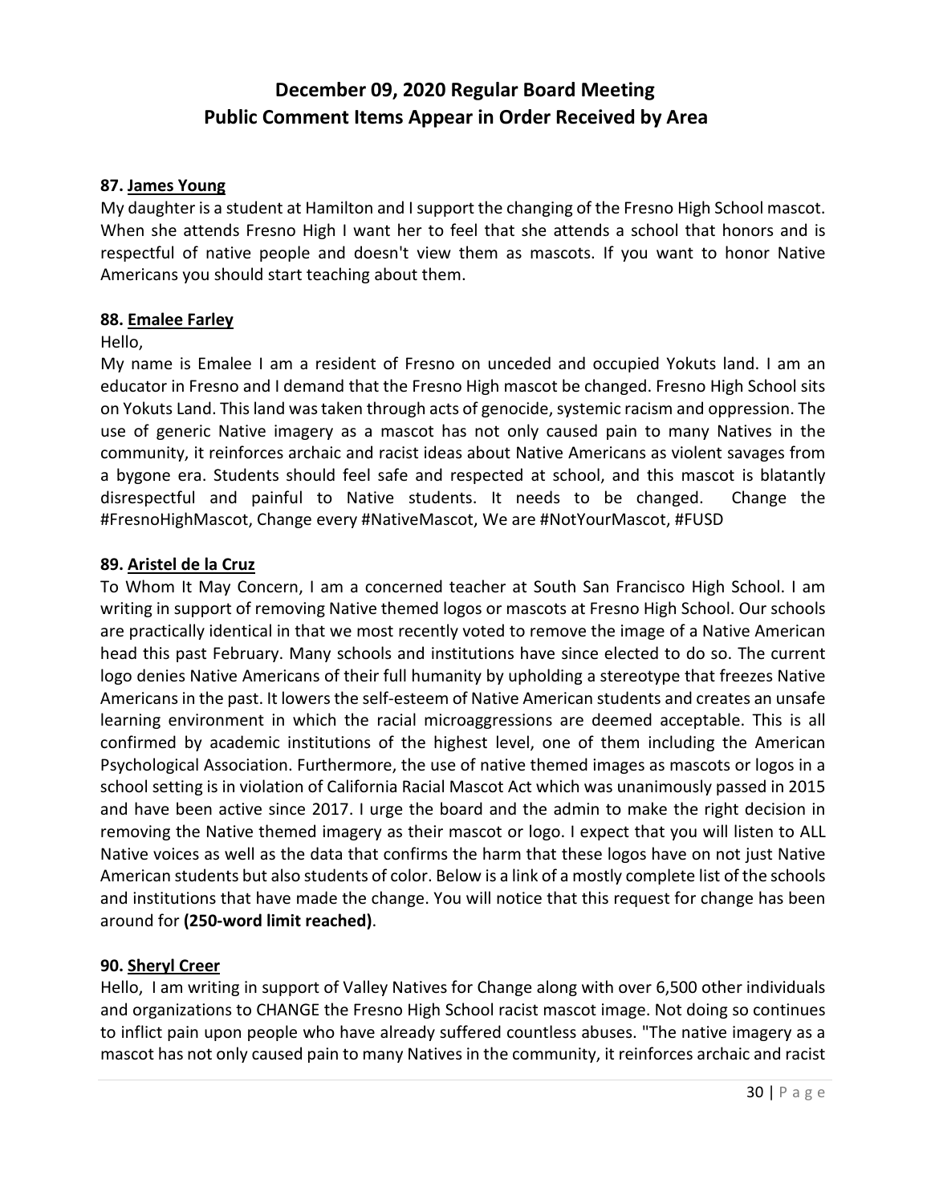# December 09, 2020 Regular Board Meeting
## Public Comment Items Appear in Order Received by Area

**87. James Young**

My daughter is a student at Hamilton and I support the changing of the Fresno High School mascot. When she attends Fresno High I want her to feel that she attends a school that honors and is respectful of native people and doesn't view them as mascots. If you want to honor Native Americans you should start teaching about them.

**88. Emalee Farley**

Hello,

My name is Emalee I am a resident of Fresno on unceded and occupied Yokuts land. I am an educator in Fresno and I demand that the Fresno High mascot be changed. Fresno High School sits on Yokuts Land. This land was taken through acts of genocide, systemic racism and oppression. The use of generic Native imagery as a mascot has not only caused pain to many Natives in the community, it reinforces archaic and racist ideas about Native Americans as violent savages from a bygone era. Students should feel safe and respected at school, and this mascot is blatantly disrespectful and painful to Native students. It needs to be changed. Change the #FresnoHighMascot, Change every #NativeMascot, We are #NotYourMascot, #FUSD

**89. Aristel de la Cruz**

To Whom It May Concern, I am a concerned teacher at South San Francisco High School. I am writing in support of removing Native themed logos or mascots at Fresno High School. Our schools are practically identical in that we most recently voted to remove the image of a Native American head this past February. Many schools and institutions have since elected to do so. The current logo denies Native Americans of their full humanity by upholding a stereotype that freezes Native Americans in the past. It lowers the self-esteem of Native American students and creates an unsafe learning environment in which the racial microaggressions are deemed acceptable. This is all confirmed by academic institutions of the highest level, one of them including the American Psychological Association. Furthermore, the use of native themed images as mascots or logos in a school setting is in violation of California Racial Mascot Act which was unanimously passed in 2015 and have been active since 2017. I urge the board and the admin to make the right decision in removing the Native themed imagery as their mascot or logo. I expect that you will listen to ALL Native voices as well as the data that confirms the harm that these logos have on not just Native American students but also students of color. Below is a link of a mostly complete list of the schools and institutions that have made the change. You will notice that this request for change has been around for **(250-word limit reached)**.

**90. Sheryl Creer**

Hello, I am writing in support of Valley Natives for Change along with over 6,500 other individuals and organizations to CHANGE the Fresno High School racist mascot image. Not doing so continues to inflict pain upon people who have already suffered countless abuses. "The native imagery as a mascot has not only caused pain to many Natives in the community, it reinforces archaic and racist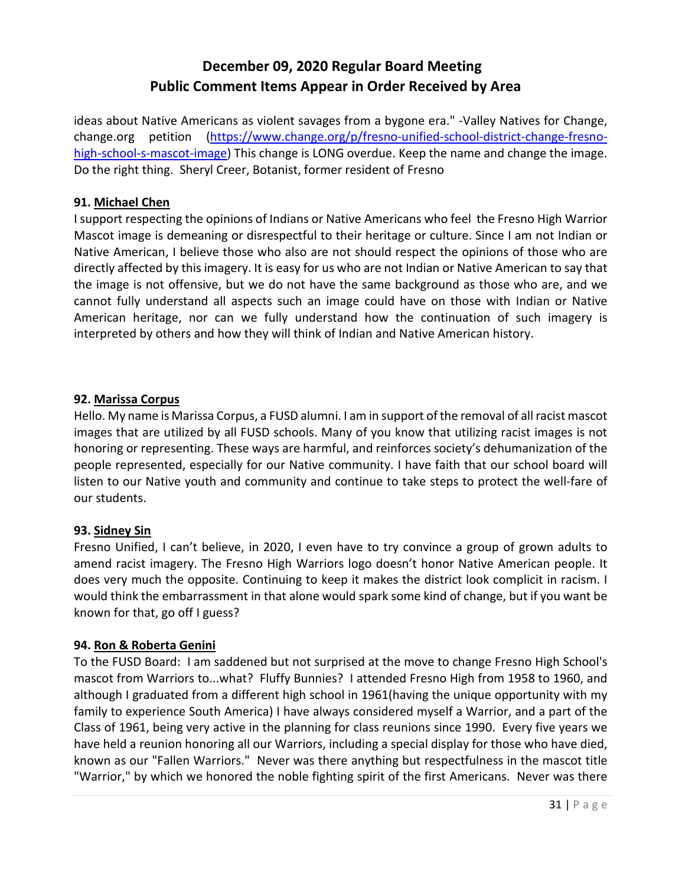ideas about Native Americans as violent savages from a bygone era." -Valley Natives for Change, change.org petition ([https://www.change.org/p/fresno-unified-school-district-change-fresno-high-school-s-mascot-image](https://www.change.org/p/fresno-unified-school-district-change-fresno-high-school-s-mascot-image)) This change is LONG overdue. Keep the name and change the image. Do the right thing. Sheryl Creer, Botanist, former resident of Fresno

**91. Michael Chen**

I support respecting the opinions of Indians or Native Americans who feel the Fresno High Warrior Mascot image is demeaning or disrespectful to their heritage or culture. Since I am not Indian or Native American, I believe those who also are not should respect the opinions of those who are directly affected by this imagery. It is easy for us who are not Indian or Native American to say that the image is not offensive, but we do not have the same background as those who are, and we cannot fully understand all aspects such an image could have on those with Indian or Native American heritage, nor can we fully understand how the continuation of such imagery is interpreted by others and how they will think of Indian and Native American history.

**92. Marissa Corpus**

Hello. My name is Marissa Corpus, a FUSD alumni. I am in support of the removal of all racist mascot images that are utilized by all FUSD schools. Many of you know that utilizing racist images is not honoring or representing. These ways are harmful, and reinforces society's dehumanization of the people represented, especially for our Native community. I have faith that our school board will listen to our Native youth and community and continue to take steps to protect the well-fare of our students.

**93. Sidney Sin**

Fresno Unified, I can't believe, in 2020, I even have to try convince a group of grown adults to amend racist imagery. The Fresno High Warriors logo doesn't honor Native American people. It does very much the opposite. Continuing to keep it makes the district look complicit in racism. I would think the embarrassment in that alone would spark some kind of change, but if you want be known for that, go off I guess?

**94. Ron & Roberta Genini**

To the FUSD Board: I am saddened but not surprised at the move to change Fresno High School's mascot from Warriors to...what? Fluffy Bunnies? I attended Fresno High from 1958 to 1960, and although I graduated from a different high school in 1961(having the unique opportunity with my family to experience South America) I have always considered myself a Warrior, and a part of the Class of 1961, being very active in the planning for class reunions since 1990. Every five years we have held a reunion honoring all our Warriors, including a special display for those who have died, known as our "Fallen Warriors." Never was there anything but respectfulness in the mascot title "Warrior," by which we honored the noble fighting spirit of the first Americans. Never was there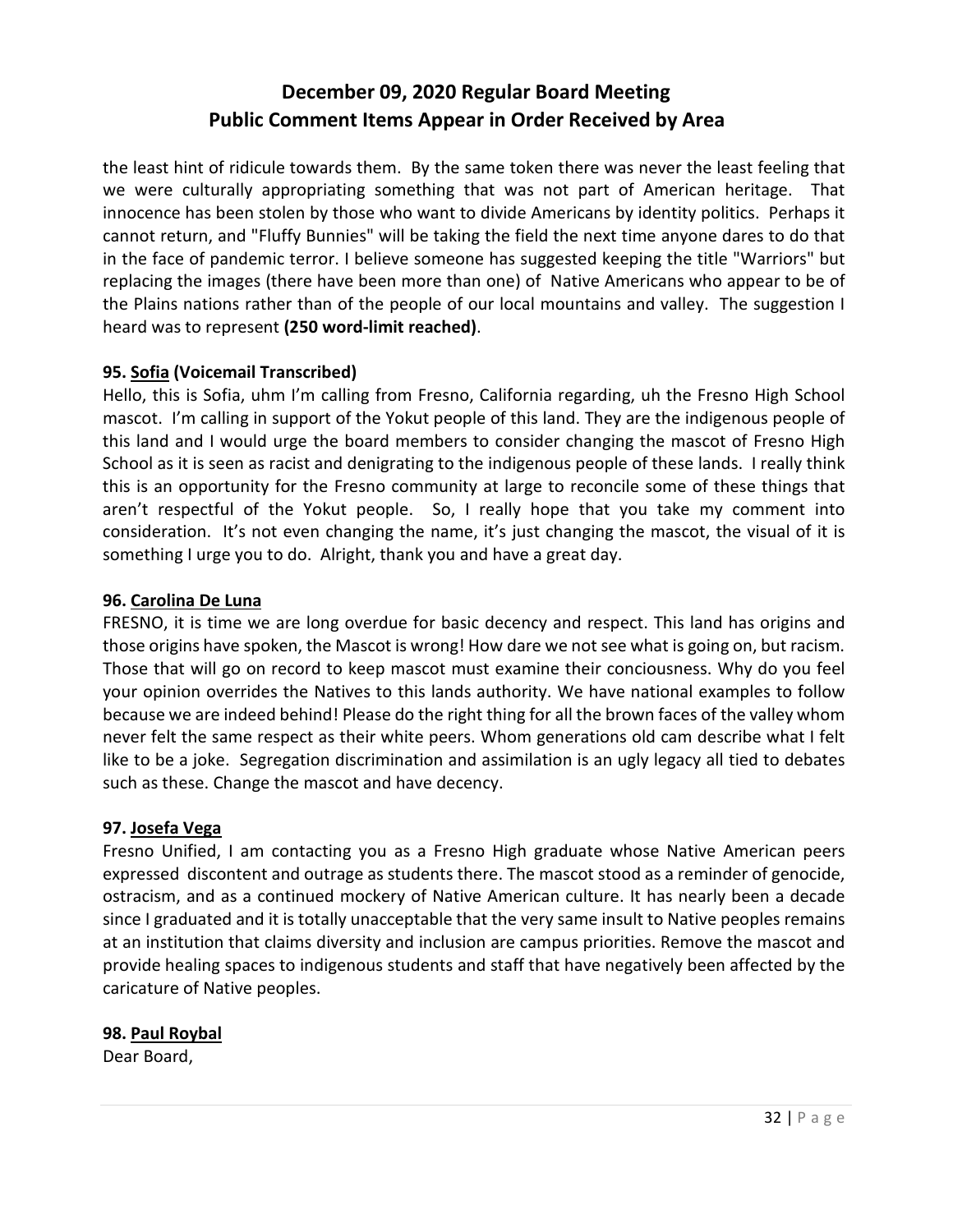the least hint of ridicule towards them. By the same token there was never the least feeling that we were culturally appropriating something that was not part of American heritage. That innocence has been stolen by those who want to divide Americans by identity politics. Perhaps it cannot return, and "Fluffy Bunnies" will be taking the field the next time anyone dares to do that in the face of pandemic terror. I believe someone has suggested keeping the title "Warriors" but replacing the images (there have been more than one) of Native Americans who appear to be of the Plains nations rather than of the people of our local mountains and valley. The suggestion I heard was to represent **(250 word-limit reached)**.

**95. Sofia (Voicemail Transcribed)**

Hello, this is Sofia, uhm I'm calling from Fresno, California regarding, uh the Fresno High School mascot. I'm calling in support of the Yokut people of this land. They are the indigenous people of this land and I would urge the board members to consider changing the mascot of Fresno High School as it is seen as racist and denigrating to the indigenous people of these lands. I really think this is an opportunity for the Fresno community at large to reconcile some of these things that aren't respectful of the Yokut people. So, I really hope that you take my comment into consideration. It's not even changing the name, it's just changing the mascot, the visual of it is something I urge you to do. Alright, thank you and have a great day.

**96. Carolina De Luna**

FRESNO, it is time we are long overdue for basic decency and respect. This land has origins and those origins have spoken, the Mascot is wrong! How dare we not see what is going on, but racism. Those that will go on record to keep mascot must examine their conciousness. Why do you feel your opinion overrides the Natives to this lands authority. We have national examples to follow because we are indeed behind! Please do the right thing for all the brown faces of the valley whom never felt the same respect as their white peers. Whom generations old cam describe what I felt like to be a joke. Segregation discrimination and assimilation is an ugly legacy all tied to debates such as these. Change the mascot and have decency.

**97. Josefa Vega**

Fresno Unified, I am contacting you as a Fresno High graduate whose Native American peers expressed discontent and outrage as students there. The mascot stood as a reminder of genocide, ostracism, and as a continued mockery of Native American culture. It has nearly been a decade since I graduated and it is totally unacceptable that the very same insult to Native peoples remains at an institution that claims diversity and inclusion are campus priorities. Remove the mascot and provide healing spaces to indigenous students and staff that have negatively been affected by the caricature of Native peoples.

**98. Paul Roybal**

Dear Board,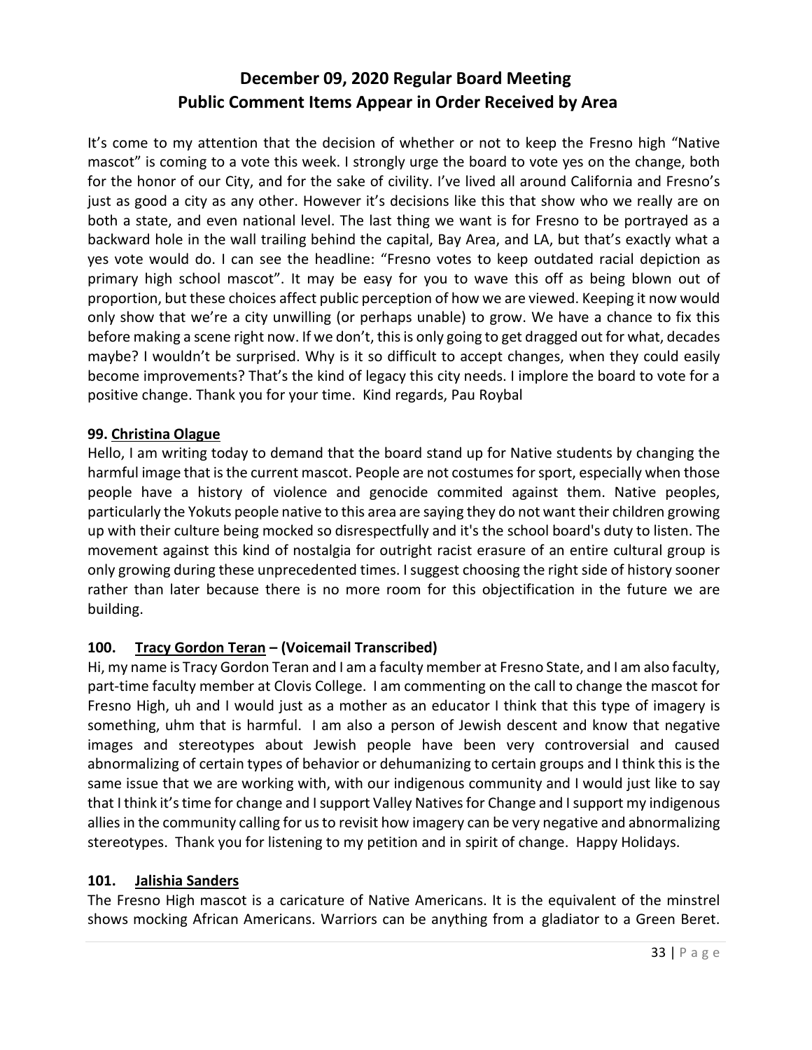# December 09, 2020 Regular Board Meeting
# Public Comment Items Appear in Order Received by Area

It's come to my attention that the decision of whether or not to keep the Fresno high "Native mascot" is coming to a vote this week. I strongly urge the board to vote yes on the change, both for the honor of our City, and for the sake of civility. I've lived all around California and Fresno's just as good a city as any other. However it's decisions like this that show who we really are on both a state, and even national level. The last thing we want is for Fresno to be portrayed as a backward hole in the wall trailing behind the capital, Bay Area, and LA, but that's exactly what a yes vote would do. I can see the headline: "Fresno votes to keep outdated racial depiction as primary high school mascot". It may be easy for you to wave this off as being blown out of proportion, but these choices affect public perception of how we are viewed. Keeping it now would only show that we're a city unwilling (or perhaps unable) to grow. We have a chance to fix this before making a scene right now. If we don't, this is only going to get dragged out for what, decades maybe? I wouldn't be surprised. Why is it so difficult to accept changes, when they could easily become improvements? That's the kind of legacy this city needs. I implore the board to vote for a positive change. Thank you for your time. Kind regards, Pau Roybal

### 99. Christina Olague

Hello, I am writing today to demand that the board stand up for Native students by changing the harmful image that is the current mascot. People are not costumes for sport, especially when those people have a history of violence and genocide commited against them. Native peoples, particularly the Yokuts people native to this area are saying they do not want their children growing up with their culture being mocked so disrespectfully and it's the school board's duty to listen. The movement against this kind of nostalgia for outright racist erasure of an entire cultural group is only growing during these unprecedented times. I suggest choosing the right side of history sooner rather than later because there is no more room for this objectification in the future we are building.

### 100. Tracy Gordon Teran – (Voicemail Transcribed)

Hi, my name is Tracy Gordon Teran and I am a faculty member at Fresno State, and I am also faculty, part-time faculty member at Clovis College. I am commenting on the call to change the mascot for Fresno High, uh and I would just as a mother as an educator I think that this type of imagery is something, uhm that is harmful. I am also a person of Jewish descent and know that negative images and stereotypes about Jewish people have been very controversial and caused abnormalizing of certain types of behavior or dehumanizing to certain groups and I think this is the same issue that we are working with, with our indigenous community and I would just like to say that I think it's time for change and I support Valley Natives for Change and I support my indigenous allies in the community calling for us to revisit how imagery can be very negative and abnormalizing stereotypes. Thank you for listening to my petition and in spirit of change. Happy Holidays.

### 101. Jalishia Sanders

The Fresno High mascot is a caricature of Native Americans. It is the equivalent of the minstrel shows mocking African Americans. Warriors can be anything from a gladiator to a Green Beret.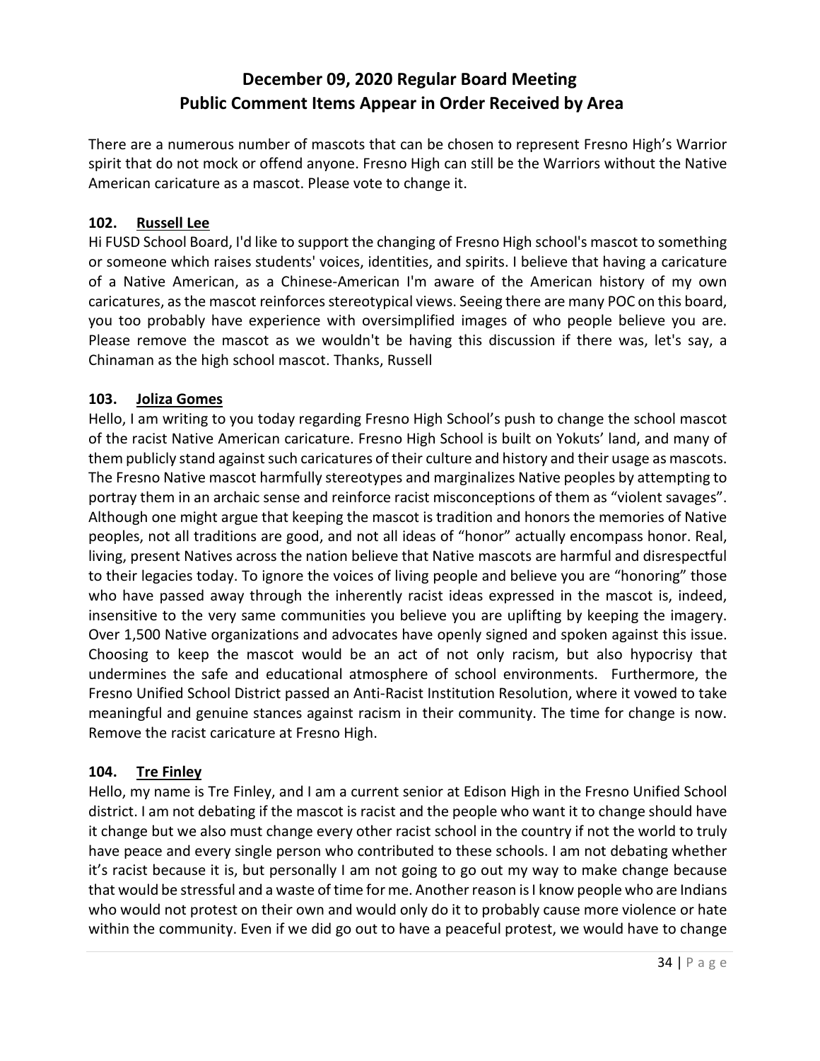# December 09, 2020 Regular Board Meeting
# Public Comment Items Appear in Order Received by Area

There are a numerous number of mascots that can be chosen to represent Fresno High's Warrior spirit that do not mock or offend anyone. Fresno High can still be the Warriors without the Native American caricature as a mascot. Please vote to change it.

### 102. Russell Lee

Hi FUSD School Board, I'd like to support the changing of Fresno High school's mascot to something or someone which raises students' voices, identities, and spirits. I believe that having a caricature of a Native American, as a Chinese-American I'm aware of the American history of my own caricatures, as the mascot reinforces stereotypical views. Seeing there are many POC on this board, you too probably have experience with oversimplified images of who people believe you are. Please remove the mascot as we wouldn't be having this discussion if there was, let's say, a Chinaman as the high school mascot. Thanks, Russell

### 103. Joliza Gomes

Hello, I am writing to you today regarding Fresno High School's push to change the school mascot of the racist Native American caricature. Fresno High School is built on Yokuts' land, and many of them publicly stand against such caricatures of their culture and history and their usage as mascots. The Fresno Native mascot harmfully stereotypes and marginalizes Native peoples by attempting to portray them in an archaic sense and reinforce racist misconceptions of them as "violent savages". Although one might argue that keeping the mascot is tradition and honors the memories of Native peoples, not all traditions are good, and not all ideas of "honor" actually encompass honor. Real, living, present Natives across the nation believe that Native mascots are harmful and disrespectful to their legacies today. To ignore the voices of living people and believe you are "honoring" those who have passed away through the inherently racist ideas expressed in the mascot is, indeed, insensitive to the very same communities you believe you are uplifting by keeping the imagery. Over 1,500 Native organizations and advocates have openly signed and spoken against this issue. Choosing to keep the mascot would be an act of not only racism, but also hypocrisy that undermines the safe and educational atmosphere of school environments. Furthermore, the Fresno Unified School District passed an Anti-Racist Institution Resolution, where it vowed to take meaningful and genuine stances against racism in their community. The time for change is now. Remove the racist caricature at Fresno High.

### 104. Tre Finley

Hello, my name is Tre Finley, and I am a current senior at Edison High in the Fresno Unified School district. I am not debating if the mascot is racist and the people who want it to change should have it change but we also must change every other racist school in the country if not the world to truly have peace and every single person who contributed to these schools. I am not debating whether it's racist because it is, but personally I am not going to go out my way to make change because that would be stressful and a waste of time for me. Another reason is I know people who are Indians who would not protest on their own and would only do it to probably cause more violence or hate within the community. Even if we did go out to have a peaceful protest, we would have to change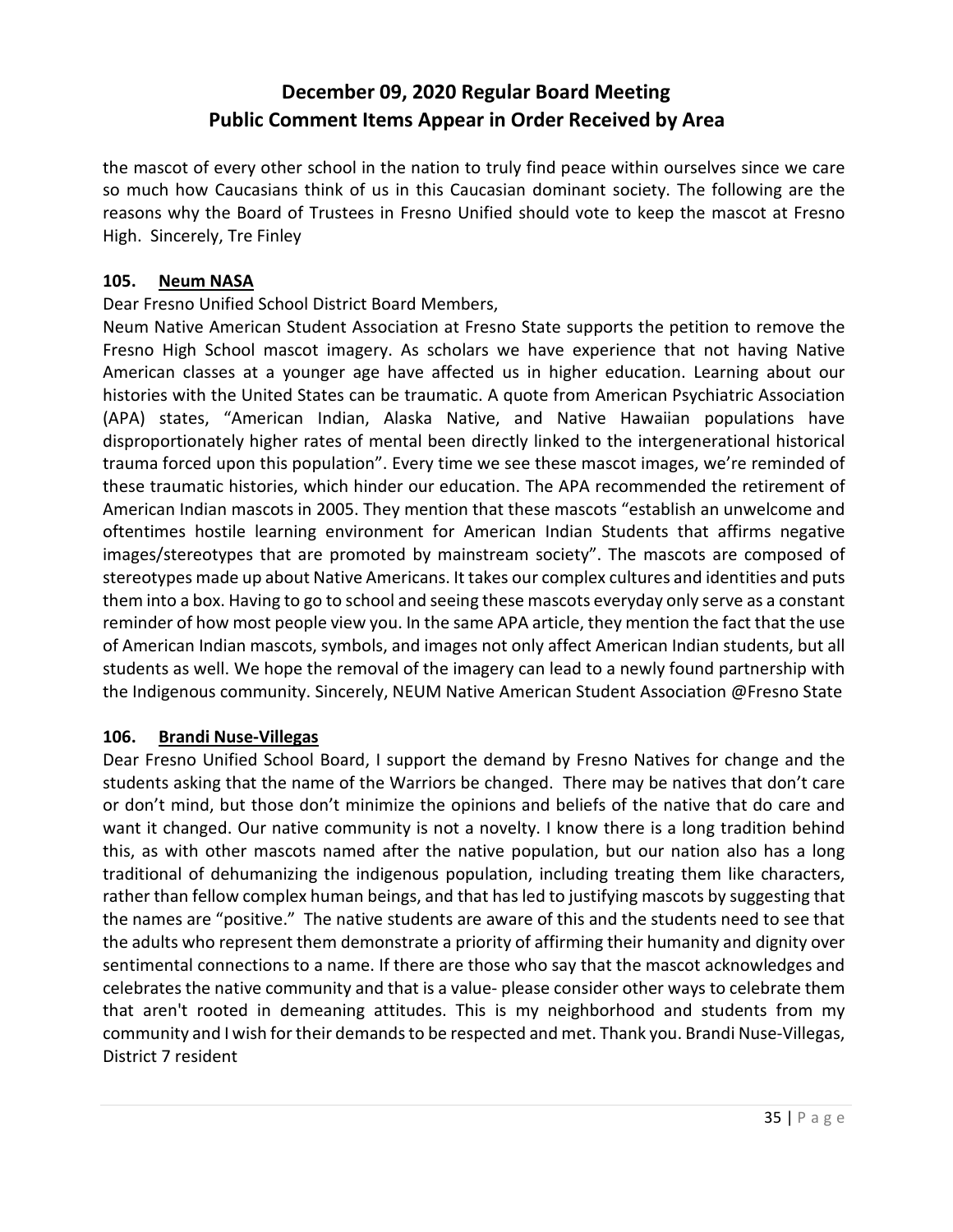the mascot of every other school in the nation to truly find peace within ourselves since we care so much how Caucasians think of us in this Caucasian dominant society. The following are the reasons why the Board of Trustees in Fresno Unified should vote to keep the mascot at Fresno High. Sincerely, Tre Finley

**105. Neum NASA**

Dear Fresno Unified School District Board Members,

Neum Native American Student Association at Fresno State supports the petition to remove the Fresno High School mascot imagery. As scholars we have experience that not having Native American classes at a younger age have affected us in higher education. Learning about our histories with the United States can be traumatic. A quote from American Psychiatric Association (APA) states, "American Indian, Alaska Native, and Native Hawaiian populations have disproportionately higher rates of mental been directly linked to the intergenerational historical trauma forced upon this population". Every time we see these mascot images, we're reminded of these traumatic histories, which hinder our education. The APA recommended the retirement of American Indian mascots in 2005. They mention that these mascots "establish an unwelcome and oftentimes hostile learning environment for American Indian Students that affirms negative images/stereotypes that are promoted by mainstream society". The mascots are composed of stereotypes made up about Native Americans. It takes our complex cultures and identities and puts them into a box. Having to go to school and seeing these mascots everyday only serve as a constant reminder of how most people view you. In the same APA article, they mention the fact that the use of American Indian mascots, symbols, and images not only affect American Indian students, but all students as well. We hope the removal of the imagery can lead to a newly found partnership with the Indigenous community. Sincerely, NEUM Native American Student Association @Fresno State

**106. Brandi Nuse-Villegas**

Dear Fresno Unified School Board, I support the demand by Fresno Natives for change and the students asking that the name of the Warriors be changed. There may be natives that don't care or don't mind, but those don't minimize the opinions and beliefs of the native that do care and want it changed. Our native community is not a novelty. I know there is a long tradition behind this, as with other mascots named after the native population, but our nation also has a long traditional of dehumanizing the indigenous population, including treating them like characters, rather than fellow complex human beings, and that has led to justifying mascots by suggesting that the names are "positive." The native students are aware of this and the students need to see that the adults who represent them demonstrate a priority of affirming their humanity and dignity over sentimental connections to a name. If there are those who say that the mascot acknowledges and celebrates the native community and that is a value- please consider other ways to celebrate them that aren't rooted in demeaning attitudes. This is my neighborhood and students from my community and I wish for their demands to be respected and met. Thank you. Brandi Nuse-Villegas, District 7 resident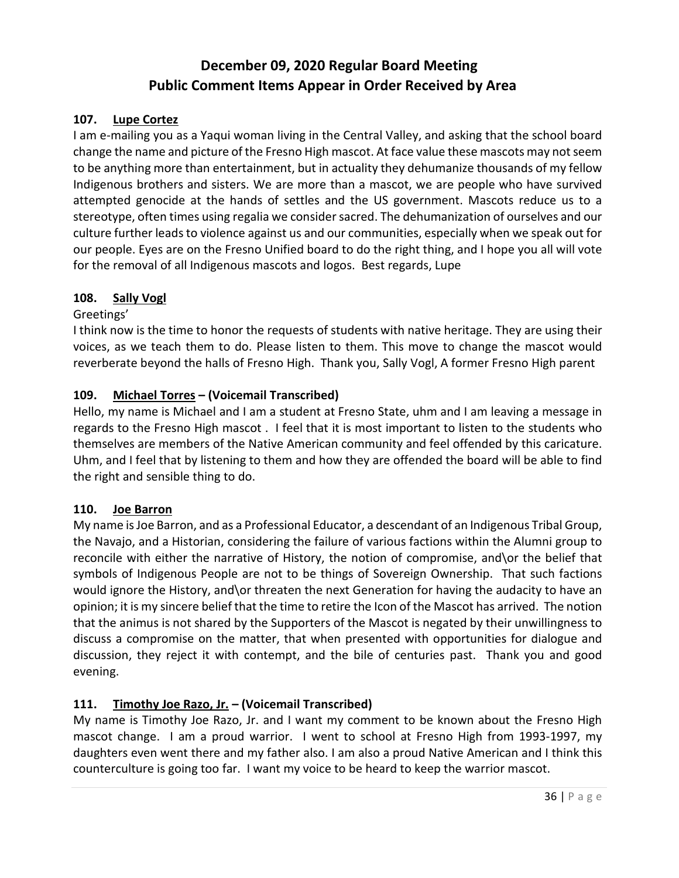# December 09, 2020 Regular Board Meeting
## Public Comment Items Appear in Order Received by Area

**107. Lupe Cortez**

I am e-mailing you as a Yaqui woman living in the Central Valley, and asking that the school board change the name and picture of the Fresno High mascot. At face value these mascots may not seem to be anything more than entertainment, but in actuality they dehumanize thousands of my fellow Indigenous brothers and sisters. We are more than a mascot, we are people who have survived attempted genocide at the hands of settles and the US government. Mascots reduce us to a stereotype, often times using regalia we consider sacred. The dehumanization of ourselves and our culture further leads to violence against us and our communities, especially when we speak out for our people. Eyes are on the Fresno Unified board to do the right thing, and I hope you all will vote for the removal of all Indigenous mascots and logos. Best regards, Lupe

**108. Sally Vogl**

Greetings'

I think now is the time to honor the requests of students with native heritage. They are using their voices, as we teach them to do. Please listen to them. This move to change the mascot would reverberate beyond the halls of Fresno High. Thank you, Sally Vogl, A former Fresno High parent

**109. Michael Torres – (Voicemail Transcribed)**

Hello, my name is Michael and I am a student at Fresno State, uhm and I am leaving a message in regards to the Fresno High mascot . I feel that it is most important to listen to the students who themselves are members of the Native American community and feel offended by this caricature. Uhm, and I feel that by listening to them and how they are offended the board will be able to find the right and sensible thing to do.

**110. Joe Barron**

My name is Joe Barron, and as a Professional Educator, a descendant of an Indigenous Tribal Group, the Navajo, and a Historian, considering the failure of various factions within the Alumni group to reconcile with either the narrative of History, the notion of compromise, and\or the belief that symbols of Indigenous People are not to be things of Sovereign Ownership. That such factions would ignore the History, and\or threaten the next Generation for having the audacity to have an opinion; it is my sincere belief that the time to retire the Icon of the Mascot has arrived. The notion that the animus is not shared by the Supporters of the Mascot is negated by their unwillingness to discuss a compromise on the matter, that when presented with opportunities for dialogue and discussion, they reject it with contempt, and the bile of centuries past. Thank you and good evening.

**111. Timothy Joe Razo, Jr. – (Voicemail Transcribed)**

My name is Timothy Joe Razo, Jr. and I want my comment to be known about the Fresno High mascot change. I am a proud warrior. I went to school at Fresno High from 1993-1997, my daughters even went there and my father also. I am also a proud Native American and I think this counterculture is going too far. I want my voice to be heard to keep the warrior mascot.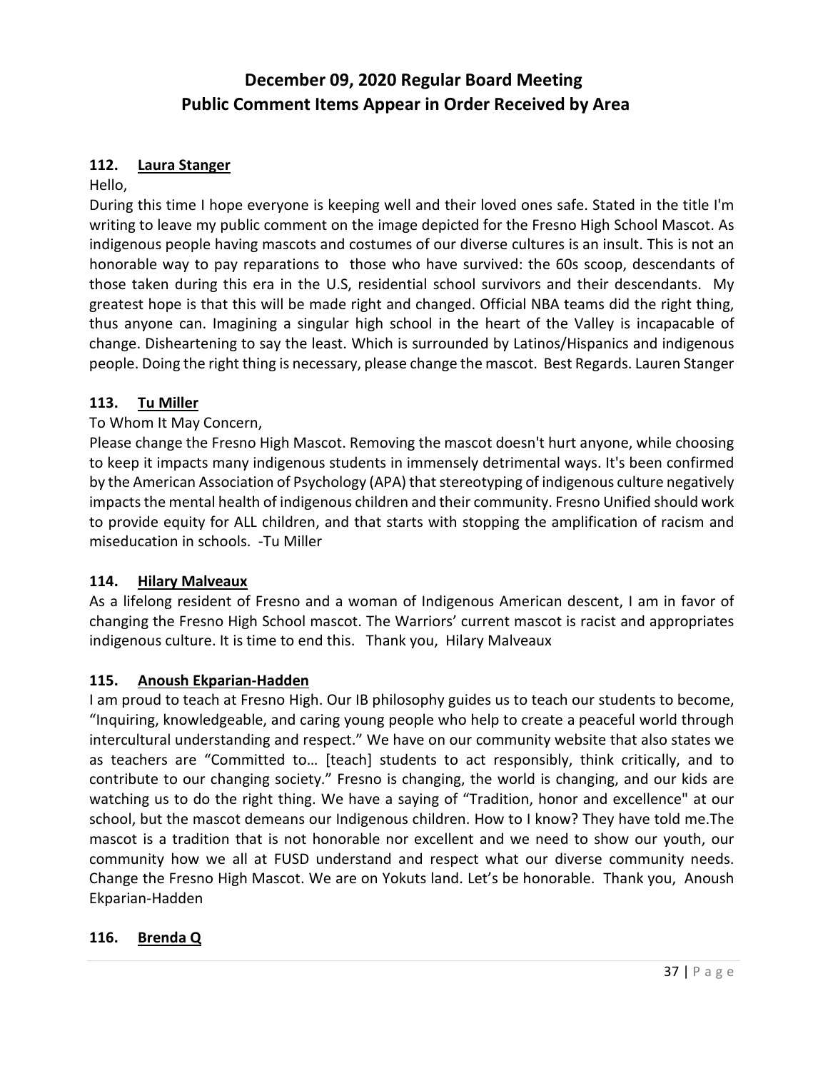# December 09, 2020 Regular Board Meeting
# Public Comment Items Appear in Order Received by Area

**112. Laura Stanger**

Hello,

During this time I hope everyone is keeping well and their loved ones safe. Stated in the title I'm writing to leave my public comment on the image depicted for the Fresno High School Mascot. As indigenous people having mascots and costumes of our diverse cultures is an insult. This is not an honorable way to pay reparations to those who have survived: the 60s scoop, descendants of those taken during this era in the U.S, residential school survivors and their descendants. My greatest hope is that this will be made right and changed. Official NBA teams did the right thing, thus anyone can. Imagining a singular high school in the heart of the Valley is incapacable of change. Disheartening to say the least. Which is surrounded by Latinos/Hispanics and indigenous people. Doing the right thing is necessary, please change the mascot. Best Regards. Lauren Stanger

**113. Tu Miller**

To Whom It May Concern,

Please change the Fresno High Mascot. Removing the mascot doesn't hurt anyone, while choosing to keep it impacts many indigenous students in immensely detrimental ways. It's been confirmed by the American Association of Psychology (APA) that stereotyping of indigenous culture negatively impacts the mental health of indigenous children and their community. Fresno Unified should work to provide equity for ALL children, and that starts with stopping the amplification of racism and miseducation in schools. -Tu Miller

**114. Hilary Malveaux**

As a lifelong resident of Fresno and a woman of Indigenous American descent, I am in favor of changing the Fresno High School mascot. The Warriors' current mascot is racist and appropriates indigenous culture. It is time to end this. Thank you, Hilary Malveaux

**115. Anoush Ekparian-Hadden**

I am proud to teach at Fresno High. Our IB philosophy guides us to teach our students to become, "Inquiring, knowledgeable, and caring young people who help to create a peaceful world through intercultural understanding and respect." We have on our community website that also states we as teachers are "Committed to… [teach] students to act responsibly, think critically, and to contribute to our changing society." Fresno is changing, the world is changing, and our kids are watching us to do the right thing. We have a saying of "Tradition, honor and excellence" at our school, but the mascot demeans our Indigenous children. How to I know? They have told me.The mascot is a tradition that is not honorable nor excellent and we need to show our youth, our community how we all at FUSD understand and respect what our diverse community needs. Change the Fresno High Mascot. We are on Yokuts land. Let's be honorable. Thank you, Anoush Ekparian-Hadden

**116. Brenda Q**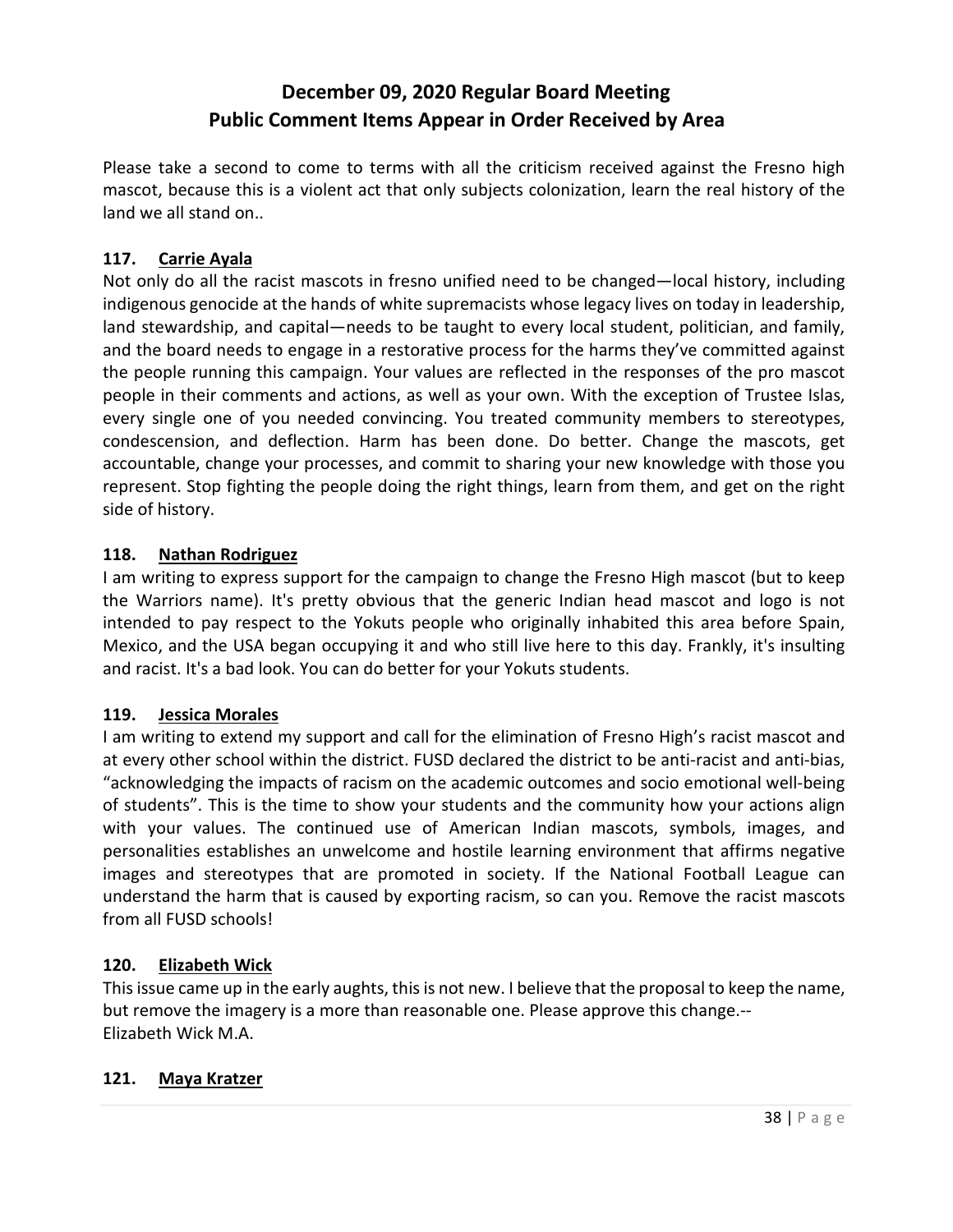# December 09, 2020 Regular Board Meeting
## Public Comment Items Appear in Order Received by Area

Please take a second to come to terms with all the criticism received against the Fresno high mascot, because this is a violent act that only subjects colonization, learn the real history of the land we all stand on..

**117. Carrie Ayala**
Not only do all the racist mascots in fresno unified need to be changed—local history, including indigenous genocide at the hands of white supremacists whose legacy lives on today in leadership, land stewardship, and capital—needs to be taught to every local student, politician, and family, and the board needs to engage in a restorative process for the harms they've committed against the people running this campaign. Your values are reflected in the responses of the pro mascot people in their comments and actions, as well as your own. With the exception of Trustee Islas, every single one of you needed convincing. You treated community members to stereotypes, condescension, and deflection. Harm has been done. Do better. Change the mascots, get accountable, change your processes, and commit to sharing your new knowledge with those you represent. Stop fighting the people doing the right things, learn from them, and get on the right side of history.

**118. Nathan Rodriguez**
I am writing to express support for the campaign to change the Fresno High mascot (but to keep the Warriors name). It's pretty obvious that the generic Indian head mascot and logo is not intended to pay respect to the Yokuts people who originally inhabited this area before Spain, Mexico, and the USA began occupying it and who still live here to this day. Frankly, it's insulting and racist. It's a bad look. You can do better for your Yokuts students.

**119. Jessica Morales**
I am writing to extend my support and call for the elimination of Fresno High's racist mascot and at every other school within the district. FUSD declared the district to be anti-racist and anti-bias, "acknowledging the impacts of racism on the academic outcomes and socio emotional well-being of students". This is the time to show your students and the community how your actions align with your values. The continued use of American Indian mascots, symbols, images, and personalities establishes an unwelcome and hostile learning environment that affirms negative images and stereotypes that are promoted in society. If the National Football League can understand the harm that is caused by exporting racism, so can you. Remove the racist mascots from all FUSD schools!

**120. Elizabeth Wick**
This issue came up in the early aughts, this is not new. I believe that the proposal to keep the name, but remove the imagery is a more than reasonable one. Please approve this change.--
Elizabeth Wick M.A.

**121. Maya Kratzer**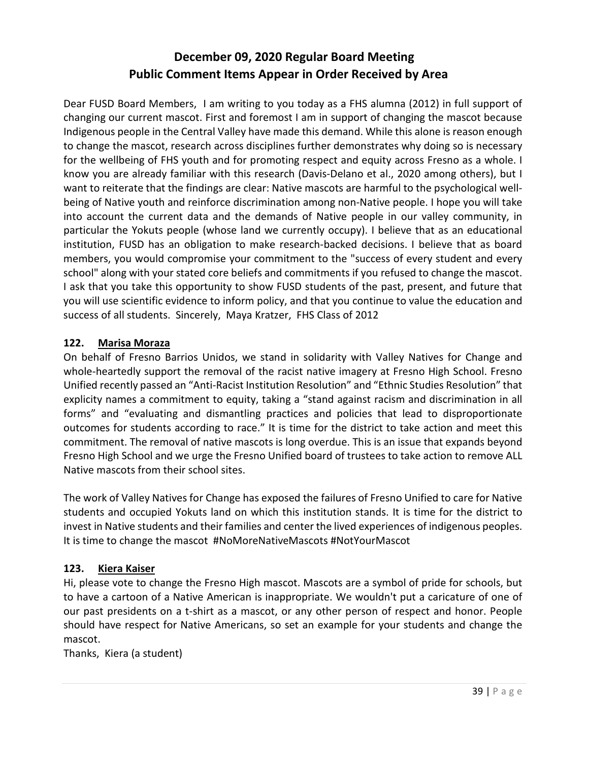# December 09, 2020 Regular Board Meeting
# Public Comment Items Appear in Order Received by Area

Dear FUSD Board Members, I am writing to you today as a FHS alumna (2012) in full support of changing our current mascot. First and foremost I am in support of changing the mascot because Indigenous people in the Central Valley have made this demand. While this alone is reason enough to change the mascot, research across disciplines further demonstrates why doing so is necessary for the wellbeing of FHS youth and for promoting respect and equity across Fresno as a whole. I know you are already familiar with this research (Davis-Delano et al., 2020 among others), but I want to reiterate that the findings are clear: Native mascots are harmful to the psychological well-being of Native youth and reinforce discrimination among non-Native people. I hope you will take into account the current data and the demands of Native people in our valley community, in particular the Yokuts people (whose land we currently occupy). I believe that as an educational institution, FUSD has an obligation to make research-backed decisions. I believe that as board members, you would compromise your commitment to the "success of every student and every school" along with your stated core beliefs and commitments if you refused to change the mascot. I ask that you take this opportunity to show FUSD students of the past, present, and future that you will use scientific evidence to inform policy, and that you continue to value the education and success of all students. Sincerely, Maya Kratzer, FHS Class of 2012

### 122. Marisa Moraza

On behalf of Fresno Barrios Unidos, we stand in solidarity with Valley Natives for Change and whole-heartedly support the removal of the racist native imagery at Fresno High School. Fresno Unified recently passed an "Anti-Racist Institution Resolution" and "Ethnic Studies Resolution" that explicity names a commitment to equity, taking a "stand against racism and discrimination in all forms" and "evaluating and dismantling practices and policies that lead to disproportionate outcomes for students according to race." It is time for the district to take action and meet this commitment. The removal of native mascots is long overdue. This is an issue that expands beyond Fresno High School and we urge the Fresno Unified board of trustees to take action to remove ALL Native mascots from their school sites.

The work of Valley Natives for Change has exposed the failures of Fresno Unified to care for Native students and occupied Yokuts land on which this institution stands. It is time for the district to invest in Native students and their families and center the lived experiences of indigenous peoples. It is time to change the mascot #NoMoreNativeMascots #NotYourMascot

### 123. Kiera Kaiser

Hi, please vote to change the Fresno High mascot. Mascots are a symbol of pride for schools, but to have a cartoon of a Native American is inappropriate. We wouldn't put a caricature of one of our past presidents on a t-shirt as a mascot, or any other person of respect and honor. People should have respect for Native Americans, so set an example for your students and change the mascot.

Thanks, Kiera (a student)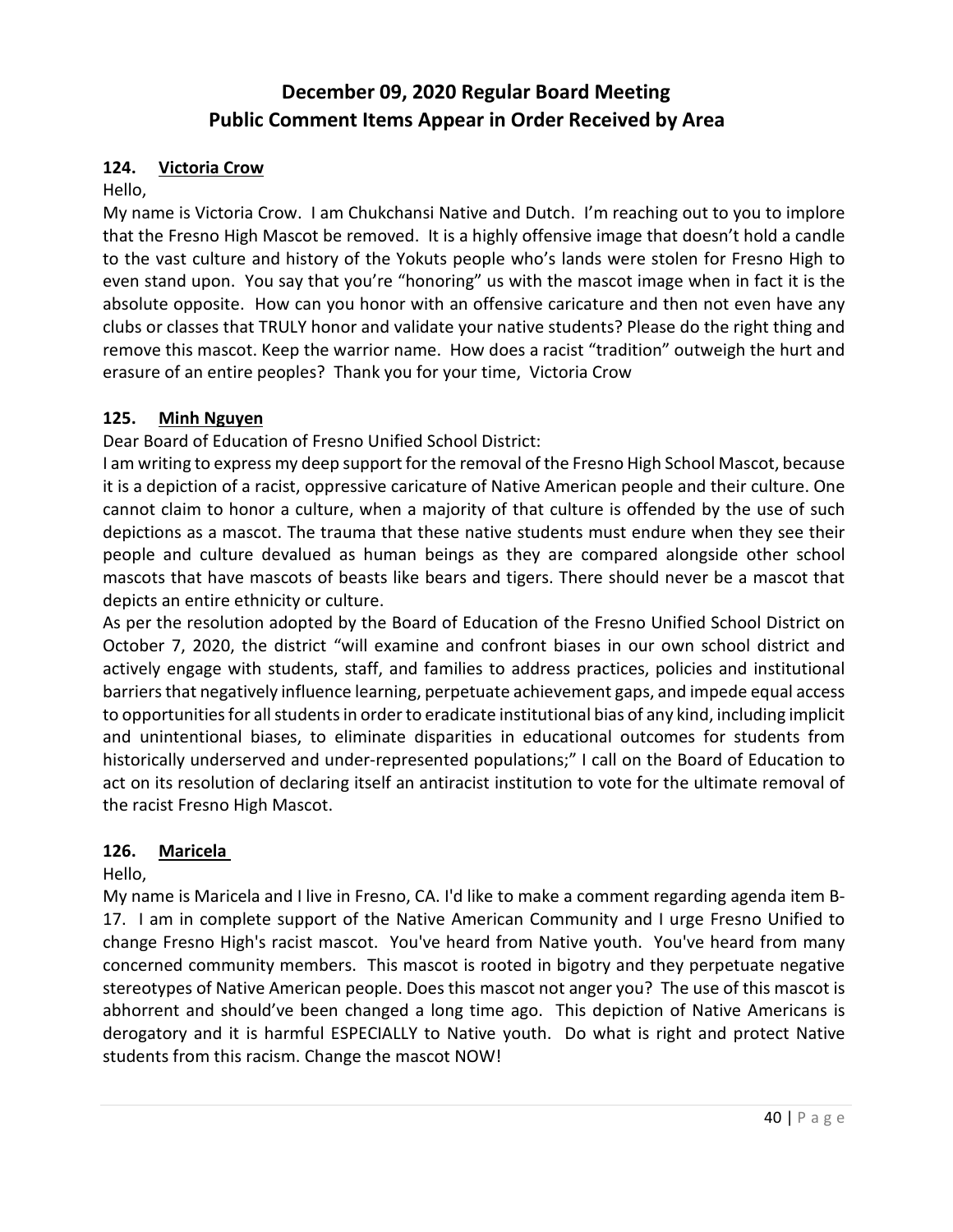# December 09, 2020 Regular Board Meeting
# Public Comment Items Appear in Order Received by Area

**124. Victoria Crow**

Hello,

My name is Victoria Crow. I am Chukchansi Native and Dutch. I'm reaching out to you to implore that the Fresno High Mascot be removed. It is a highly offensive image that doesn't hold a candle to the vast culture and history of the Yokuts people who's lands were stolen for Fresno High to even stand upon. You say that you're "honoring" us with the mascot image when in fact it is the absolute opposite. How can you honor with an offensive caricature and then not even have any clubs or classes that TRULY honor and validate your native students? Please do the right thing and remove this mascot. Keep the warrior name. How does a racist "tradition" outweigh the hurt and erasure of an entire peoples? Thank you for your time, Victoria Crow

**125. Minh Nguyen**

Dear Board of Education of Fresno Unified School District:

I am writing to express my deep support for the removal of the Fresno High School Mascot, because it is a depiction of a racist, oppressive caricature of Native American people and their culture. One cannot claim to honor a culture, when a majority of that culture is offended by the use of such depictions as a mascot. The trauma that these native students must endure when they see their people and culture devalued as human beings as they are compared alongside other school mascots that have mascots of beasts like bears and tigers. There should never be a mascot that depicts an entire ethnicity or culture.

As per the resolution adopted by the Board of Education of the Fresno Unified School District on October 7, 2020, the district "will examine and confront biases in our own school district and actively engage with students, staff, and families to address practices, policies and institutional barriers that negatively influence learning, perpetuate achievement gaps, and impede equal access to opportunities for all students in order to eradicate institutional bias of any kind, including implicit and unintentional biases, to eliminate disparities in educational outcomes for students from historically underserved and under-represented populations;" I call on the Board of Education to act on its resolution of declaring itself an antiracist institution to vote for the ultimate removal of the racist Fresno High Mascot.

**126. Maricela**

Hello,

My name is Maricela and I live in Fresno, CA. I'd like to make a comment regarding agenda item B-17. I am in complete support of the Native American Community and I urge Fresno Unified to change Fresno High's racist mascot. You've heard from Native youth. You've heard from many concerned community members. This mascot is rooted in bigotry and they perpetuate negative stereotypes of Native American people. Does this mascot not anger you? The use of this mascot is abhorrent and should've been changed a long time ago. This depiction of Native Americans is derogatory and it is harmful ESPECIALLY to Native youth. Do what is right and protect Native students from this racism. Change the mascot NOW!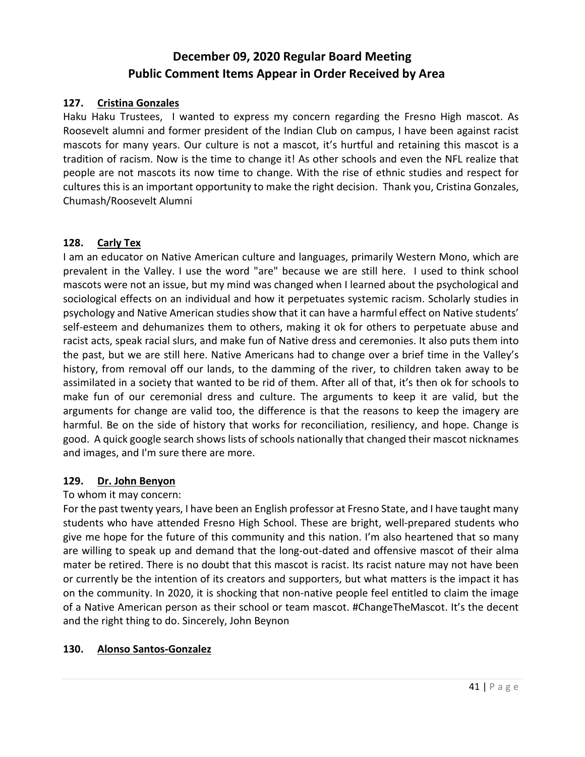# December 09, 2020 Regular Board Meeting
# Public Comment Items Appear in Order Received by Area

**127. Cristina Gonzales**

Haku Haku Trustees, I wanted to express my concern regarding the Fresno High mascot. As Roosevelt alumni and former president of the Indian Club on campus, I have been against racist mascots for many years. Our culture is not a mascot, it's hurtful and retaining this mascot is a tradition of racism. Now is the time to change it! As other schools and even the NFL realize that people are not mascots its now time to change. With the rise of ethnic studies and respect for cultures this is an important opportunity to make the right decision. Thank you, Cristina Gonzales, Chumash/Roosevelt Alumni

**128. Carly Tex**

I am an educator on Native American culture and languages, primarily Western Mono, which are prevalent in the Valley. I use the word "are" because we are still here. I used to think school mascots were not an issue, but my mind was changed when I learned about the psychological and sociological effects on an individual and how it perpetuates systemic racism. Scholarly studies in psychology and Native American studies show that it can have a harmful effect on Native students' self-esteem and dehumanizes them to others, making it ok for others to perpetuate abuse and racist acts, speak racial slurs, and make fun of Native dress and ceremonies. It also puts them into the past, but we are still here. Native Americans had to change over a brief time in the Valley's history, from removal off our lands, to the damming of the river, to children taken away to be assimilated in a society that wanted to be rid of them. After all of that, it's then ok for schools to make fun of our ceremonial dress and culture. The arguments to keep it are valid, but the arguments for change are valid too, the difference is that the reasons to keep the imagery are harmful. Be on the side of history that works for reconciliation, resiliency, and hope. Change is good. A quick google search shows lists of schools nationally that changed their mascot nicknames and images, and I'm sure there are more.

**129. Dr. John Benyon**

To whom it may concern:

For the past twenty years, I have been an English professor at Fresno State, and I have taught many students who have attended Fresno High School. These are bright, well-prepared students who give me hope for the future of this community and this nation. I'm also heartened that so many are willing to speak up and demand that the long-out-dated and offensive mascot of their alma mater be retired. There is no doubt that this mascot is racist. Its racist nature may not have been or currently be the intention of its creators and supporters, but what matters is the impact it has on the community. In 2020, it is shocking that non-native people feel entitled to claim the image of a Native American person as their school or team mascot. #ChangeTheMascot. It's the decent and the right thing to do. Sincerely, John Beynon

**130. Alonso Santos-Gonzalez**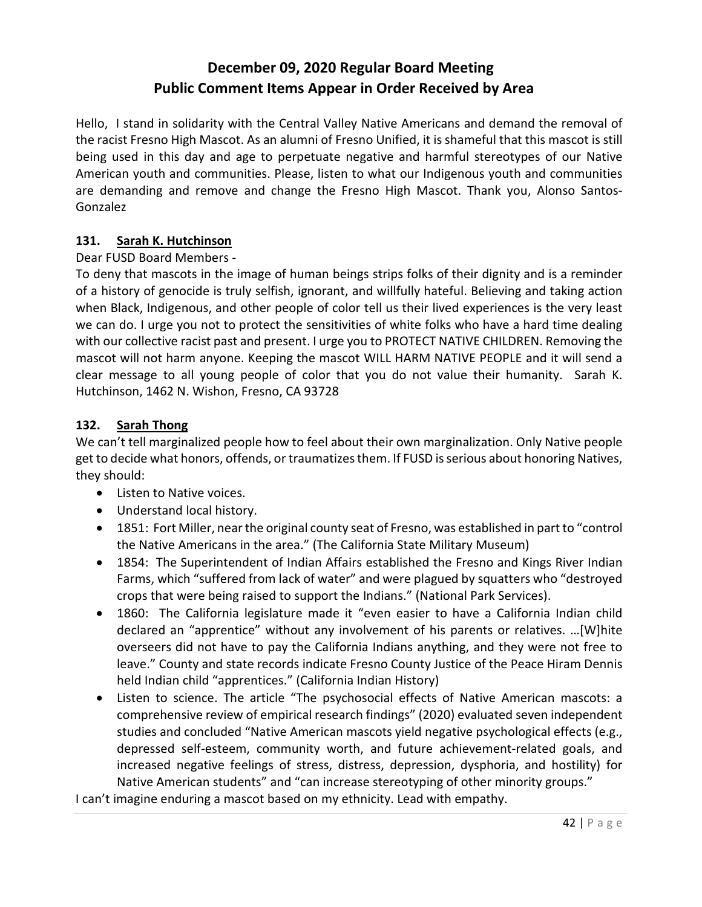# December 09, 2020 Regular Board Meeting
# Public Comment Items Appear in Order Received by Area

Hello, I stand in solidarity with the Central Valley Native Americans and demand the removal of the racist Fresno High Mascot. As an alumni of Fresno Unified, it is shameful that this mascot is still being used in this day and age to perpetuate negative and harmful stereotypes of our Native American youth and communities. Please, listen to what our Indigenous youth and communities are demanding and remove and change the Fresno High Mascot. Thank you, Alonso Santos-Gonzalez

### 131. Sarah K. Hutchinson

Dear FUSD Board Members -

To deny that mascots in the image of human beings strips folks of their dignity and is a reminder of a history of genocide is truly selfish, ignorant, and willfully hateful. Believing and taking action when Black, Indigenous, and other people of color tell us their lived experiences is the very least we can do. I urge you not to protect the sensitivities of white folks who have a hard time dealing with our collective racist past and present. I urge you to PROTECT NATIVE CHILDREN. Removing the mascot will not harm anyone. Keeping the mascot WILL HARM NATIVE PEOPLE and it will send a clear message to all young people of color that you do not value their humanity. Sarah K. Hutchinson, 1462 N. Wishon, Fresno, CA 93728

### 132. Sarah Thong

We can't tell marginalized people how to feel about their own marginalization. Only Native people get to decide what honors, offends, or traumatizes them. If FUSD is serious about honoring Natives, they should:

- Listen to Native voices.
- Understand local history.
- 1851: Fort Miller, near the original county seat of Fresno, was established in part to "control the Native Americans in the area." (The California State Military Museum)
- 1854: The Superintendent of Indian Affairs established the Fresno and Kings River Indian Farms, which "suffered from lack of water" and were plagued by squatters who "destroyed crops that were being raised to support the Indians." (National Park Services).
- 1860: The California legislature made it "even easier to have a California Indian child declared an "apprentice" without any involvement of his parents or relatives. …[W]hite overseers did not have to pay the California Indians anything, and they were not free to leave." County and state records indicate Fresno County Justice of the Peace Hiram Dennis held Indian child "apprentices." (California Indian History)
- Listen to science. The article "The psychosocial effects of Native American mascots: a comprehensive review of empirical research findings" (2020) evaluated seven independent studies and concluded "Native American mascots yield negative psychological effects (e.g., depressed self-esteem, community worth, and future achievement-related goals, and increased negative feelings of stress, distress, depression, dysphoria, and hostility) for Native American students" and "can increase stereotyping of other minority groups."

I can't imagine enduring a mascot based on my ethnicity. Lead with empathy.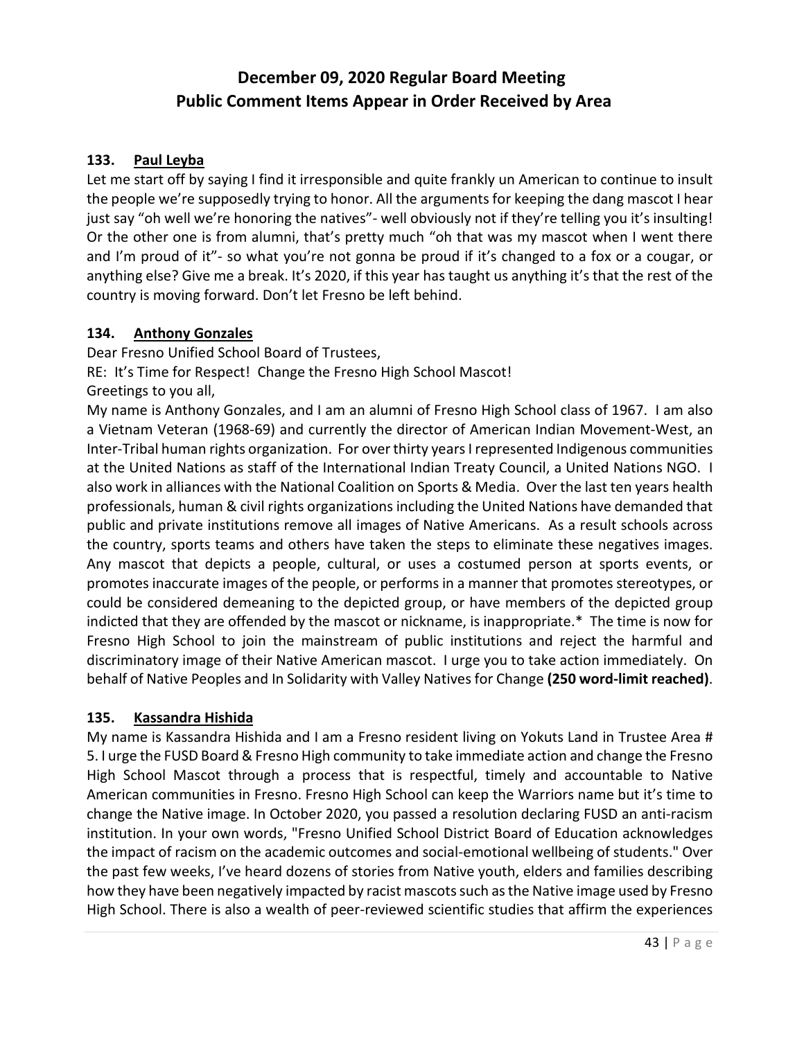# December 09, 2020 Regular Board Meeting
# Public Comment Items Appear in Order Received by Area

**133. <u>Paul Leyba</u>**

Let me start off by saying I find it irresponsible and quite frankly un American to continue to insult the people we're supposedly trying to honor. All the arguments for keeping the dang mascot I hear just say "oh well we're honoring the natives"- well obviously not if they're telling you it's insulting! Or the other one is from alumni, that's pretty much "oh that was my mascot when I went there and I'm proud of it"- so what you're not gonna be proud if it's changed to a fox or a cougar, or anything else? Give me a break. It's 2020, if this year has taught us anything it's that the rest of the country is moving forward. Don't let Fresno be left behind.

**134. <u>Anthony Gonzales</u>**

Dear Fresno Unified School Board of Trustees,

RE: It's Time for Respect! Change the Fresno High School Mascot!

Greetings to you all,

My name is Anthony Gonzales, and I am an alumni of Fresno High School class of 1967. I am also a Vietnam Veteran (1968-69) and currently the director of American Indian Movement-West, an Inter-Tribal human rights organization. For over thirty years I represented Indigenous communities at the United Nations as staff of the International Indian Treaty Council, a United Nations NGO. I also work in alliances with the National Coalition on Sports & Media. Over the last ten years health professionals, human & civil rights organizations including the United Nations have demanded that public and private institutions remove all images of Native Americans. As a result schools across the country, sports teams and others have taken the steps to eliminate these negatives images. Any mascot that depicts a people, cultural, or uses a costumed person at sports events, or promotes inaccurate images of the people, or performs in a manner that promotes stereotypes, or could be considered demeaning to the depicted group, or have members of the depicted group indicted that they are offended by the mascot or nickname, is inappropriate.* The time is now for Fresno High School to join the mainstream of public institutions and reject the harmful and discriminatory image of their Native American mascot. I urge you to take action immediately. On behalf of Native Peoples and In Solidarity with Valley Natives for Change **(250 word-limit reached)**.

**135. <u>Kassandra Hishida</u>**

My name is Kassandra Hishida and I am a Fresno resident living on Yokuts Land in Trustee Area # 5. I urge the FUSD Board & Fresno High community to take immediate action and change the Fresno High School Mascot through a process that is respectful, timely and accountable to Native American communities in Fresno. Fresno High School can keep the Warriors name but it's time to change the Native image. In October 2020, you passed a resolution declaring FUSD an anti-racism institution. In your own words, "Fresno Unified School District Board of Education acknowledges the impact of racism on the academic outcomes and social-emotional wellbeing of students." Over the past few weeks, I've heard dozens of stories from Native youth, elders and families describing how they have been negatively impacted by racist mascots such as the Native image used by Fresno High School. There is also a wealth of peer-reviewed scientific studies that affirm the experiences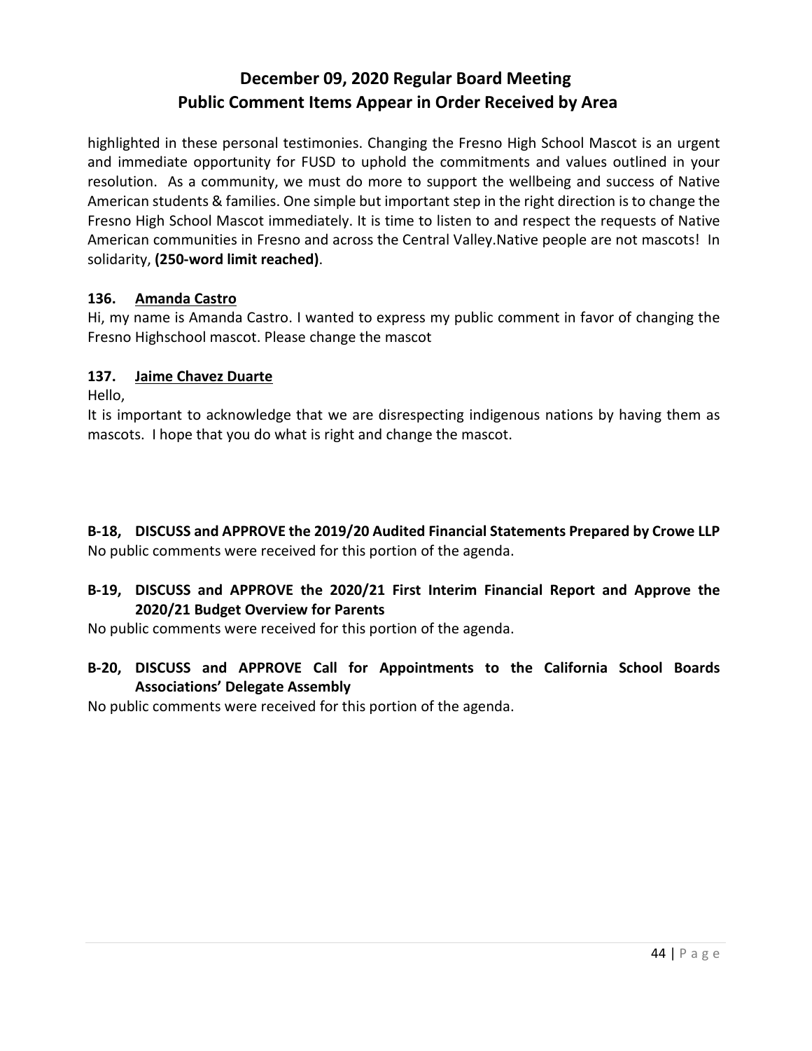highlighted in these personal testimonies. Changing the Fresno High School Mascot is an urgent and immediate opportunity for FUSD to uphold the commitments and values outlined in your resolution. As a community, we must do more to support the wellbeing and success of Native American students & families. One simple but important step in the right direction is to change the Fresno High School Mascot immediately. It is time to listen to and respect the requests of Native American communities in Fresno and across the Central Valley.Native people are not mascots! In solidarity, **(250-word limit reached)**.

**136. Amanda Castro**

Hi, my name is Amanda Castro. I wanted to express my public comment in favor of changing the Fresno Highschool mascot. Please change the mascot

**137. Jaime Chavez Duarte**

Hello,

It is important to acknowledge that we are disrespecting indigenous nations by having them as mascots. I hope that you do what is right and change the mascot.

**B-18, DISCUSS and APPROVE the 2019/20 Audited Financial Statements Prepared by Crowe LLP**

No public comments were received for this portion of the agenda.

**B-19, DISCUSS and APPROVE the 2020/21 First Interim Financial Report and Approve the 2020/21 Budget Overview for Parents**

No public comments were received for this portion of the agenda.

**B-20, DISCUSS and APPROVE Call for Appointments to the California School Boards Associations' Delegate Assembly**

No public comments were received for this portion of the agenda.